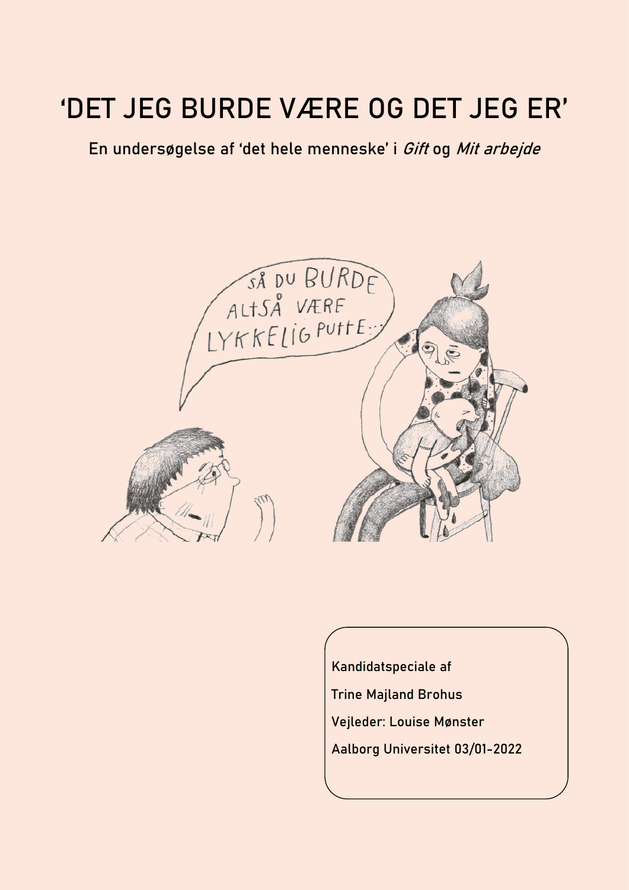# 'DET JEG BURDE VÆRE OG DET JEG ER'

En undersøgelse af 'det hele menneske' i *Gift* og *Mit arbejde*

Kandidatspeciale af

Trine Majland Brohus

Vejleder: Louise Mønster

Aalborg Universitet 03/01-2022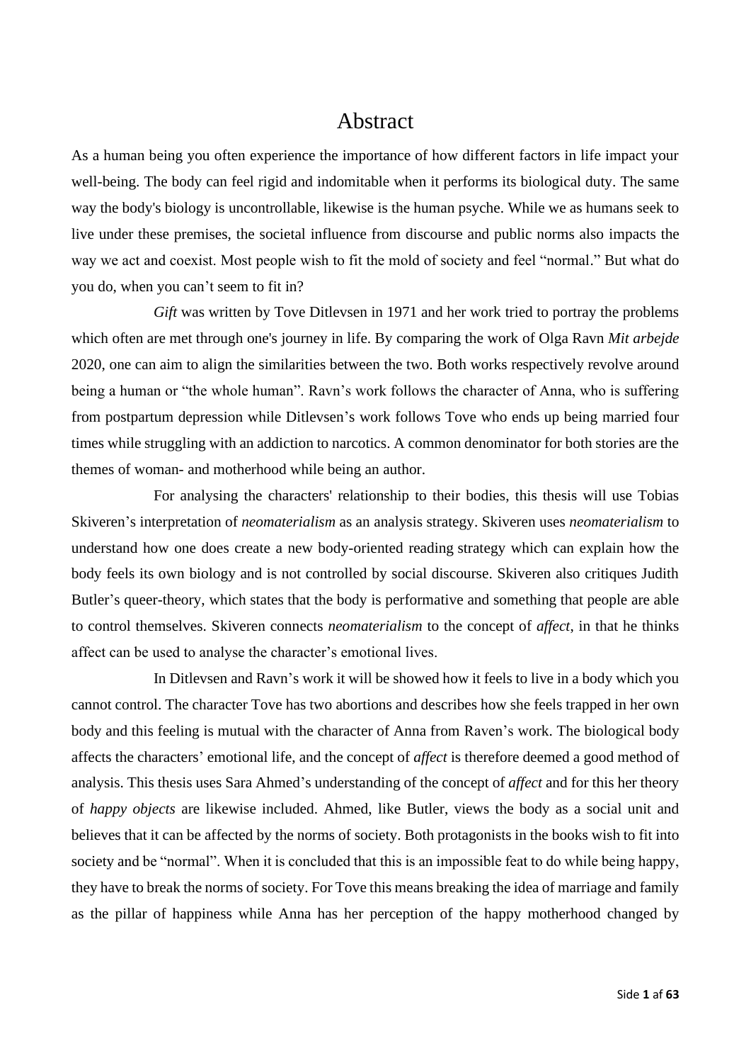# Abstract

As a human being you often experience the importance of how different factors in life impact your well-being. The body can feel rigid and indomitable when it performs its biological duty. The same way the body's biology is uncontrollable, likewise is the human psyche. While we as humans seek to live under these premises, the societal influence from discourse and public norms also impacts the way we act and coexist. Most people wish to fit the mold of society and feel "normal." But what do you do, when you can't seem to fit in?

*Gift* was written by Tove Ditlevsen in 1971 and her work tried to portray the problems which often are met through one's journey in life. By comparing the work of Olga Ravn *Mit arbejde* 2020, one can aim to align the similarities between the two. Both works respectively revolve around being a human or "the whole human". Ravn's work follows the character of Anna, who is suffering from postpartum depression while Ditlevsen's work follows Tove who ends up being married four times while struggling with an addiction to narcotics. A common denominator for both stories are the themes of woman- and motherhood while being an author.

For analysing the characters' relationship to their bodies, this thesis will use Tobias Skiveren's interpretation of *neomaterialism* as an analysis strategy. Skiveren uses *neomaterialism* to understand how one does create a new body-oriented reading strategy which can explain how the body feels its own biology and is not controlled by social discourse. Skiveren also critiques Judith Butler's queer-theory, which states that the body is performative and something that people are able to control themselves. Skiveren connects *neomaterialism* to the concept of *affect*, in that he thinks affect can be used to analyse the character's emotional lives.

In Ditlevsen and Ravn's work it will be showed how it feels to live in a body which you cannot control. The character Tove has two abortions and describes how she feels trapped in her own body and this feeling is mutual with the character of Anna from Raven's work. The biological body affects the characters' emotional life, and the concept of *affect* is therefore deemed a good method of analysis. This thesis uses Sara Ahmed's understanding of the concept of *affect* and for this her theory of *happy objects* are likewise included. Ahmed, like Butler, views the body as a social unit and believes that it can be affected by the norms of society. Both protagonists in the books wish to fit into society and be "normal". When it is concluded that this is an impossible feat to do while being happy, they have to break the norms of society. For Tove this means breaking the idea of marriage and family as the pillar of happiness while Anna has her perception of the happy motherhood changed by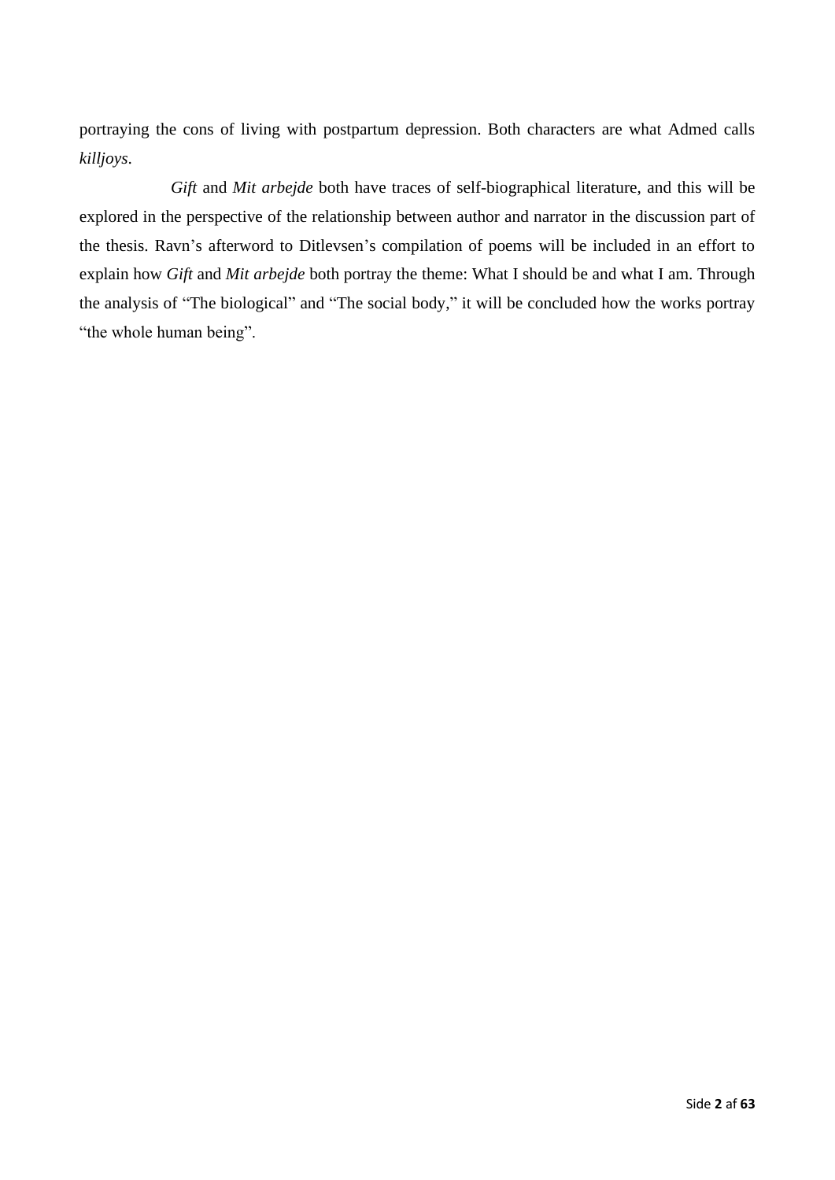portraying the cons of living with postpartum depression. Both characters are what Admed calls *killjoys*.

*Gift* and *Mit arbejde* both have traces of self-biographical literature, and this will be explored in the perspective of the relationship between author and narrator in the discussion part of the thesis. Ravn's afterword to Ditlevsen's compilation of poems will be included in an effort to explain how *Gift* and *Mit arbejde* both portray the theme: What I should be and what I am. Through the analysis of "The biological" and "The social body," it will be concluded how the works portray "the whole human being".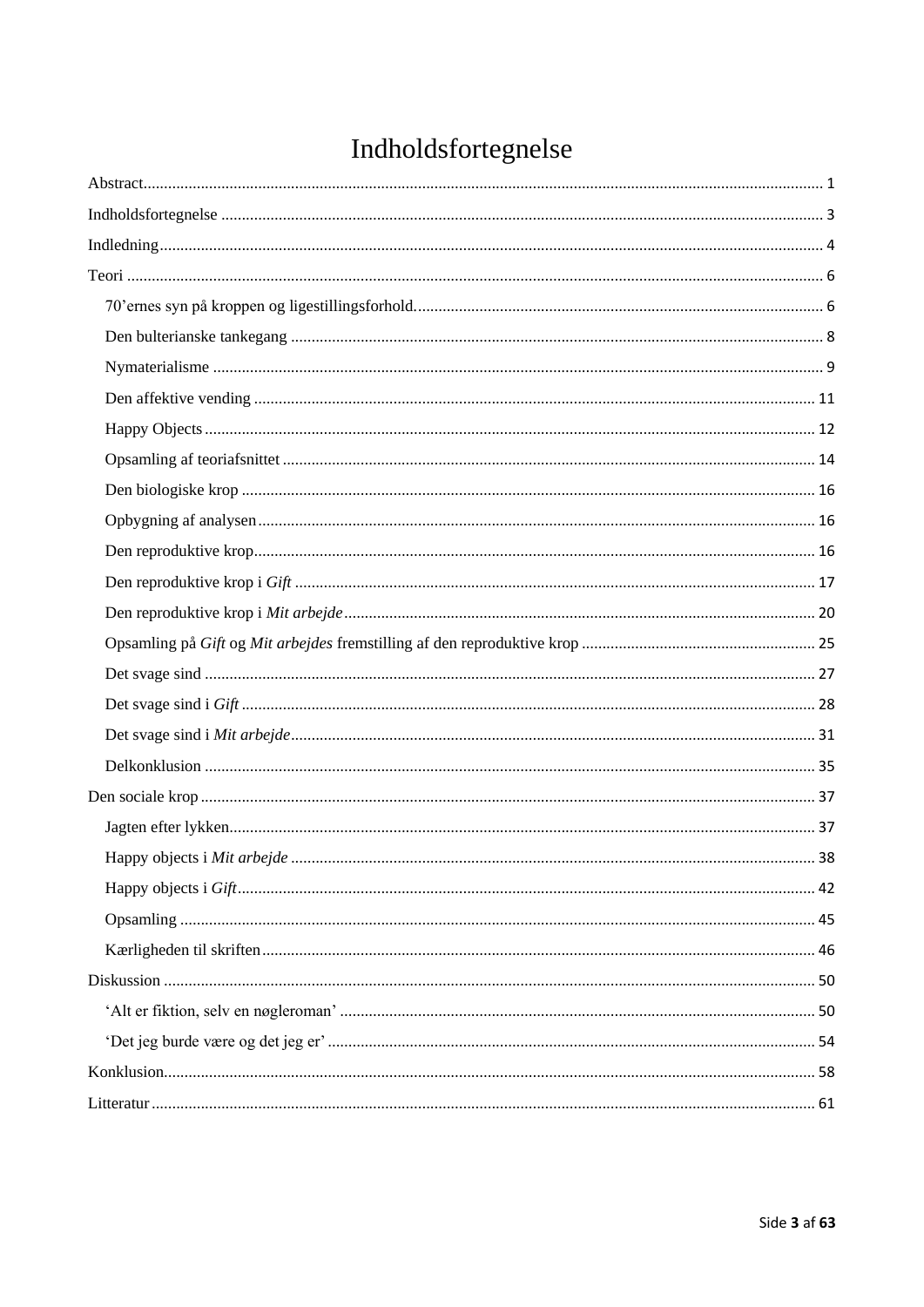# Indholdsfortegnelse

Abstract ........................................................................................................................................................ 1

Indholdsfortegnelse ..................................................................................................................................... 3

Indledning ..................................................................................................................................................... 4

Teori ............................................................................................................................................................. 6

- 70'ernes syn på kroppen og ligestillingsforhold. ................................................................................... 6
- Den bulterianske tankegang ................................................................................................................ 8
- Nymaterialisme .................................................................................................................................... 9
- Den affektive vending ........................................................................................................................ 11
- Happy Objects .................................................................................................................................... 12
- Opsamling af teoriafsnittet ................................................................................................................ 14
- Den biologiske krop ........................................................................................................................... 16
- Opbygning af analysen ...................................................................................................................... 16
- Den reproduktive krop ....................................................................................................................... 16
- Den reproduktive krop i *Gift* ............................................................................................................ 17
- Den reproduktive krop i *Mit arbejde* ................................................................................................ 20
- Opsamling på *Gift* og *Mit arbejdes* fremstilling af den reproduktive krop ......................................... 25
- Det svage sind .................................................................................................................................... 27
- Det svage sind i *Gift* .......................................................................................................................... 28
- Det svage sind i *Mit arbejde* .............................................................................................................. 31
- Delkonklusion .................................................................................................................................... 35

Den sociale krop ......................................................................................................................................... 37

- Jagten efter lykken ............................................................................................................................. 37
- Happy objects i *Mit arbejde* .............................................................................................................. 38
- Happy objects i *Gift* .......................................................................................................................... 42
- Opsamling .......................................................................................................................................... 45
- Kærligheden til skriften ...................................................................................................................... 46

Diskussion .................................................................................................................................................. 50

- 'Alt er fiktion, selv en nøgleroman' ..................................................................................................... 50
- 'Det jeg burde være og det jeg er' ....................................................................................................... 54

Konklusion .................................................................................................................................................. 58

Litteratur .................................................................................................................................................... 61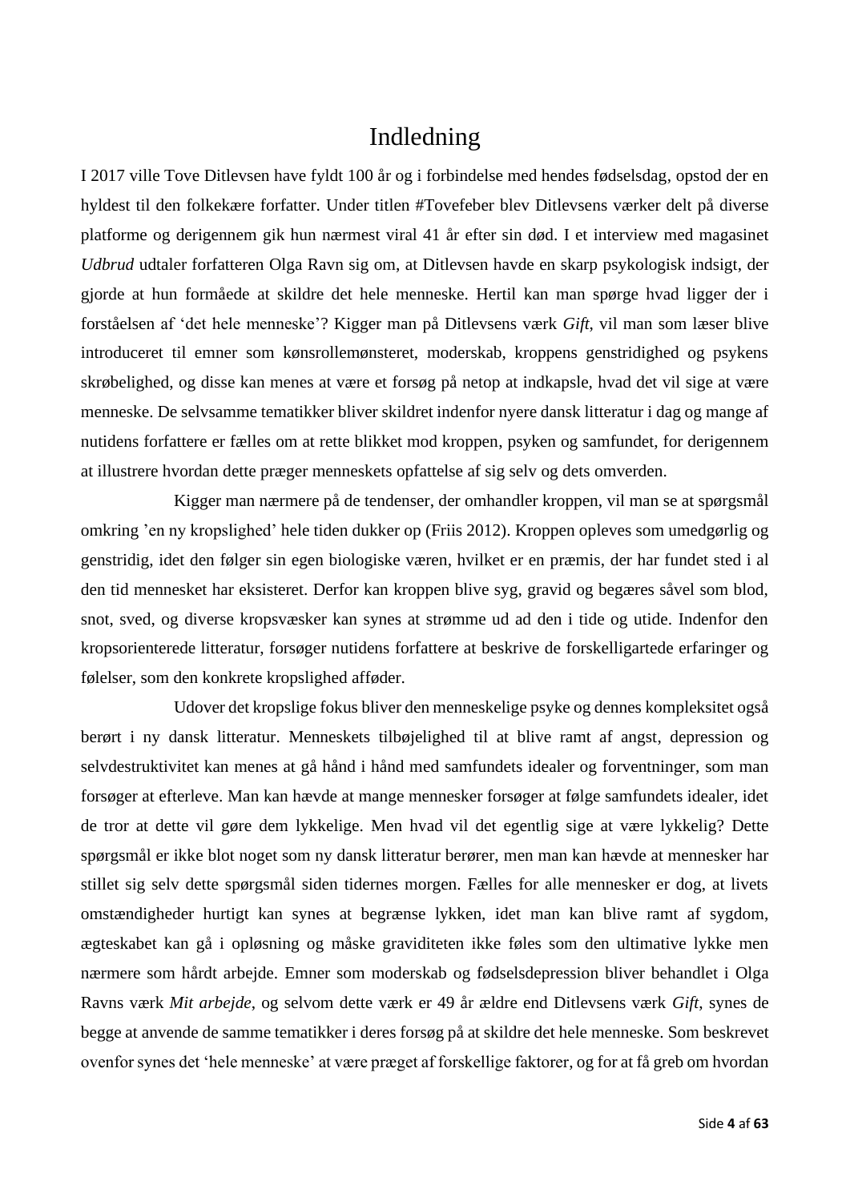# Indledning

I 2017 ville Tove Ditlevsen have fyldt 100 år og i forbindelse med hendes fødselsdag, opstod der en hyldest til den folkekære forfatter. Under titlen #Tovefeber blev Ditlevsens værker delt på diverse platforme og derigennem gik hun nærmest viral 41 år efter sin død. I et interview med magasinet *Udbrud* udtaler forfatteren Olga Ravn sig om, at Ditlevsen havde en skarp psykologisk indsigt, der gjorde at hun formåede at skildre det hele menneske. Hertil kan man spørge hvad ligger der i forståelsen af 'det hele menneske'? Kigger man på Ditlevsens værk *Gift*, vil man som læser blive introduceret til emner som kønsrollemønsteret, moderskab, kroppens genstridighed og psykens skrøbelighed, og disse kan menes at være et forsøg på netop at indkapsle, hvad det vil sige at være menneske. De selvsamme tematikker bliver skildret indenfor nyere dansk litteratur i dag og mange af nutidens forfattere er fælles om at rette blikket mod kroppen, psyken og samfundet, for derigennem at illustrere hvordan dette præger menneskets opfattelse af sig selv og dets omverden.

Kigger man nærmere på de tendenser, der omhandler kroppen, vil man se at spørgsmål omkring 'en ny kropslighed' hele tiden dukker op (Friis 2012). Kroppen opleves som umedgørlig og genstridig, idet den følger sin egen biologiske væren, hvilket er en præmis, der har fundet sted i al den tid mennesket har eksisteret. Derfor kan kroppen blive syg, gravid og begæres såvel som blod, snot, sved, og diverse kropsvæsker kan synes at strømme ud ad den i tide og utide. Indenfor den kropsorienterede litteratur, forsøger nutidens forfattere at beskrive de forskelligartede erfaringer og følelser, som den konkrete kropslighed afføder.

Udover det kropslige fokus bliver den menneskelige psyke og dennes kompleksitet også berørt i ny dansk litteratur. Menneskets tilbøjelighed til at blive ramt af angst, depression og selvdestruktivitet kan menes at gå hånd i hånd med samfundets idealer og forventninger, som man forsøger at efterleve. Man kan hævde at mange mennesker forsøger at følge samfundets idealer, idet de tror at dette vil gøre dem lykkelige. Men hvad vil det egentlig sige at være lykkelig? Dette spørgsmål er ikke blot noget som ny dansk litteratur berører, men man kan hævde at mennesker har stillet sig selv dette spørgsmål siden tidernes morgen. Fælles for alle mennesker er dog, at livets omstændigheder hurtigt kan synes at begrænse lykken, idet man kan blive ramt af sygdom, ægteskabet kan gå i opløsning og måske graviditeten ikke føles som den ultimative lykke men nærmere som hårdt arbejde. Emner som moderskab og fødselsdepression bliver behandlet i Olga Ravns værk *Mit arbejde*, og selvom dette værk er 49 år ældre end Ditlevsens værk *Gift*, synes de begge at anvende de samme tematikker i deres forsøg på at skildre det hele menneske. Som beskrevet ovenfor synes det 'hele menneske' at være præget af forskellige faktorer, og for at få greb om hvordan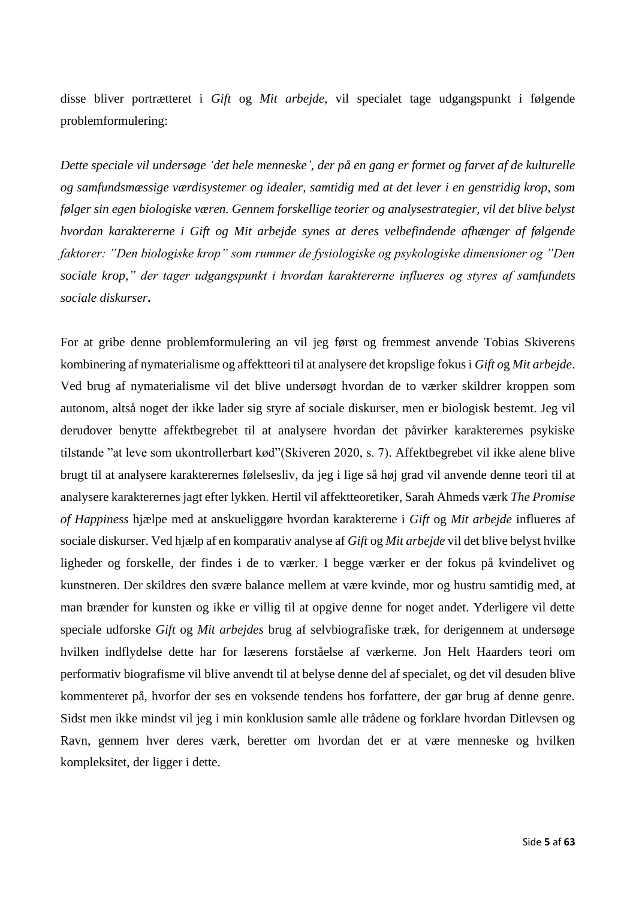disse bliver portrætteret i *Gift* og *Mit arbejde*, vil specialet tage udgangspunkt i følgende problemformulering:

*Dette speciale vil undersøge 'det hele menneske', der på en gang er formet og farvet af de kulturelle og samfundsmæssige værdisystemer og idealer, samtidig med at det lever i en genstridig krop, som følger sin egen biologiske væren. Gennem forskellige teorier og analysestrategier, vil det blive belyst hvordan karaktererne i Gift og Mit arbejde synes at deres velbefindende afhænger af følgende faktorer: "Den biologiske krop" som rummer de fysiologiske og psykologiske dimensioner og "Den sociale krop," der tager udgangspunkt i hvordan karaktererne influeres og styres af samfundets sociale diskurser***.**

For at gribe denne problemformulering an vil jeg først og fremmest anvende Tobias Skiverens kombinering af nymaterialisme og affektteori til at analysere det kropslige fokus i *Gift* og *Mit arbejde*. Ved brug af nymaterialisme vil det blive undersøgt hvordan de to værker skildrer kroppen som autonom, altså noget der ikke lader sig styre af sociale diskurser, men er biologisk bestemt. Jeg vil derudover benytte affektbegrebet til at analysere hvordan det påvirker karakterernes psykiske tilstande "at leve som ukontrollerbart kød"(Skiveren 2020, s. 7). Affektbegrebet vil ikke alene blive brugt til at analysere karakterernes følelsesliv, da jeg i lige så høj grad vil anvende denne teori til at analysere karakterernes jagt efter lykken. Hertil vil affektteoretiker, Sarah Ahmeds værk *The Promise of Happiness* hjælpe med at anskueliggøre hvordan karaktererne i *Gift* og *Mit arbejde* influeres af sociale diskurser. Ved hjælp af en komparativ analyse af *Gift* og *Mit arbejde* vil det blive belyst hvilke ligheder og forskelle, der findes i de to værker. I begge værker er der fokus på kvindelivet og kunstneren. Der skildres den svære balance mellem at være kvinde, mor og hustru samtidig med, at man brænder for kunsten og ikke er villig til at opgive denne for noget andet. Yderligere vil dette speciale udforske *Gift* og *Mit arbejdes* brug af selvbiografiske træk, for derigennem at undersøge hvilken indflydelse dette har for læserens forståelse af værkerne. Jon Helt Haarders teori om performativ biografisme vil blive anvendt til at belyse denne del af specialet, og det vil desuden blive kommenteret på, hvorfor der ses en voksende tendens hos forfattere, der gør brug af denne genre. Sidst men ikke mindst vil jeg i min konklusion samle alle trådene og forklare hvordan Ditlevsen og Ravn, gennem hver deres værk, beretter om hvordan det er at være menneske og hvilken kompleksitet, der ligger i dette.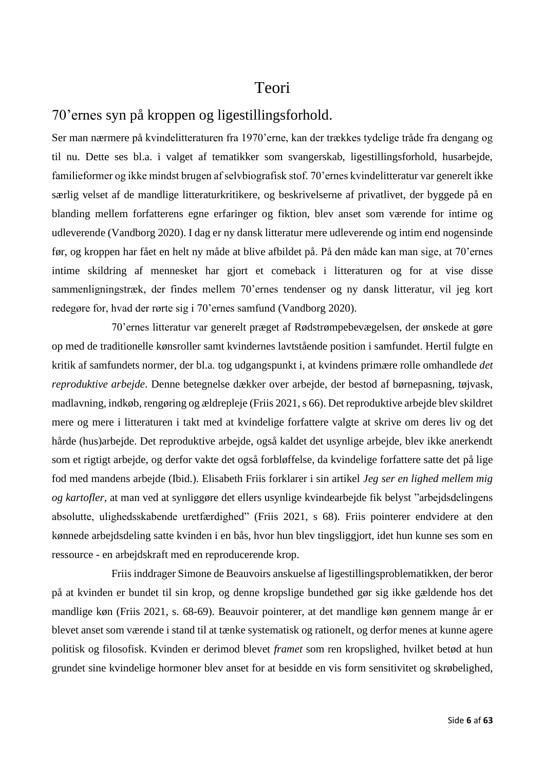# Teori

## 70'ernes syn på kroppen og ligestillingsforhold.

Ser man nærmere på kvindelitteraturen fra 1970'erne, kan der trækkes tydelige tråde fra dengang og til nu. Dette ses bl.a. i valget af tematikker som svangerskab, ligestillingsforhold, husarbejde, familieformer og ikke mindst brugen af selvbiografisk stof. 70'ernes kvindelitteratur var generelt ikke særlig velset af de mandlige litteraturkritikere, og beskrivelserne af privatlivet, der byggede på en blanding mellem forfatterens egne erfaringer og fiktion, blev anset som værende for intime og udleverende (Vandborg 2020). I dag er ny dansk litteratur mere udleverende og intim end nogensinde før, og kroppen har fået en helt ny måde at blive afbildet på. På den måde kan man sige, at 70'ernes intime skildring af mennesket har gjort et comeback i litteraturen og for at vise disse sammenligningstræk, der findes mellem 70'ernes tendenser og ny dansk litteratur, vil jeg kort redegøre for, hvad der rørte sig i 70'ernes samfund (Vandborg 2020).

70'ernes litteratur var generelt præget af Rødstrømpebevægelsen, der ønskede at gøre op med de traditionelle kønsroller samt kvindernes lavtstående position i samfundet. Hertil fulgte en kritik af samfundets normer, der bl.a. tog udgangspunkt i, at kvindens primære rolle omhandlede *det reproduktive arbejde*. Denne betegnelse dækker over arbejde, der bestod af børnepasning, tøjvask, madlavning, indkøb, rengøring og ældrepleje (Friis 2021, s 66). Det reproduktive arbejde blev skildret mere og mere i litteraturen i takt med at kvindelige forfattere valgte at skrive om deres liv og det hårde (hus)arbejde. Det reproduktive arbejde, også kaldet det usynlige arbejde, blev ikke anerkendt som et rigtigt arbejde, og derfor vakte det også forbløffelse, da kvindelige forfattere satte det på lige fod med mandens arbejde (Ibid.). Elisabeth Friis forklarer i sin artikel *Jeg ser en lighed mellem mig og kartofler*, at man ved at synliggøre det ellers usynlige kvindearbejde fik belyst "arbejdsdelingens absolutte, ulighedsskabende uretfærdighed" (Friis 2021, s 68). Friis pointerer endvidere at den kønnede arbejdsdeling satte kvinden i en bås, hvor hun blev tingsliggjort, idet hun kunne ses som en ressource - en arbejdskraft med en reproducerende krop.

Friis inddrager Simone de Beauvoirs anskuelse af ligestillingsproblematikken, der beror på at kvinden er bundet til sin krop, og denne kropslige bundethed gør sig ikke gældende hos det mandlige køn (Friis 2021, s. 68-69). Beauvoir pointerer, at det mandlige køn gennem mange år er blevet anset som værende i stand til at tænke systematisk og rationelt, og derfor menes at kunne agere politisk og filosofisk. Kvinden er derimod blevet *framet* som ren kropslighed, hvilket betød at hun grundet sine kvindelige hormoner blev anset for at besidde en vis form sensitivitet og skrøbelighed,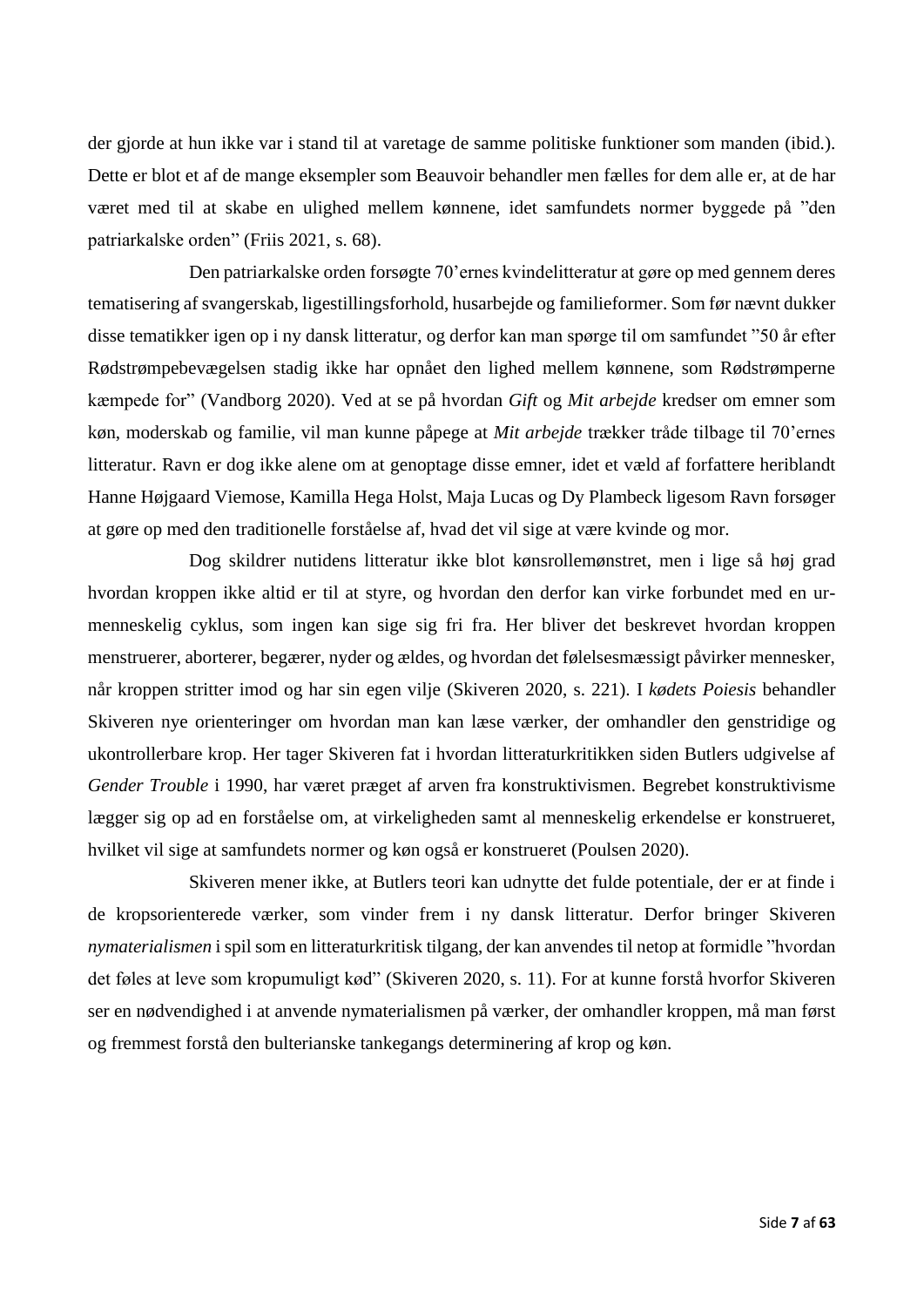der gjorde at hun ikke var i stand til at varetage de samme politiske funktioner som manden (ibid.). Dette er blot et af de mange eksempler som Beauvoir behandler men fælles for dem alle er, at de har været med til at skabe en ulighed mellem kønnene, idet samfundets normer byggede på "den patriarkalske orden" (Friis 2021, s. 68).

Den patriarkalske orden forsøgte 70'ernes kvindelitteratur at gøre op med gennem deres tematisering af svangerskab, ligestillingsforhold, husarbejde og familieformer. Som før nævnt dukker disse tematikker igen op i ny dansk litteratur, og derfor kan man spørge til om samfundet "50 år efter Rødstrømpebevægelsen stadig ikke har opnået den lighed mellem kønnene, som Rødstrømperne kæmpede for" (Vandborg 2020). Ved at se på hvordan *Gift* og *Mit arbejde* kredser om emner som køn, moderskab og familie, vil man kunne påpege at *Mit arbejde* trækker tråde tilbage til 70'ernes litteratur. Ravn er dog ikke alene om at genoptage disse emner, idet et væld af forfattere heriblandt Hanne Højgaard Viemose, Kamilla Hega Holst, Maja Lucas og Dy Plambeck ligesom Ravn forsøger at gøre op med den traditionelle forståelse af, hvad det vil sige at være kvinde og mor.

Dog skildrer nutidens litteratur ikke blot kønsrollemønstret, men i lige så høj grad hvordan kroppen ikke altid er til at styre, og hvordan den derfor kan virke forbundet med en ur-menneskelig cyklus, som ingen kan sige sig fri fra. Her bliver det beskrevet hvordan kroppen menstruerer, aborterer, begærer, nyder og ældes, og hvordan det følelsesmæssigt påvirker mennesker, når kroppen stritter imod og har sin egen vilje (Skiveren 2020, s. 221). I *kødets Poiesis* behandler Skiveren nye orienteringer om hvordan man kan læse værker, der omhandler den genstridige og ukontrollerbare krop. Her tager Skiveren fat i hvordan litteraturkritikken siden Butlers udgivelse af *Gender Trouble* i 1990, har været præget af arven fra konstruktivismen. Begrebet konstruktivisme lægger sig op ad en forståelse om, at virkeligheden samt al menneskelig erkendelse er konstrueret, hvilket vil sige at samfundets normer og køn også er konstrueret (Poulsen 2020).

Skiveren mener ikke, at Butlers teori kan udnytte det fulde potentiale, der er at finde i de kropsorienterede værker, som vinder frem i ny dansk litteratur. Derfor bringer Skiveren *nymaterialismen* i spil som en litteraturkritisk tilgang, der kan anvendes til netop at formidle "hvordan det føles at leve som kropumuligt kød" (Skiveren 2020, s. 11). For at kunne forstå hvorfor Skiveren ser en nødvendighed i at anvende nymaterialismen på værker, der omhandler kroppen, må man først og fremmest forstå den bulterianske tankegangs determinering af krop og køn.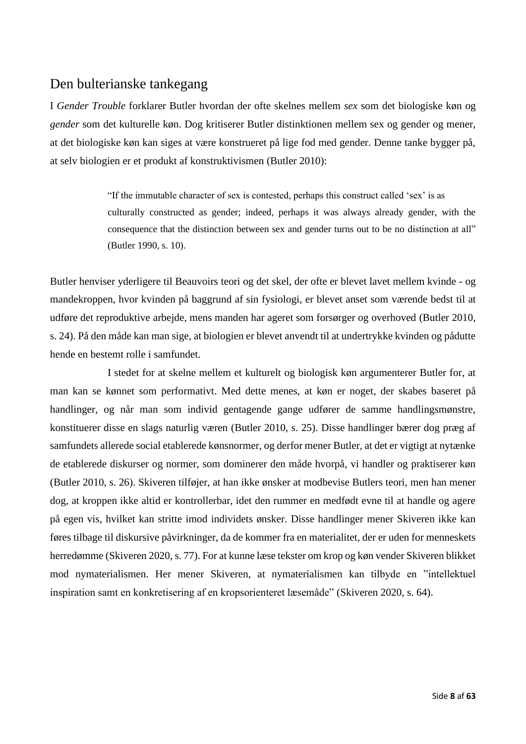## Den bulterianske tankegang

I *Gender Trouble* forklarer Butler hvordan der ofte skelnes mellem *sex* som det biologiske køn og *gender* som det kulturelle køn. Dog kritiserer Butler distinktionen mellem sex og gender og mener, at det biologiske køn kan siges at være konstrueret på lige fod med gender. Denne tanke bygger på, at selv biologien er et produkt af konstruktivismen (Butler 2010):

> "If the immutable character of sex is contested, perhaps this construct called 'sex' is as culturally constructed as gender; indeed, perhaps it was always already gender, with the consequence that the distinction between sex and gender turns out to be no distinction at all" (Butler 1990, s. 10).

Butler henviser yderligere til Beauvoirs teori og det skel, der ofte er blevet lavet mellem kvinde - og mandekroppen, hvor kvinden på baggrund af sin fysiologi, er blevet anset som værende bedst til at udføre det reproduktive arbejde, mens manden har ageret som forsørger og overhoved (Butler 2010, s. 24). På den måde kan man sige, at biologien er blevet anvendt til at undertrykke kvinden og pådutte hende en bestemt rolle i samfundet.

I stedet for at skelne mellem et kulturelt og biologisk køn argumenterer Butler for, at man kan se kønnet som performativt. Med dette menes, at køn er noget, der skabes baseret på handlinger, og når man som individ gentagende gange udfører de samme handlingsmønstre, konstituerer disse en slags naturlig væren (Butler 2010, s. 25). Disse handlinger bærer dog præg af samfundets allerede social etablerede kønsnormer, og derfor mener Butler, at det er vigtigt at nytænke de etablerede diskurser og normer, som dominerer den måde hvorpå, vi handler og praktiserer køn (Butler 2010, s. 26). Skiveren tilføjer, at han ikke ønsker at modbevise Butlers teori, men han mener dog, at kroppen ikke altid er kontrollerbar, idet den rummer en medfødt evne til at handle og agere på egen vis, hvilket kan stritte imod individets ønsker. Disse handlinger mener Skiveren ikke kan føres tilbage til diskursive påvirkninger, da de kommer fra en materialitet, der er uden for menneskets herredømme (Skiveren 2020, s. 77). For at kunne læse tekster om krop og køn vender Skiveren blikket mod nymaterialismen. Her mener Skiveren, at nymaterialismen kan tilbyde en "intellektuel inspiration samt en konkretisering af en kropsorienteret læsemåde" (Skiveren 2020, s. 64).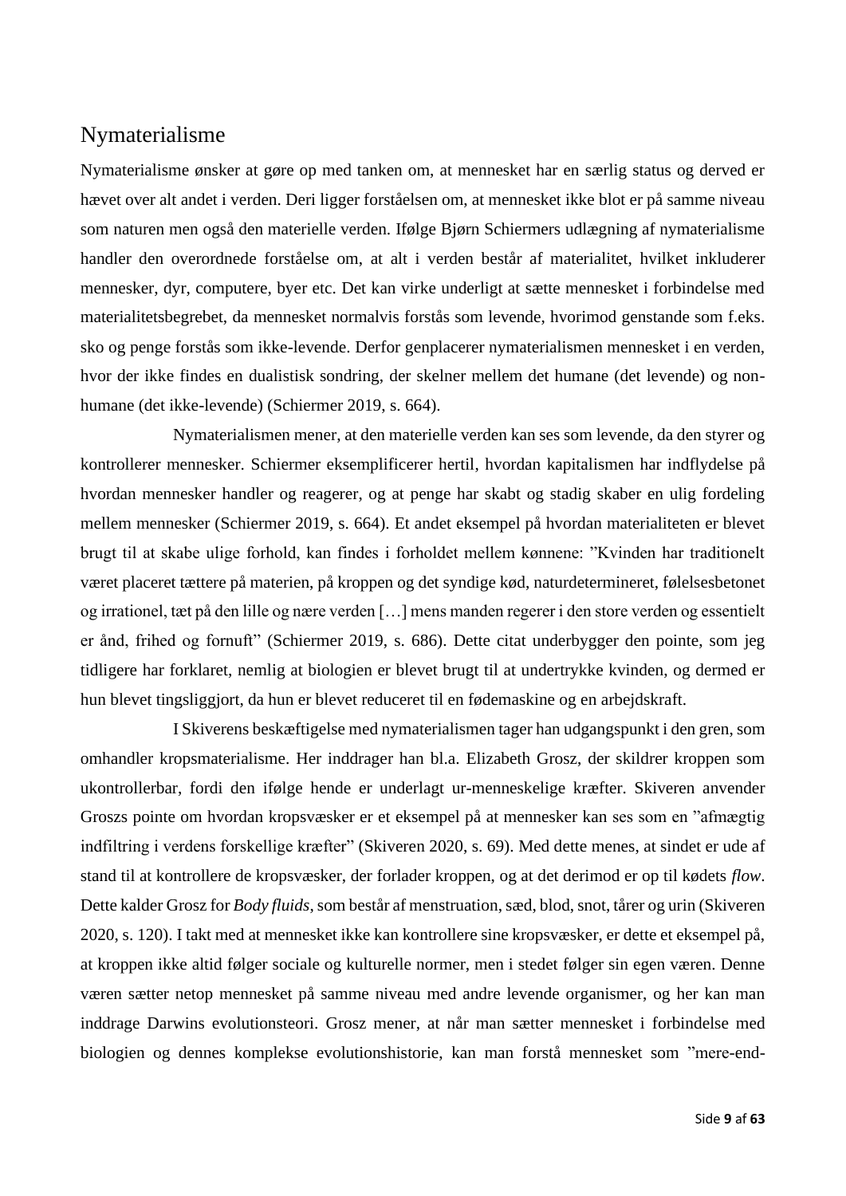## Nymaterialisme

Nymaterialisme ønsker at gøre op med tanken om, at mennesket har en særlig status og derved er hævet over alt andet i verden. Deri ligger forståelsen om, at mennesket ikke blot er på samme niveau som naturen men også den materielle verden. Ifølge Bjørn Schiermers udlægning af nymaterialisme handler den overordnede forståelse om, at alt i verden består af materialitet, hvilket inkluderer mennesker, dyr, computere, byer etc. Det kan virke underligt at sætte mennesket i forbindelse med materialitetsbegrebet, da mennesket normalvis forstås som levende, hvorimod genstande som f.eks. sko og penge forstås som ikke-levende. Derfor genplacerer nymaterialismen mennesket i en verden, hvor der ikke findes en dualistisk sondring, der skelner mellem det humane (det levende) og non-humane (det ikke-levende) (Schiermer 2019, s. 664).

Nymaterialismen mener, at den materielle verden kan ses som levende, da den styrer og kontrollerer mennesker. Schiermer eksemplificerer hertil, hvordan kapitalismen har indflydelse på hvordan mennesker handler og reagerer, og at penge har skabt og stadig skaber en ulig fordeling mellem mennesker (Schiermer 2019, s. 664). Et andet eksempel på hvordan materialiteten er blevet brugt til at skabe ulige forhold, kan findes i forholdet mellem kønnene: "Kvinden har traditionelt været placeret tættere på materien, på kroppen og det syndige kød, naturdetermineret, følelsesbetonet og irrationel, tæt på den lille og nære verden […] mens manden regerer i den store verden og essentielt er ånd, frihed og fornuft" (Schiermer 2019, s. 686). Dette citat underbygger den pointe, som jeg tidligere har forklaret, nemlig at biologien er blevet brugt til at undertrykke kvinden, og dermed er hun blevet tingsliggjort, da hun er blevet reduceret til en fødemaskine og en arbejdskraft.

I Skiverens beskæftigelse med nymaterialismen tager han udgangspunkt i den gren, som omhandler kropsmaterialisme. Her inddrager han bl.a. Elizabeth Grosz, der skildrer kroppen som ukontrollerbar, fordi den ifølge hende er underlagt ur-menneskelige kræfter. Skiveren anvender Groszs pointe om hvordan kropsvæsker er et eksempel på at mennesker kan ses som en "afmægtig indfiltring i verdens forskellige kræfter" (Skiveren 2020, s. 69). Med dette menes, at sindet er ude af stand til at kontrollere de kropsvæsker, der forlader kroppen, og at det derimod er op til kødets *flow*. Dette kalder Grosz for *Body fluids*, som består af menstruation, sæd, blod, snot, tårer og urin (Skiveren 2020, s. 120). I takt med at mennesket ikke kan kontrollere sine kropsvæsker, er dette et eksempel på, at kroppen ikke altid følger sociale og kulturelle normer, men i stedet følger sin egen væren. Denne væren sætter netop mennesket på samme niveau med andre levende organismer, og her kan man inddrage Darwins evolutionsteori. Grosz mener, at når man sætter mennesket i forbindelse med biologien og dennes komplekse evolutionshistorie, kan man forstå mennesket som "mere-end-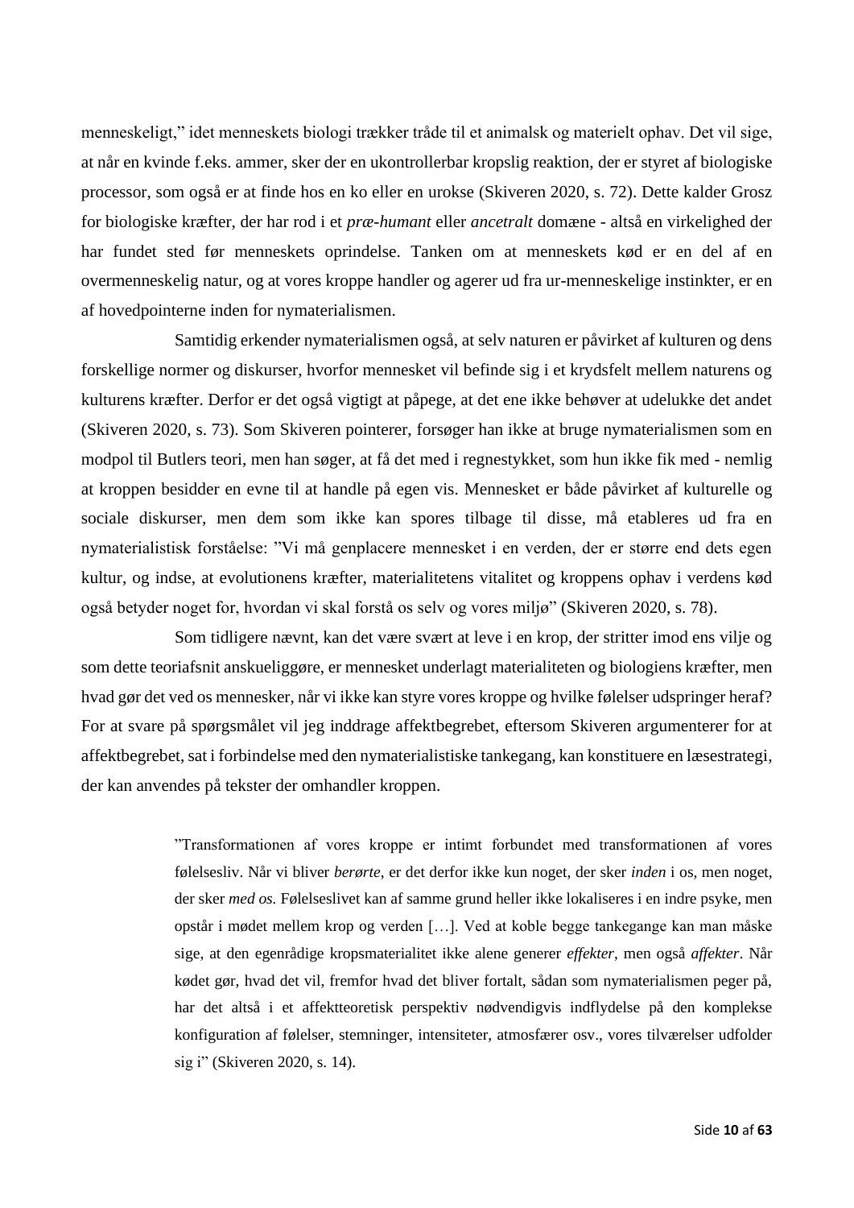menneskeligt," idet menneskets biologi trækker tråde til et animalsk og materielt ophav. Det vil sige, at når en kvinde f.eks. ammer, sker der en ukontrollerbar kropslig reaktion, der er styret af biologiske processor, som også er at finde hos en ko eller en urokse (Skiveren 2020, s. 72). Dette kalder Grosz for biologiske kræfter, der har rod i et *præ-humant* eller *ancetralt* domæne - altså en virkelighed der har fundet sted før menneskets oprindelse. Tanken om at menneskets kød er en del af en overmenneskelig natur, og at vores kroppe handler og agerer ud fra ur-menneskelige instinkter, er en af hovedpointerne inden for nymaterialismen.

Samtidig erkender nymaterialismen også, at selv naturen er påvirket af kulturen og dens forskellige normer og diskurser, hvorfor mennesket vil befinde sig i et krydsfelt mellem naturens og kulturens kræfter. Derfor er det også vigtigt at påpege, at det ene ikke behøver at udelukke det andet (Skiveren 2020, s. 73). Som Skiveren pointerer, forsøger han ikke at bruge nymaterialismen som en modpol til Butlers teori, men han søger, at få det med i regnestykket, som hun ikke fik med - nemlig at kroppen besidder en evne til at handle på egen vis. Mennesket er både påvirket af kulturelle og sociale diskurser, men dem som ikke kan spores tilbage til disse, må etableres ud fra en nymaterialistisk forståelse: "Vi må genplacere mennesket i en verden, der er større end dets egen kultur, og indse, at evolutionens kræfter, materialitetens vitalitet og kroppens ophav i verdens kød også betyder noget for, hvordan vi skal forstå os selv og vores miljø" (Skiveren 2020, s. 78).

Som tidligere nævnt, kan det være svært at leve i en krop, der stritter imod ens vilje og som dette teoriafsnit anskueliggøre, er mennesket underlagt materialiteten og biologiens kræfter, men hvad gør det ved os mennesker, når vi ikke kan styre vores kroppe og hvilke følelser udspringer heraf? For at svare på spørgsmålet vil jeg inddrage affektbegrebet, eftersom Skiveren argumenterer for at affektbegrebet, sat i forbindelse med den nymaterialistiske tankegang, kan konstituere en læsestrategi, der kan anvendes på tekster der omhandler kroppen.

> "Transformationen af vores kroppe er intimt forbundet med transformationen af vores følelsesliv. Når vi bliver *berørte*, er det derfor ikke kun noget, der sker *inden* i os, men noget, der sker *med os.* Følelseslivet kan af samme grund heller ikke lokaliseres i en indre psyke, men opstår i mødet mellem krop og verden […]. Ved at koble begge tankegange kan man måske sige, at den egenrådige kropsmaterialitet ikke alene generer *effekter*, men også *affekter*. Når kødet gør, hvad det vil, fremfor hvad det bliver fortalt, sådan som nymaterialismen peger på, har det altså i et affektteoretisk perspektiv nødvendigvis indflydelse på den komplekse konfiguration af følelser, stemninger, intensiteter, atmosfærer osv., vores tilværelser udfolder sig i" (Skiveren 2020, s. 14).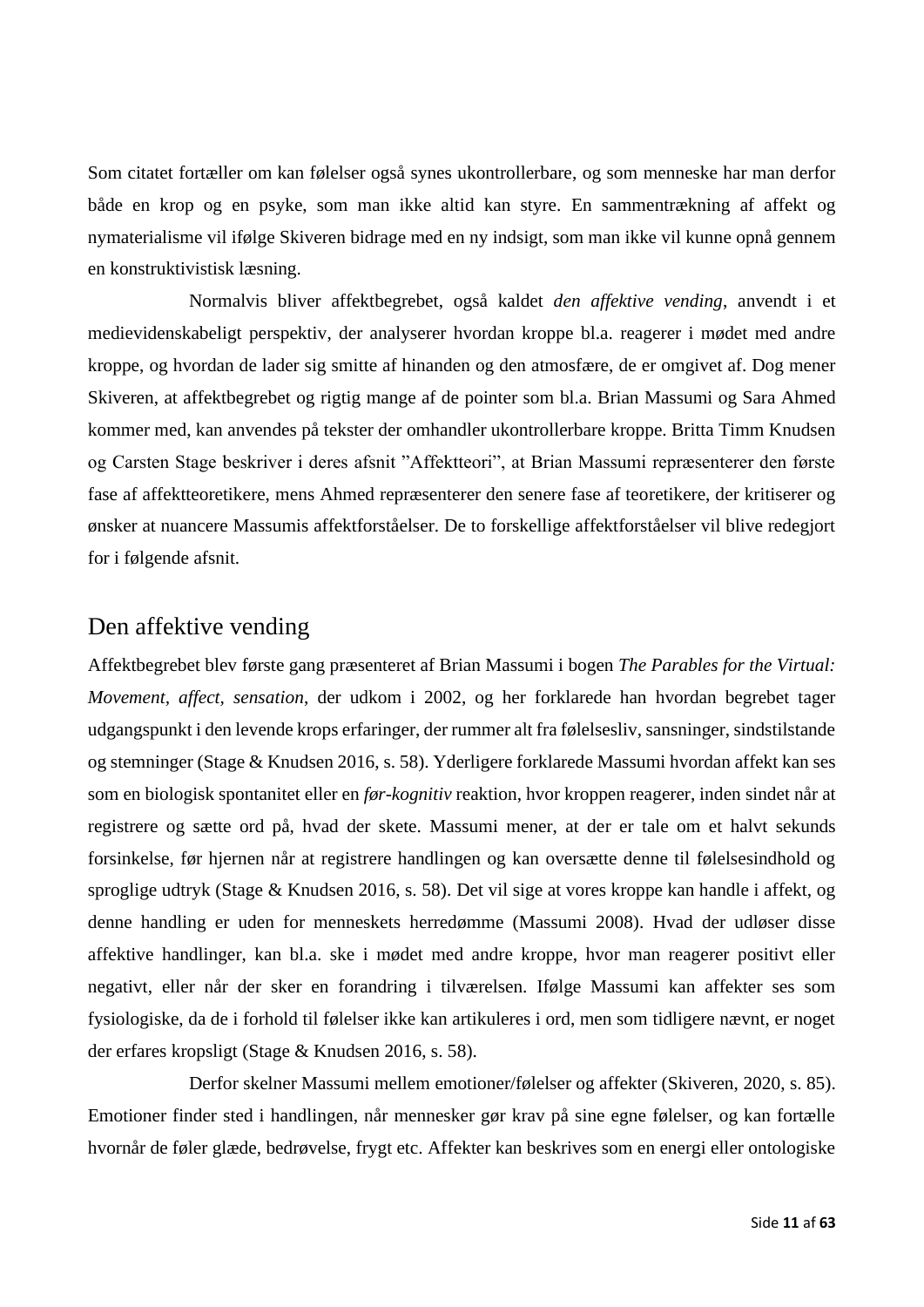Som citatet fortæller om kan følelser også synes ukontrollerbare, og som menneske har man derfor både en krop og en psyke, som man ikke altid kan styre. En sammentrækning af affekt og nymaterialisme vil ifølge Skiveren bidrage med en ny indsigt, som man ikke vil kunne opnå gennem en konstruktivistisk læsning.

Normalvis bliver affektbegrebet, også kaldet *den affektive vending*, anvendt i et medievidenskabeligt perspektiv, der analyserer hvordan kroppe bl.a. reagerer i mødet med andre kroppe, og hvordan de lader sig smitte af hinanden og den atmosfære, de er omgivet af. Dog mener Skiveren, at affektbegrebet og rigtig mange af de pointer som bl.a. Brian Massumi og Sara Ahmed kommer med, kan anvendes på tekster der omhandler ukontrollerbare kroppe. Britta Timm Knudsen og Carsten Stage beskriver i deres afsnit ”Affektteori”, at Brian Massumi repræsenterer den første fase af affektteoretikere, mens Ahmed repræsenterer den senere fase af teoretikere, der kritiserer og ønsker at nuancere Massumis affektforståelser. De to forskellige affektforståelser vil blive redegjort for i følgende afsnit.

## Den affektive vending

Affektbegrebet blev første gang præsenteret af Brian Massumi i bogen *The Parables for the Virtual: Movement, affect, sensation*, der udkom i 2002, og her forklarede han hvordan begrebet tager udgangspunkt i den levende krops erfaringer, der rummer alt fra følelsesliv, sansninger, sindstilstande og stemninger (Stage & Knudsen 2016, s. 58). Yderligere forklarede Massumi hvordan affekt kan ses som en biologisk spontanitet eller en *før-kognitiv* reaktion, hvor kroppen reagerer, inden sindet når at registrere og sætte ord på, hvad der skete. Massumi mener, at der er tale om et halvt sekunds forsinkelse, før hjernen når at registrere handlingen og kan oversætte denne til følelsesindhold og sproglige udtryk (Stage & Knudsen 2016, s. 58). Det vil sige at vores kroppe kan handle i affekt, og denne handling er uden for menneskets herredømme (Massumi 2008). Hvad der udløser disse affektive handlinger, kan bl.a. ske i mødet med andre kroppe, hvor man reagerer positivt eller negativt, eller når der sker en forandring i tilværelsen. Ifølge Massumi kan affekter ses som fysiologiske, da de i forhold til følelser ikke kan artikuleres i ord, men som tidligere nævnt, er noget der erfares kropsligt (Stage & Knudsen 2016, s. 58).

Derfor skelner Massumi mellem emotioner/følelser og affekter (Skiveren, 2020, s. 85). Emotioner finder sted i handlingen, når mennesker gør krav på sine egne følelser, og kan fortælle hvornår de føler glæde, bedrøvelse, frygt etc. Affekter kan beskrives som en energi eller ontologiske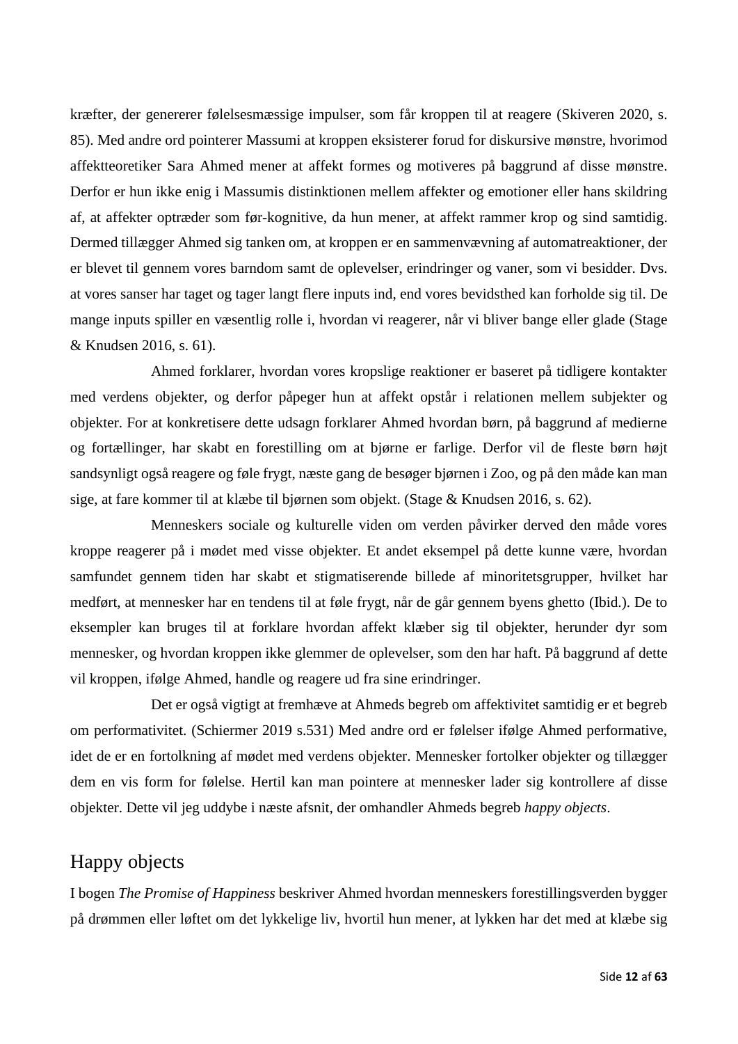kræfter, der genererer følelsesmæssige impulser, som får kroppen til at reagere (Skiveren 2020, s. 85). Med andre ord pointerer Massumi at kroppen eksisterer forud for diskursive mønstre, hvorimod affektteoretiker Sara Ahmed mener at affekt formes og motiveres på baggrund af disse mønstre. Derfor er hun ikke enig i Massumis distinktionen mellem affekter og emotioner eller hans skildring af, at affekter optræder som før-kognitive, da hun mener, at affekt rammer krop og sind samtidig. Dermed tillægger Ahmed sig tanken om, at kroppen er en sammenvævning af automatreaktioner, der er blevet til gennem vores barndom samt de oplevelser, erindringer og vaner, som vi besidder. Dvs. at vores sanser har taget og tager langt flere inputs ind, end vores bevidsthed kan forholde sig til. De mange inputs spiller en væsentlig rolle i, hvordan vi reagerer, når vi bliver bange eller glade (Stage & Knudsen 2016, s. 61).

Ahmed forklarer, hvordan vores kropslige reaktioner er baseret på tidligere kontakter med verdens objekter, og derfor påpeger hun at affekt opstår i relationen mellem subjekter og objekter. For at konkretisere dette udsagn forklarer Ahmed hvordan børn, på baggrund af medierne og fortællinger, har skabt en forestilling om at bjørne er farlige. Derfor vil de fleste børn højt sandsynligt også reagere og føle frygt, næste gang de besøger bjørnen i Zoo, og på den måde kan man sige, at fare kommer til at klæbe til bjørnen som objekt. (Stage & Knudsen 2016, s. 62).

Menneskers sociale og kulturelle viden om verden påvirker derved den måde vores kroppe reagerer på i mødet med visse objekter. Et andet eksempel på dette kunne være, hvordan samfundet gennem tiden har skabt et stigmatiserende billede af minoritetsgrupper, hvilket har medført, at mennesker har en tendens til at føle frygt, når de går gennem byens ghetto (Ibid.). De to eksempler kan bruges til at forklare hvordan affekt klæber sig til objekter, herunder dyr som mennesker, og hvordan kroppen ikke glemmer de oplevelser, som den har haft. På baggrund af dette vil kroppen, ifølge Ahmed, handle og reagere ud fra sine erindringer.

Det er også vigtigt at fremhæve at Ahmeds begreb om affektivitet samtidig er et begreb om performativitet. (Schiermer 2019 s.531) Med andre ord er følelser ifølge Ahmed performative, idet de er en fortolkning af mødet med verdens objekter. Mennesker fortolker objekter og tillægger dem en vis form for følelse. Hertil kan man pointere at mennesker lader sig kontrollere af disse objekter. Dette vil jeg uddybe i næste afsnit, der omhandler Ahmeds begreb *happy objects*.

## Happy objects

I bogen *The Promise of Happiness* beskriver Ahmed hvordan menneskers forestillingsverden bygger på drømmen eller løftet om det lykkelige liv, hvortil hun mener, at lykken har det med at klæbe sig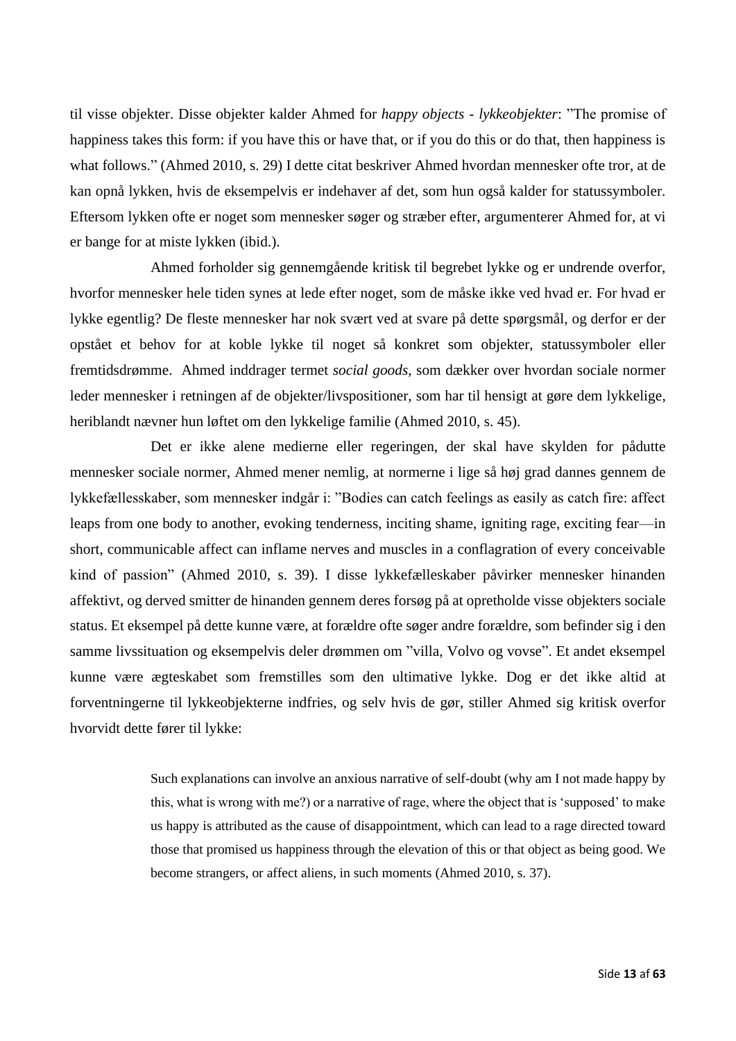til visse objekter. Disse objekter kalder Ahmed for *happy objects - lykkeobjekter*: "The promise of happiness takes this form: if you have this or have that, or if you do this or do that, then happiness is what follows." (Ahmed 2010, s. 29) I dette citat beskriver Ahmed hvordan mennesker ofte tror, at de kan opnå lykken, hvis de eksempelvis er indehaver af det, som hun også kalder for statussymboler. Eftersom lykken ofte er noget som mennesker søger og stræber efter, argumenterer Ahmed for, at vi er bange for at miste lykken (ibid.).

Ahmed forholder sig gennemgående kritisk til begrebet lykke og er undrende overfor, hvorfor mennesker hele tiden synes at lede efter noget, som de måske ikke ved hvad er. For hvad er lykke egentlig? De fleste mennesker har nok svært ved at svare på dette spørgsmål, og derfor er der opstået et behov for at koble lykke til noget så konkret som objekter, statussymboler eller fremtidsdrømme. Ahmed inddrager termet *social goods*, som dækker over hvordan sociale normer leder mennesker i retningen af de objekter/livspositioner, som har til hensigt at gøre dem lykkelige, heriblandt nævner hun løftet om den lykkelige familie (Ahmed 2010, s. 45).

Det er ikke alene medierne eller regeringen, der skal have skylden for pådutte mennesker sociale normer, Ahmed mener nemlig, at normerne i lige så høj grad dannes gennem de lykkefællesskaber, som mennesker indgår i: "Bodies can catch feelings as easily as catch fire: affect leaps from one body to another, evoking tenderness, inciting shame, igniting rage, exciting fear—in short, communicable affect can inflame nerves and muscles in a conflagration of every conceivable kind of passion" (Ahmed 2010, s. 39). I disse lykkefælleskaber påvirker mennesker hinanden affektivt, og derved smitter de hinanden gennem deres forsøg på at opretholde visse objekters sociale status. Et eksempel på dette kunne være, at forældre ofte søger andre forældre, som befinder sig i den samme livssituation og eksempelvis deler drømmen om "villa, Volvo og vovse". Et andet eksempel kunne være ægteskabet som fremstilles som den ultimative lykke. Dog er det ikke altid at forventningerne til lykkeobjekterne indfries, og selv hvis de gør, stiller Ahmed sig kritisk overfor hvorvidt dette fører til lykke:

> Such explanations can involve an anxious narrative of self-doubt (why am I not made happy by this, what is wrong with me?) or a narrative of rage, where the object that is 'supposed' to make us happy is attributed as the cause of disappointment, which can lead to a rage directed toward those that promised us happiness through the elevation of this or that object as being good. We become strangers, or affect aliens, in such moments (Ahmed 2010, s. 37).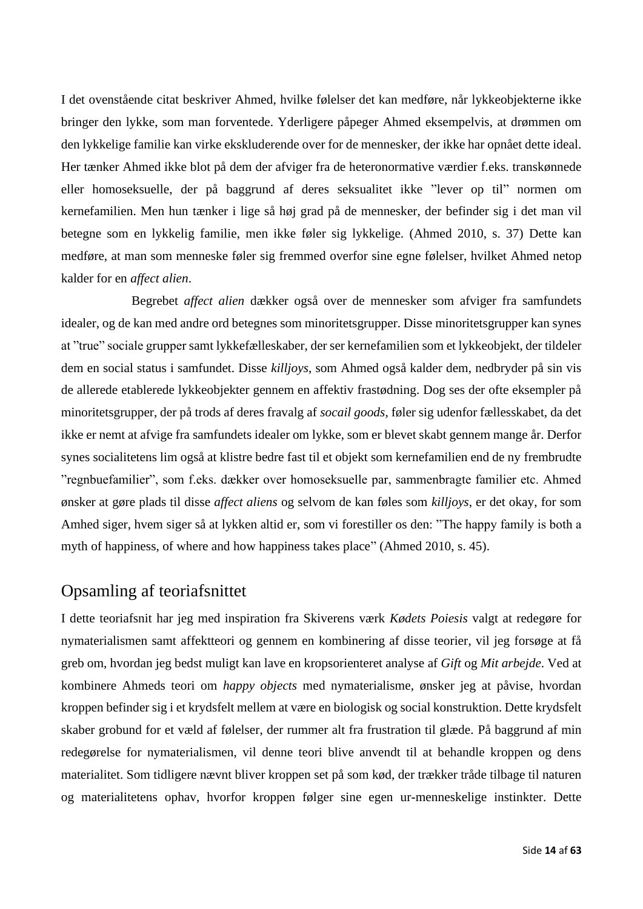I det ovenstående citat beskriver Ahmed, hvilke følelser det kan medføre, når lykkeobjekterne ikke bringer den lykke, som man forventede. Yderligere påpeger Ahmed eksempelvis, at drømmen om den lykkelige familie kan virke ekskluderende over for de mennesker, der ikke har opnået dette ideal. Her tænker Ahmed ikke blot på dem der afviger fra de heteronormative værdier f.eks. transkønnede eller homoseksuelle, der på baggrund af deres seksualitet ikke ”lever op til” normen om kernefamilien. Men hun tænker i lige så høj grad på de mennesker, der befinder sig i det man vil betegne som en lykkelig familie, men ikke føler sig lykkelige. (Ahmed 2010, s. 37) Dette kan medføre, at man som menneske føler sig fremmed overfor sine egne følelser, hvilket Ahmed netop kalder for en *affect alien*.

Begrebet *affect alien* dækker også over de mennesker som afviger fra samfundets idealer, og de kan med andre ord betegnes som minoritetsgrupper. Disse minoritetsgrupper kan synes at ”true” sociale grupper samt lykkefælleskaber, der ser kernefamilien som et lykkeobjekt, der tildeler dem en social status i samfundet. Disse *killjoys*, som Ahmed også kalder dem, nedbryder på sin vis de allerede etablerede lykkeobjekter gennem en affektiv frastødning. Dog ses der ofte eksempler på minoritetsgrupper, der på trods af deres fravalg af *socail goods*, føler sig udenfor fællesskabet, da det ikke er nemt at afvige fra samfundets idealer om lykke, som er blevet skabt gennem mange år. Derfor synes socialitetens lim også at klistre bedre fast til et objekt som kernefamilien end de ny frembrudte ”regnbuefamilier”, som f.eks. dækker over homoseksuelle par, sammenbragte familier etc. Ahmed ønsker at gøre plads til disse *affect aliens* og selvom de kan føles som *killjoys*, er det okay, for som Amhed siger, hvem siger så at lykken altid er, som vi forestiller os den: ”The happy family is both a myth of happiness, of where and how happiness takes place” (Ahmed 2010, s. 45).

## Opsamling af teoriafsnittet

I dette teoriafsnit har jeg med inspiration fra Skiverens værk *Kødets Poiesis* valgt at redegøre for nymaterialismen samt affektteori og gennem en kombinering af disse teorier, vil jeg forsøge at få greb om, hvordan jeg bedst muligt kan lave en kropsorienteret analyse af *Gift* og *Mit arbejde*. Ved at kombinere Ahmeds teori om *happy objects* med nymaterialisme, ønsker jeg at påvise, hvordan kroppen befinder sig i et krydsfelt mellem at være en biologisk og social konstruktion. Dette krydsfelt skaber grobund for et væld af følelser, der rummer alt fra frustration til glæde. På baggrund af min redegørelse for nymaterialismen, vil denne teori blive anvendt til at behandle kroppen og dens materialitet. Som tidligere nævnt bliver kroppen set på som kød, der trækker tråde tilbage til naturen og materialitetens ophav, hvorfor kroppen følger sine egen ur-menneskelige instinkter. Dette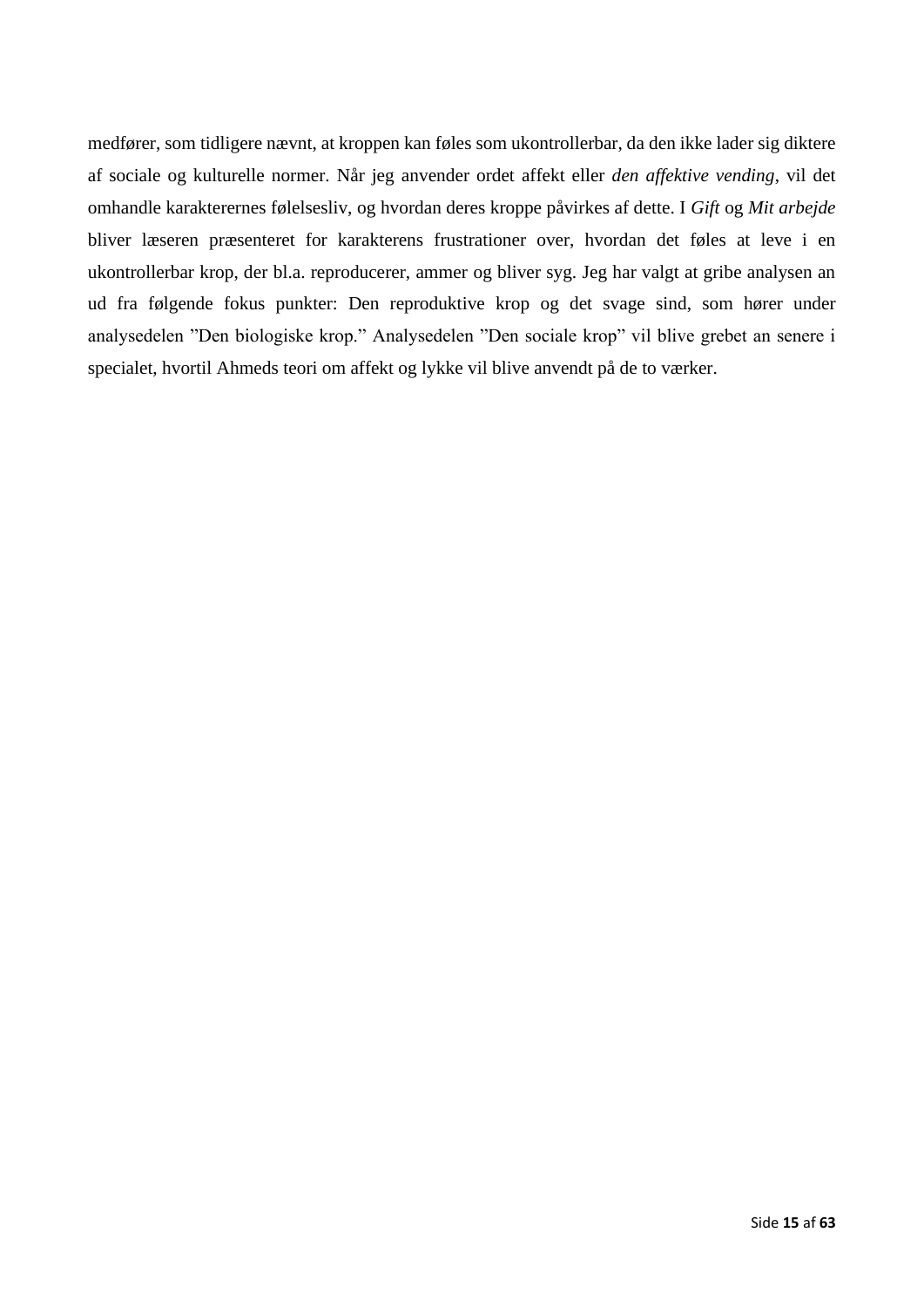medfører, som tidligere nævnt, at kroppen kan føles som ukontrollerbar, da den ikke lader sig diktere af sociale og kulturelle normer. Når jeg anvender ordet affekt eller *den affektive vending*, vil det omhandle karakterernes følelsesliv, og hvordan deres kroppe påvirkes af dette. I *Gift* og *Mit arbejde* bliver læseren præsenteret for karakterens frustrationer over, hvordan det føles at leve i en ukontrollerbar krop, der bl.a. reproducerer, ammer og bliver syg. Jeg har valgt at gribe analysen an ud fra følgende fokus punkter: Den reproduktive krop og det svage sind, som hører under analysedelen ”Den biologiske krop.” Analysedelen ”Den sociale krop” vil blive grebet an senere i specialet, hvortil Ahmeds teori om affekt og lykke vil blive anvendt på de to værker.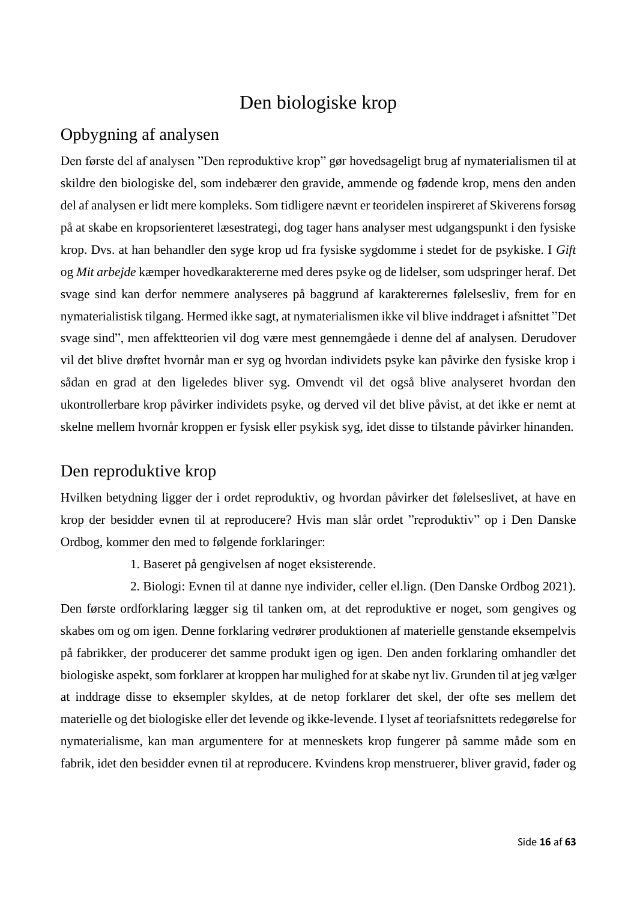# Den biologiske krop

## Opbygning af analysen

Den første del af analysen ”Den reproduktive krop” gør hovedsageligt brug af nymaterialismen til at skildre den biologiske del, som indebærer den gravide, ammende og fødende krop, mens den anden del af analysen er lidt mere kompleks. Som tidligere nævnt er teoridelen inspireret af Skiverens forsøg på at skabe en kropsorienteret læsestrategi, dog tager hans analyser mest udgangspunkt i den fysiske krop. Dvs. at han behandler den syge krop ud fra fysiske sygdomme i stedet for de psykiske. I *Gift* og *Mit arbejde* kæmper hovedkaraktererne med deres psyke og de lidelser, som udspringer heraf. Det svage sind kan derfor nemmere analyseres på baggrund af karakterernes følelsesliv, frem for en nymaterialistisk tilgang. Hermed ikke sagt, at nymaterialismen ikke vil blive inddraget i afsnittet ”Det svage sind”, men affektteorien vil dog være mest gennemgåede i denne del af analysen. Derudover vil det blive drøftet hvornår man er syg og hvordan individets psyke kan påvirke den fysiske krop i sådan en grad at den ligeledes bliver syg. Omvendt vil det også blive analyseret hvordan den ukontrollerbare krop påvirker individets psyke, og derved vil det blive påvist, at det ikke er nemt at skelne mellem hvornår kroppen er fysisk eller psykisk syg, idet disse to tilstande påvirker hinanden.

## Den reproduktive krop

Hvilken betydning ligger der i ordet reproduktiv, og hvordan påvirker det følelseslivet, at have en krop der besidder evnen til at reproducere? Hvis man slår ordet ”reproduktiv” op i Den Danske Ordbog, kommer den med to følgende forklaringer:

1. Baseret på gengivelsen af noget eksisterende.
2. Biologi: Evnen til at danne nye individer, celler el.lign. (Den Danske Ordbog 2021).

Den første ordforklaring lægger sig til tanken om, at det reproduktive er noget, som gengives og skabes om og om igen. Denne forklaring vedrører produktionen af materielle genstande eksempelvis på fabrikker, der producerer det samme produkt igen og igen. Den anden forklaring omhandler det biologiske aspekt, som forklarer at kroppen har mulighed for at skabe nyt liv. Grunden til at jeg vælger at inddrage disse to eksempler skyldes, at de netop forklarer det skel, der ofte ses mellem det materielle og det biologiske eller det levende og ikke-levende. I lyset af teoriafsnittets redegørelse for nymaterialisme, kan man argumentere for at menneskets krop fungerer på samme måde som en fabrik, idet den besidder evnen til at reproducere. Kvindens krop menstruerer, bliver gravid, føder og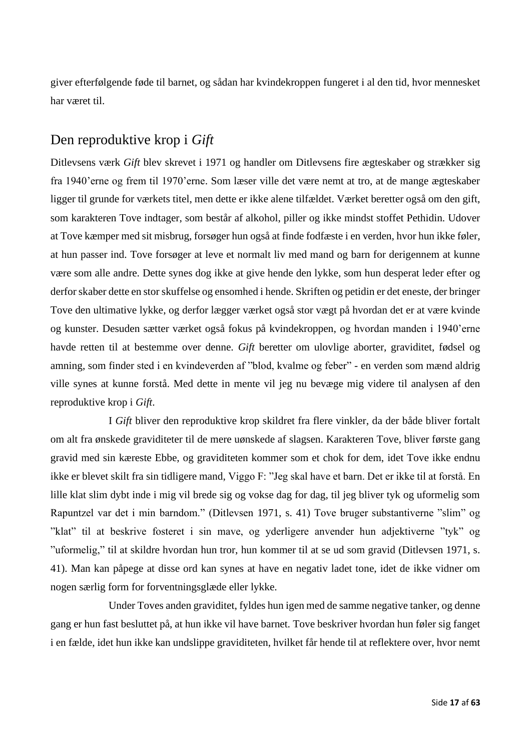giver efterfølgende føde til barnet, og sådan har kvindekroppen fungeret i al den tid, hvor mennesket har været til.

## Den reproduktive krop i *Gift*

Ditlevsens værk *Gift* blev skrevet i 1971 og handler om Ditlevsens fire ægteskaber og strækker sig fra 1940'erne og frem til 1970'erne. Som læser ville det være nemt at tro, at de mange ægteskaber ligger til grunde for værkets titel, men dette er ikke alene tilfældet. Værket beretter også om den gift, som karakteren Tove indtager, som består af alkohol, piller og ikke mindst stoffet Pethidin. Udover at Tove kæmper med sit misbrug, forsøger hun også at finde fodfæste i en verden, hvor hun ikke føler, at hun passer ind. Tove forsøger at leve et normalt liv med mand og barn for derigennem at kunne være som alle andre. Dette synes dog ikke at give hende den lykke, som hun desperat leder efter og derfor skaber dette en stor skuffelse og ensomhed i hende. Skriften og petidin er det eneste, der bringer Tove den ultimative lykke, og derfor lægger værket også stor vægt på hvordan det er at være kvinde og kunster. Desuden sætter værket også fokus på kvindekroppen, og hvordan manden i 1940'erne havde retten til at bestemme over denne. *Gift* beretter om ulovlige aborter, graviditet, fødsel og amning, som finder sted i en kvindeverden af "blod, kvalme og feber" - en verden som mænd aldrig ville synes at kunne forstå. Med dette in mente vil jeg nu bevæge mig videre til analysen af den reproduktive krop i *Gift*.

I *Gift* bliver den reproduktive krop skildret fra flere vinkler, da der både bliver fortalt om alt fra ønskede graviditeter til de mere uønskede af slagsen. Karakteren Tove, bliver første gang gravid med sin kæreste Ebbe, og graviditeten kommer som et chok for dem, idet Tove ikke endnu ikke er blevet skilt fra sin tidligere mand, Viggo F: "Jeg skal have et barn. Det er ikke til at forstå. En lille klat slim dybt inde i mig vil brede sig og vokse dag for dag, til jeg bliver tyk og uformelig som Rapuntzel var det i min barndom." (Ditlevsen 1971, s. 41) Tove bruger substantiverne "slim" og "klat" til at beskrive fosteret i sin mave, og yderligere anvender hun adjektiverne "tyk" og "uformelig," til at skildre hvordan hun tror, hun kommer til at se ud som gravid (Ditlevsen 1971, s. 41). Man kan påpege at disse ord kan synes at have en negativ ladet tone, idet de ikke vidner om nogen særlig form for forventningsglæde eller lykke.

Under Toves anden graviditet, fyldes hun igen med de samme negative tanker, og denne gang er hun fast besluttet på, at hun ikke vil have barnet. Tove beskriver hvordan hun føler sig fanget i en fælde, idet hun ikke kan undslippe graviditeten, hvilket får hende til at reflektere over, hvor nemt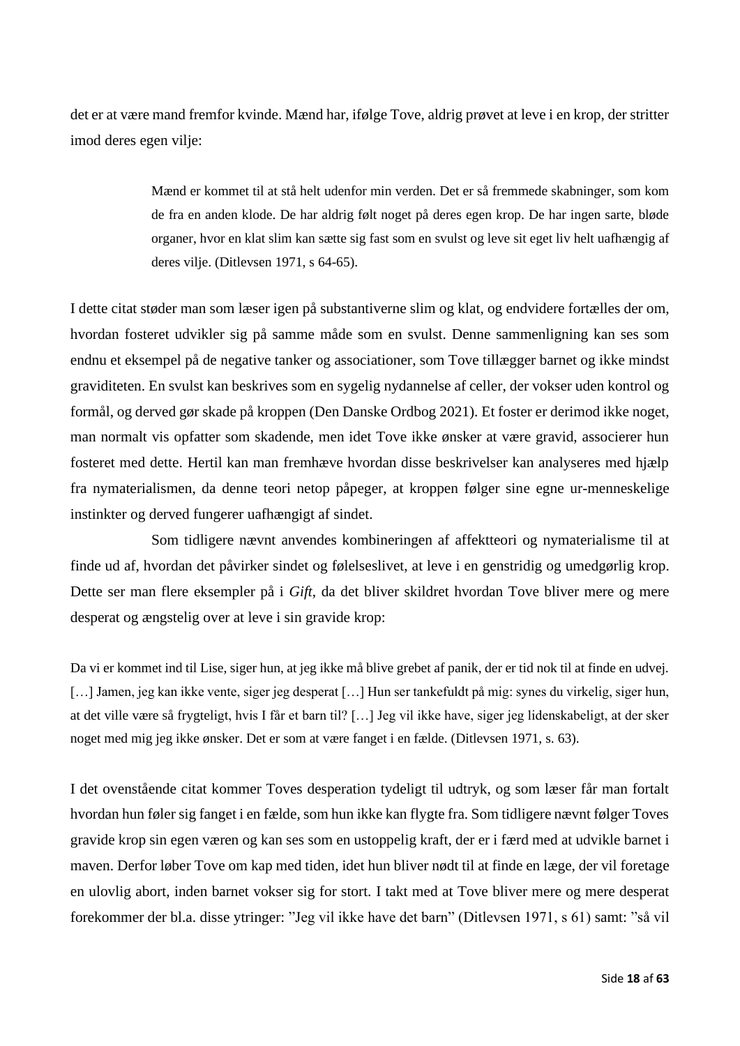det er at være mand fremfor kvinde. Mænd har, ifølge Tove, aldrig prøvet at leve i en krop, der stritter imod deres egen vilje:

> Mænd er kommet til at stå helt udenfor min verden. Det er så fremmede skabninger, som kom de fra en anden klode. De har aldrig følt noget på deres egen krop. De har ingen sarte, bløde organer, hvor en klat slim kan sætte sig fast som en svulst og leve sit eget liv helt uafhængig af deres vilje. (Ditlevsen 1971, s 64-65).

I dette citat støder man som læser igen på substantiverne slim og klat, og endvidere fortælles der om, hvordan fosteret udvikler sig på samme måde som en svulst. Denne sammenligning kan ses som endnu et eksempel på de negative tanker og associationer, som Tove tillægger barnet og ikke mindst graviditeten. En svulst kan beskrives som en sygelig nydannelse af celler, der vokser uden kontrol og formål, og derved gør skade på kroppen (Den Danske Ordbog 2021). Et foster er derimod ikke noget, man normalt vis opfatter som skadende, men idet Tove ikke ønsker at være gravid, associerer hun fosteret med dette. Hertil kan man fremhæve hvordan disse beskrivelser kan analyseres med hjælp fra nymaterialismen, da denne teori netop påpeger, at kroppen følger sine egne ur-menneskelige instinkter og derved fungerer uafhængigt af sindet.

Som tidligere nævnt anvendes kombineringen af affektteori og nymaterialisme til at finde ud af, hvordan det påvirker sindet og følelseslivet, at leve i en genstridig og umedgørlig krop. Dette ser man flere eksempler på i *Gift*, da det bliver skildret hvordan Tove bliver mere og mere desperat og ængstelig over at leve i sin gravide krop:

> Da vi er kommet ind til Lise, siger hun, at jeg ikke må blive grebet af panik, der er tid nok til at finde en udvej. […] Jamen, jeg kan ikke vente, siger jeg desperat […] Hun ser tankefuldt på mig: synes du virkelig, siger hun, at det ville være så frygteligt, hvis I får et barn til? […] Jeg vil ikke have, siger jeg lidenskabeligt, at der sker noget med mig jeg ikke ønsker. Det er som at være fanget i en fælde. (Ditlevsen 1971, s. 63).

I det ovenstående citat kommer Toves desperation tydeligt til udtryk, og som læser får man fortalt hvordan hun føler sig fanget i en fælde, som hun ikke kan flygte fra. Som tidligere nævnt følger Toves gravide krop sin egen væren og kan ses som en ustoppelig kraft, der er i færd med at udvikle barnet i maven. Derfor løber Tove om kap med tiden, idet hun bliver nødt til at finde en læge, der vil foretage en ulovlig abort, inden barnet vokser sig for stort. I takt med at Tove bliver mere og mere desperat forekommer der bl.a. disse ytringer: "Jeg vil ikke have det barn" (Ditlevsen 1971, s 61) samt: "så vil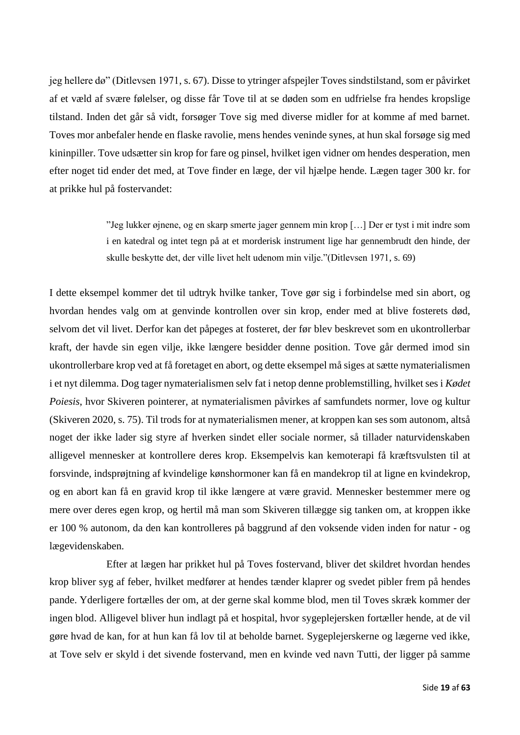jeg hellere dø" (Ditlevsen 1971, s. 67). Disse to ytringer afspejler Toves sindstilstand, som er påvirket af et væld af svære følelser, og disse får Tove til at se døden som en udfrielse fra hendes kropslige tilstand. Inden det går så vidt, forsøger Tove sig med diverse midler for at komme af med barnet. Toves mor anbefaler hende en flaske ravolie, mens hendes veninde synes, at hun skal forsøge sig med kininpiller. Tove udsætter sin krop for fare og pinsel, hvilket igen vidner om hendes desperation, men efter noget tid ender det med, at Tove finder en læge, der vil hjælpe hende. Lægen tager 300 kr. for at prikke hul på fostervandet:

> "Jeg lukker øjnene, og en skarp smerte jager gennem min krop […] Der er tyst i mit indre som i en katedral og intet tegn på at et morderisk instrument lige har gennembrudt den hinde, der skulle beskytte det, der ville livet helt udenom min vilje."(Ditlevsen 1971, s. 69)

I dette eksempel kommer det til udtryk hvilke tanker, Tove gør sig i forbindelse med sin abort, og hvordan hendes valg om at genvinde kontrollen over sin krop, ender med at blive fosterets død, selvom det vil livet. Derfor kan det påpeges at fosteret, der før blev beskrevet som en ukontrollerbar kraft, der havde sin egen vilje, ikke længere besidder denne position. Tove går dermed imod sin ukontrollerbare krop ved at få foretaget en abort, og dette eksempel må siges at sætte nymaterialismen i et nyt dilemma. Dog tager nymaterialismen selv fat i netop denne problemstilling, hvilket ses i *Kødet Poiesis*, hvor Skiveren pointerer, at nymaterialismen påvirkes af samfundets normer, love og kultur (Skiveren 2020, s. 75). Til trods for at nymaterialismen mener, at kroppen kan ses som autonom, altså noget der ikke lader sig styre af hverken sindet eller sociale normer, så tillader naturvidenskaben alligevel mennesker at kontrollere deres krop. Eksempelvis kan kemoterapi få kræftsvulsten til at forsvinde, indsprøjtning af kvindelige kønshormoner kan få en mandekrop til at ligne en kvindekrop, og en abort kan få en gravid krop til ikke længere at være gravid. Mennesker bestemmer mere og mere over deres egen krop, og hertil må man som Skiveren tillægge sig tanken om, at kroppen ikke er 100 % autonom, da den kan kontrolleres på baggrund af den voksende viden inden for natur - og lægevidenskaben.

Efter at lægen har prikket hul på Toves fostervand, bliver det skildret hvordan hendes krop bliver syg af feber, hvilket medfører at hendes tænder klaprer og svedet pibler frem på hendes pande. Yderligere fortælles der om, at der gerne skal komme blod, men til Toves skræk kommer der ingen blod. Alligevel bliver hun indlagt på et hospital, hvor sygeplejersken fortæller hende, at de vil gøre hvad de kan, for at hun kan få lov til at beholde barnet. Sygeplejerskerne og lægerne ved ikke, at Tove selv er skyld i det sivende fostervand, men en kvinde ved navn Tutti, der ligger på samme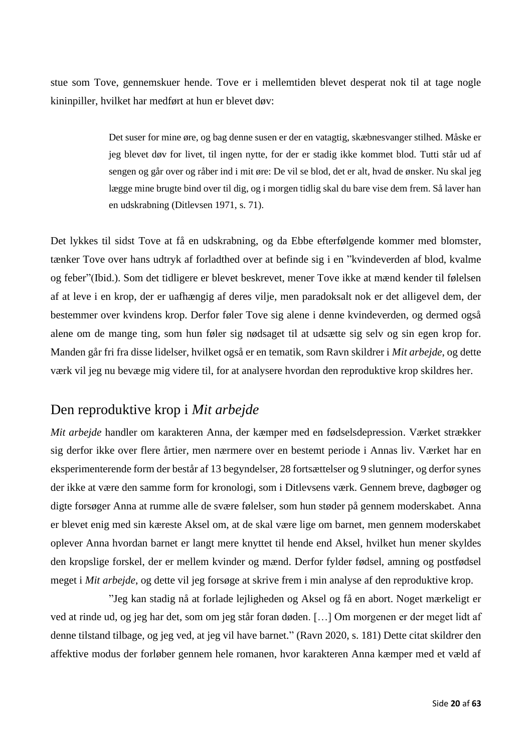stue som Tove, gennemskuer hende. Tove er i mellemtiden blevet desperat nok til at tage nogle kininpiller, hvilket har medført at hun er blevet døv:

> Det suser for mine øre, og bag denne susen er der en vatagtig, skæbnesvanger stilhed. Måske er jeg blevet døv for livet, til ingen nytte, for der er stadig ikke kommet blod. Tutti står ud af sengen og går over og råber ind i mit øre: De vil se blod, det er alt, hvad de ønsker. Nu skal jeg lægge mine brugte bind over til dig, og i morgen tidlig skal du bare vise dem frem. Så laver han en udskrabning (Ditlevsen 1971, s. 71).

Det lykkes til sidst Tove at få en udskrabning, og da Ebbe efterfølgende kommer med blomster, tænker Tove over hans udtryk af forladthed over at befinde sig i en ”kvindeverden af blod, kvalme og feber”(Ibid.). Som det tidligere er blevet beskrevet, mener Tove ikke at mænd kender til følelsen af at leve i en krop, der er uafhængig af deres vilje, men paradoksalt nok er det alligevel dem, der bestemmer over kvindens krop. Derfor føler Tove sig alene i denne kvindeverden, og dermed også alene om de mange ting, som hun føler sig nødsaget til at udsætte sig selv og sin egen krop for. Manden går fri fra disse lidelser, hvilket også er en tematik, som Ravn skildrer i *Mit arbejde*, og dette værk vil jeg nu bevæge mig videre til, for at analysere hvordan den reproduktive krop skildres her.

## Den reproduktive krop i *Mit arbejde*

*Mit arbejde* handler om karakteren Anna, der kæmper med en fødselsdepression. Værket strækker sig derfor ikke over flere årtier, men nærmere over en bestemt periode i Annas liv. Værket har en eksperimenterende form der består af 13 begyndelser, 28 fortsættelser og 9 slutninger, og derfor synes der ikke at være den samme form for kronologi, som i Ditlevsens værk. Gennem breve, dagbøger og digte forsøger Anna at rumme alle de svære følelser, som hun støder på gennem moderskabet. Anna er blevet enig med sin kæreste Aksel om, at de skal være lige om barnet, men gennem moderskabet oplever Anna hvordan barnet er langt mere knyttet til hende end Aksel, hvilket hun mener skyldes den kropslige forskel, der er mellem kvinder og mænd. Derfor fylder fødsel, amning og postfødsel meget i *Mit arbejde*, og dette vil jeg forsøge at skrive frem i min analyse af den reproduktive krop.

”Jeg kan stadig nå at forlade lejligheden og Aksel og få en abort. Noget mærkeligt er ved at rinde ud, og jeg har det, som om jeg står foran døden. […] Om morgenen er der meget lidt af denne tilstand tilbage, og jeg ved, at jeg vil have barnet.” (Ravn 2020, s. 181) Dette citat skildrer den affektive modus der forløber gennem hele romanen, hvor karakteren Anna kæmper med et væld af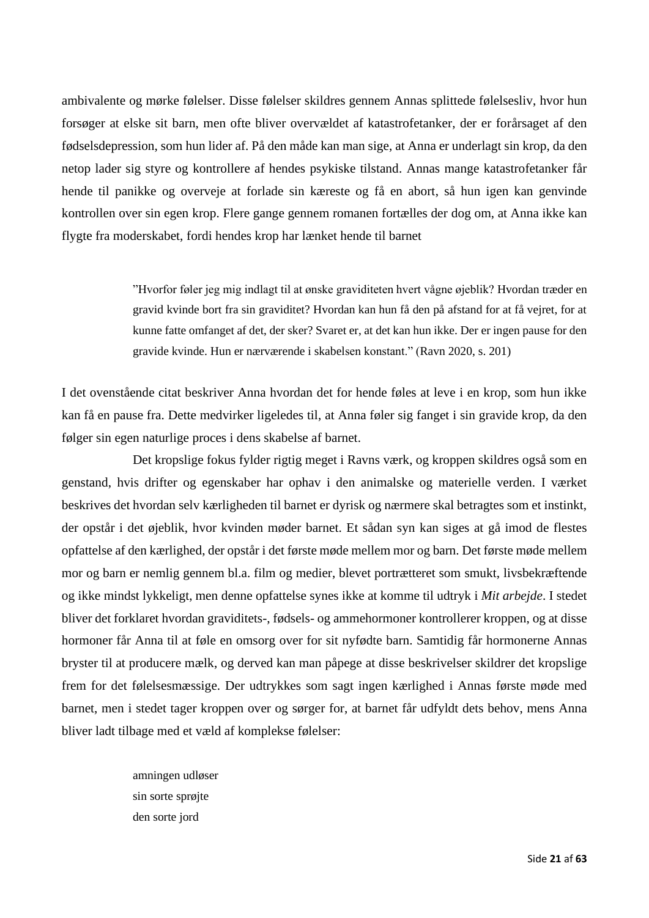ambivalente og mørke følelser. Disse følelser skildres gennem Annas splittede følelsesliv, hvor hun forsøger at elske sit barn, men ofte bliver overvældet af katastrofetanker, der er forårsaget af den fødselsdepression, som hun lider af. På den måde kan man sige, at Anna er underlagt sin krop, da den netop lader sig styre og kontrollere af hendes psykiske tilstand. Annas mange katastrofetanker får hende til panikke og overveje at forlade sin kæreste og få en abort, så hun igen kan genvinde kontrollen over sin egen krop. Flere gange gennem romanen fortælles der dog om, at Anna ikke kan flygte fra moderskabet, fordi hendes krop har lænket hende til barnet

> ”Hvorfor føler jeg mig indlagt til at ønske graviditeten hvert vågne øjeblik? Hvordan træder en gravid kvinde bort fra sin graviditet? Hvordan kan hun få den på afstand for at få vejret, for at kunne fatte omfanget af det, der sker? Svaret er, at det kan hun ikke. Der er ingen pause for den gravide kvinde. Hun er nærværende i skabelsen konstant.” (Ravn 2020, s. 201)

I det ovenstående citat beskriver Anna hvordan det for hende føles at leve i en krop, som hun ikke kan få en pause fra. Dette medvirker ligeledes til, at Anna føler sig fanget i sin gravide krop, da den følger sin egen naturlige proces i dens skabelse af barnet.

Det kropslige fokus fylder rigtig meget i Ravns værk, og kroppen skildres også som en genstand, hvis drifter og egenskaber har ophav i den animalske og materielle verden. I værket beskrives det hvordan selv kærligheden til barnet er dyrisk og nærmere skal betragtes som et instinkt, der opstår i det øjeblik, hvor kvinden møder barnet. Et sådan syn kan siges at gå imod de flestes opfattelse af den kærlighed, der opstår i det første møde mellem mor og barn. Det første møde mellem mor og barn er nemlig gennem bl.a. film og medier, blevet portrætteret som smukt, livsbekræftende og ikke mindst lykkeligt, men denne opfattelse synes ikke at komme til udtryk i *Mit arbejde*. I stedet bliver det forklaret hvordan graviditets-, fødsels- og ammehormoner kontrollerer kroppen, og at disse hormoner får Anna til at føle en omsorg over for sit nyfødte barn. Samtidig får hormonerne Annas bryster til at producere mælk, og derved kan man påpege at disse beskrivelser skildrer det kropslige frem for det følelsesmæssige. Der udtrykkes som sagt ingen kærlighed i Annas første møde med barnet, men i stedet tager kroppen over og sørger for, at barnet får udfyldt dets behov, mens Anna bliver ladt tilbage med et væld af komplekse følelser:

> amningen udløser
> sin sorte sprøjte
> den sorte jord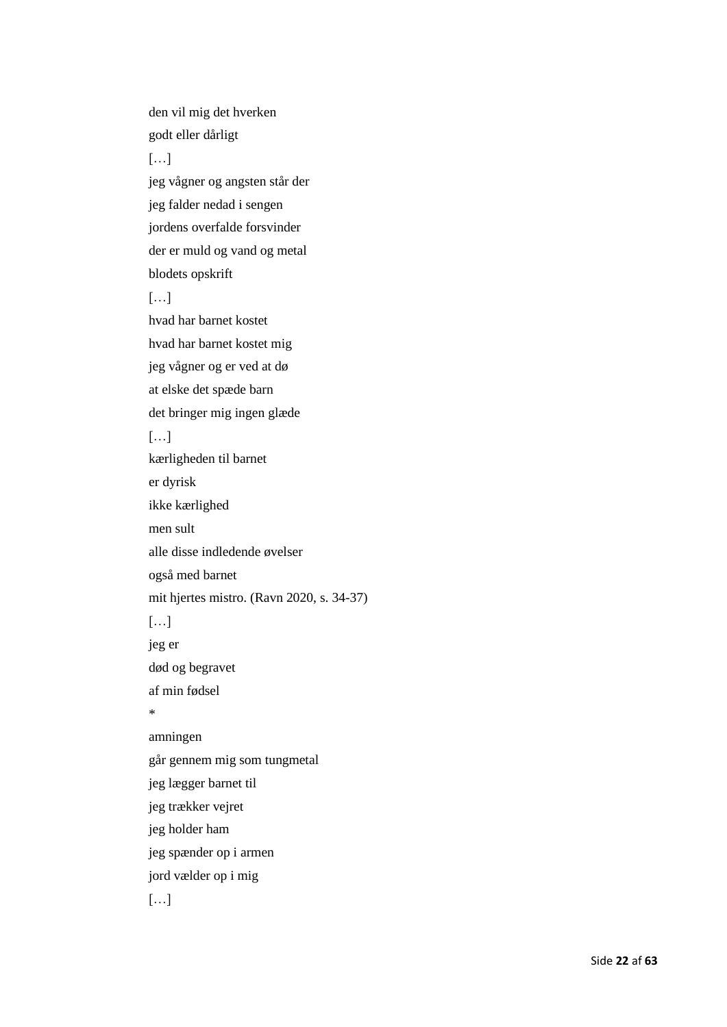den vil mig det hverken

godt eller dårligt

[…]

jeg vågner og angsten står der

jeg falder nedad i sengen

jordens overfalde forsvinder

der er muld og vand og metal

blodets opskrift

[…]

hvad har barnet kostet

hvad har barnet kostet mig

jeg vågner og er ved at dø

at elske det spæde barn

det bringer mig ingen glæde

[…]

kærligheden til barnet

er dyrisk

ikke kærlighed

men sult

alle disse indledende øvelser

også med barnet

mit hjertes mistro. (Ravn 2020, s. 34-37)

[…]

jeg er

død og begravet

af min fødsel

*

amningen

går gennem mig som tungmetal

jeg lægger barnet til

jeg trækker vejret

jeg holder ham

jeg spænder op i armen

jord vælder op i mig

[…]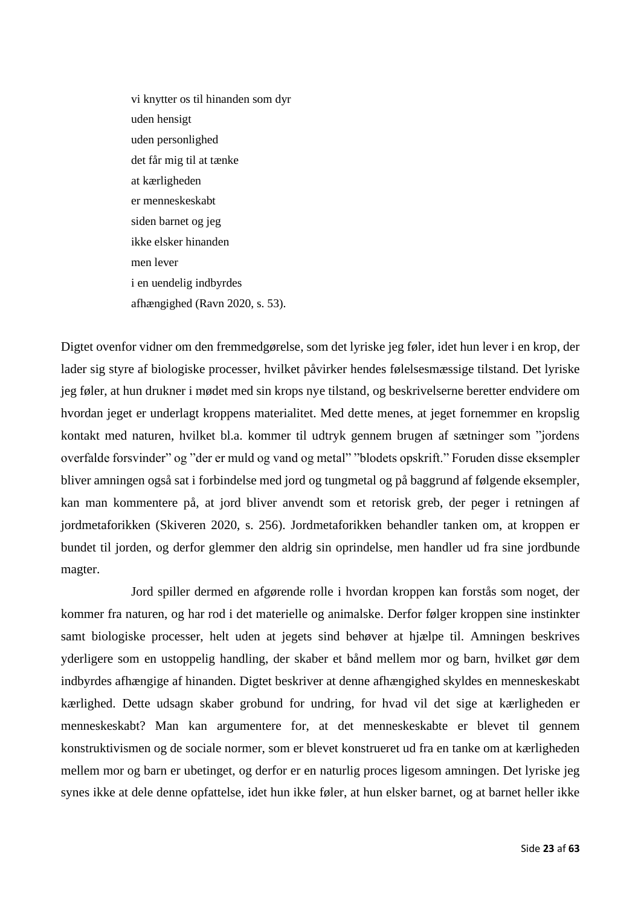vi knytter os til hinanden som dyr  
uden hensigt  
uden personlighed  
det får mig til at tænke  
at kærligheden  
er menneskeskabt  
siden barnet og jeg  
ikke elsker hinanden  
men lever  
i en uendelig indbyrdes  
afhængighed (Ravn 2020, s. 53).

Digtet ovenfor vidner om den fremmedgørelse, som det lyriske jeg føler, idet hun lever i en krop, der lader sig styre af biologiske processer, hvilket påvirker hendes følelsesmæssige tilstand. Det lyriske jeg føler, at hun drukner i mødet med sin krops nye tilstand, og beskrivelserne beretter endvidere om hvordan jeget er underlagt kroppens materialitet. Med dette menes, at jeget fornemmer en kropslig kontakt med naturen, hvilket bl.a. kommer til udtryk gennem brugen af sætninger som "jordens overfalde forsvinder" og "der er muld og vand og metal" "blodets opskrift." Foruden disse eksempler bliver amningen også sat i forbindelse med jord og tungmetal og på baggrund af følgende eksempler, kan man kommentere på, at jord bliver anvendt som et retorisk greb, der peger i retningen af jordmetaforikken (Skiveren 2020, s. 256). Jordmetaforikken behandler tanken om, at kroppen er bundet til jorden, og derfor glemmer den aldrig sin oprindelse, men handler ud fra sine jordbunde magter.

Jord spiller dermed en afgørende rolle i hvordan kroppen kan forstås som noget, der kommer fra naturen, og har rod i det materielle og animalske. Derfor følger kroppen sine instinkter samt biologiske processer, helt uden at jegets sind behøver at hjælpe til. Amningen beskrives yderligere som en ustoppelig handling, der skaber et bånd mellem mor og barn, hvilket gør dem indbyrdes afhængige af hinanden. Digtet beskriver at denne afhængighed skyldes en menneskeskabt kærlighed. Dette udsagn skaber grobund for undring, for hvad vil det sige at kærligheden er menneskeskabt? Man kan argumentere for, at det menneskeskabte er blevet til gennem konstruktivismen og de sociale normer, som er blevet konstrueret ud fra en tanke om at kærligheden mellem mor og barn er ubetinget, og derfor er en naturlig proces ligesom amningen. Det lyriske jeg synes ikke at dele denne opfattelse, idet hun ikke føler, at hun elsker barnet, og at barnet heller ikke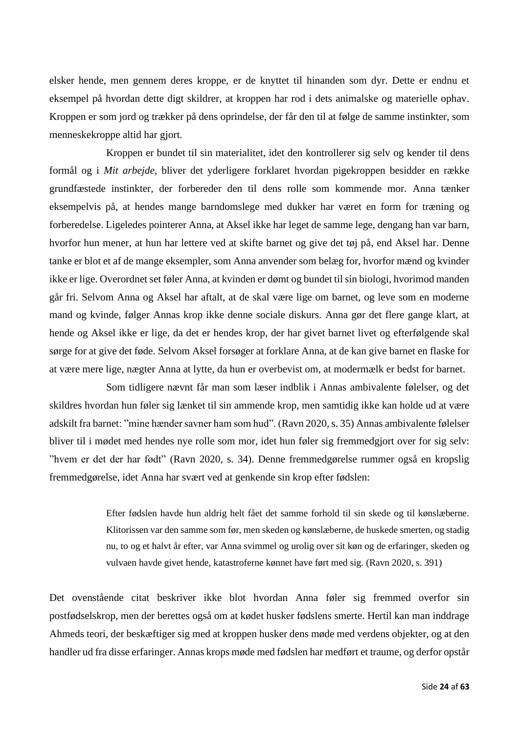elsker hende, men gennem deres kroppe, er de knyttet til hinanden som dyr. Dette er endnu et eksempel på hvordan dette digt skildrer, at kroppen har rod i dets animalske og materielle ophav. Kroppen er som jord og trækker på dens oprindelse, der får den til at følge de samme instinkter, som menneskekroppe altid har gjort.

Kroppen er bundet til sin materialitet, idet den kontrollerer sig selv og kender til dens formål og i *Mit arbejde*, bliver det yderligere forklaret hvordan pigekroppen besidder en række grundfæstede instinkter, der forbereder den til dens rolle som kommende mor. Anna tænker eksempelvis på, at hendes mange barndomslege med dukker har været en form for træning og forberedelse. Ligeledes pointerer Anna, at Aksel ikke har leget de samme lege, dengang han var barn, hvorfor hun mener, at hun har lettere ved at skifte barnet og give det tøj på, end Aksel har. Denne tanke er blot et af de mange eksempler, som Anna anvender som belæg for, hvorfor mænd og kvinder ikke er lige. Overordnet set føler Anna, at kvinden er dømt og bundet til sin biologi, hvorimod manden går fri. Selvom Anna og Aksel har aftalt, at de skal være lige om barnet, og leve som en moderne mand og kvinde, følger Annas krop ikke denne sociale diskurs. Anna gør det flere gange klart, at hende og Aksel ikke er lige, da det er hendes krop, der har givet barnet livet og efterfølgende skal sørge for at give det føde. Selvom Aksel forsøger at forklare Anna, at de kan give barnet en flaske for at være mere lige, nægter Anna at lytte, da hun er overbevist om, at modermælk er bedst for barnet.

Som tidligere nævnt får man som læser indblik i Annas ambivalente følelser, og det skildres hvordan hun føler sig lænket til sin ammende krop, men samtidig ikke kan holde ud at være adskilt fra barnet: "mine hænder savner ham som hud". (Ravn 2020, s. 35) Annas ambivalente følelser bliver til i mødet med hendes nye rolle som mor, idet hun føler sig fremmedgjort over for sig selv: "hvem er det der har født" (Ravn 2020, s. 34). Denne fremmedgørelse rummer også en kropslig fremmedgørelse, idet Anna har svært ved at genkende sin krop efter fødslen:

> Efter fødslen havde hun aldrig helt fået det samme forhold til sin skede og til kønslæberne. Klitorissen var den samme som før, men skeden og kønslæberne, de huskede smerten, og stadig nu, to og et halvt år efter, var Anna svimmel og urolig over sit køn og de erfaringer, skeden og vulvaen havde givet hende, katastroferne kønnet have ført med sig. (Ravn 2020, s. 391)

Det ovenstående citat beskriver ikke blot hvordan Anna føler sig fremmed overfor sin postfødselskrop, men der berettes også om at kødet husker fødslens smerte. Hertil kan man inddrage Ahmeds teori, der beskæftiger sig med at kroppen husker dens møde med verdens objekter, og at den handler ud fra disse erfaringer. Annas krops møde med fødslen har medført et traume, og derfor opstår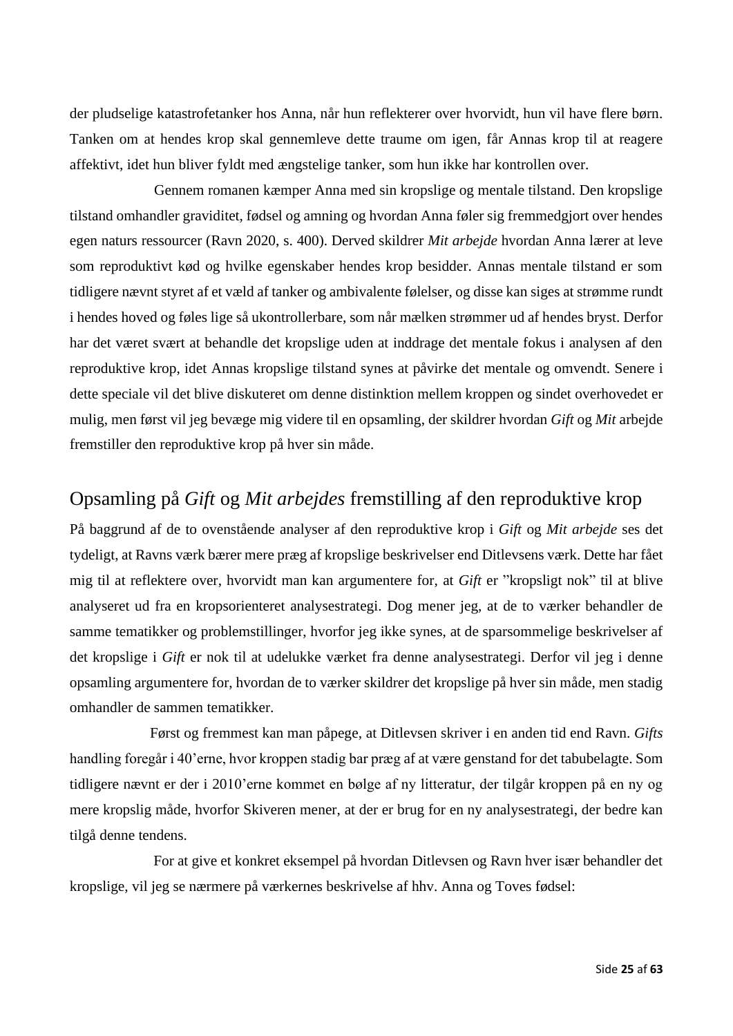der pludselige katastrofetanker hos Anna, når hun reflekterer over hvorvidt, hun vil have flere børn. Tanken om at hendes krop skal gennemleve dette traume om igen, får Annas krop til at reagere affektivt, idet hun bliver fyldt med ængstelige tanker, som hun ikke har kontrollen over.

Gennem romanen kæmper Anna med sin kropslige og mentale tilstand. Den kropslige tilstand omhandler graviditet, fødsel og amning og hvordan Anna føler sig fremmedgjort over hendes egen naturs ressourcer (Ravn 2020, s. 400). Derved skildrer *Mit arbejde* hvordan Anna lærer at leve som reproduktivt kød og hvilke egenskaber hendes krop besidder. Annas mentale tilstand er som tidligere nævnt styret af et væld af tanker og ambivalente følelser, og disse kan siges at strømme rundt i hendes hoved og føles lige så ukontrollerbare, som når mælken strømmer ud af hendes bryst. Derfor har det været svært at behandle det kropslige uden at inddrage det mentale fokus i analysen af den reproduktive krop, idet Annas kropslige tilstand synes at påvirke det mentale og omvendt. Senere i dette speciale vil det blive diskuteret om denne distinktion mellem kroppen og sindet overhovedet er mulig, men først vil jeg bevæge mig videre til en opsamling, der skildrer hvordan *Gift* og *Mit* arbejde fremstiller den reproduktive krop på hver sin måde.

## Opsamling på *Gift* og *Mit arbejdes* fremstilling af den reproduktive krop

På baggrund af de to ovenstående analyser af den reproduktive krop i *Gift* og *Mit arbejde* ses det tydeligt, at Ravns værk bærer mere præg af kropslige beskrivelser end Ditlevsens værk. Dette har fået mig til at reflektere over, hvorvidt man kan argumentere for, at *Gift* er "kropsligt nok" til at blive analyseret ud fra en kropsorienteret analysestrategi. Dog mener jeg, at de to værker behandler de samme tematikker og problemstillinger, hvorfor jeg ikke synes, at de sparsommelige beskrivelser af det kropslige i *Gift* er nok til at udelukke værket fra denne analysestrategi. Derfor vil jeg i denne opsamling argumentere for, hvordan de to værker skildrer det kropslige på hver sin måde, men stadig omhandler de sammen tematikker.

Først og fremmest kan man påpege, at Ditlevsen skriver i en anden tid end Ravn. *Gifts* handling foregår i 40'erne, hvor kroppen stadig bar præg af at være genstand for det tabubelagte. Som tidligere nævnt er der i 2010'erne kommet en bølge af ny litteratur, der tilgår kroppen på en ny og mere kropslig måde, hvorfor Skiveren mener, at der er brug for en ny analysestrategi, der bedre kan tilgå denne tendens.

For at give et konkret eksempel på hvordan Ditlevsen og Ravn hver især behandler det kropslige, vil jeg se nærmere på værkernes beskrivelse af hhv. Anna og Toves fødsel: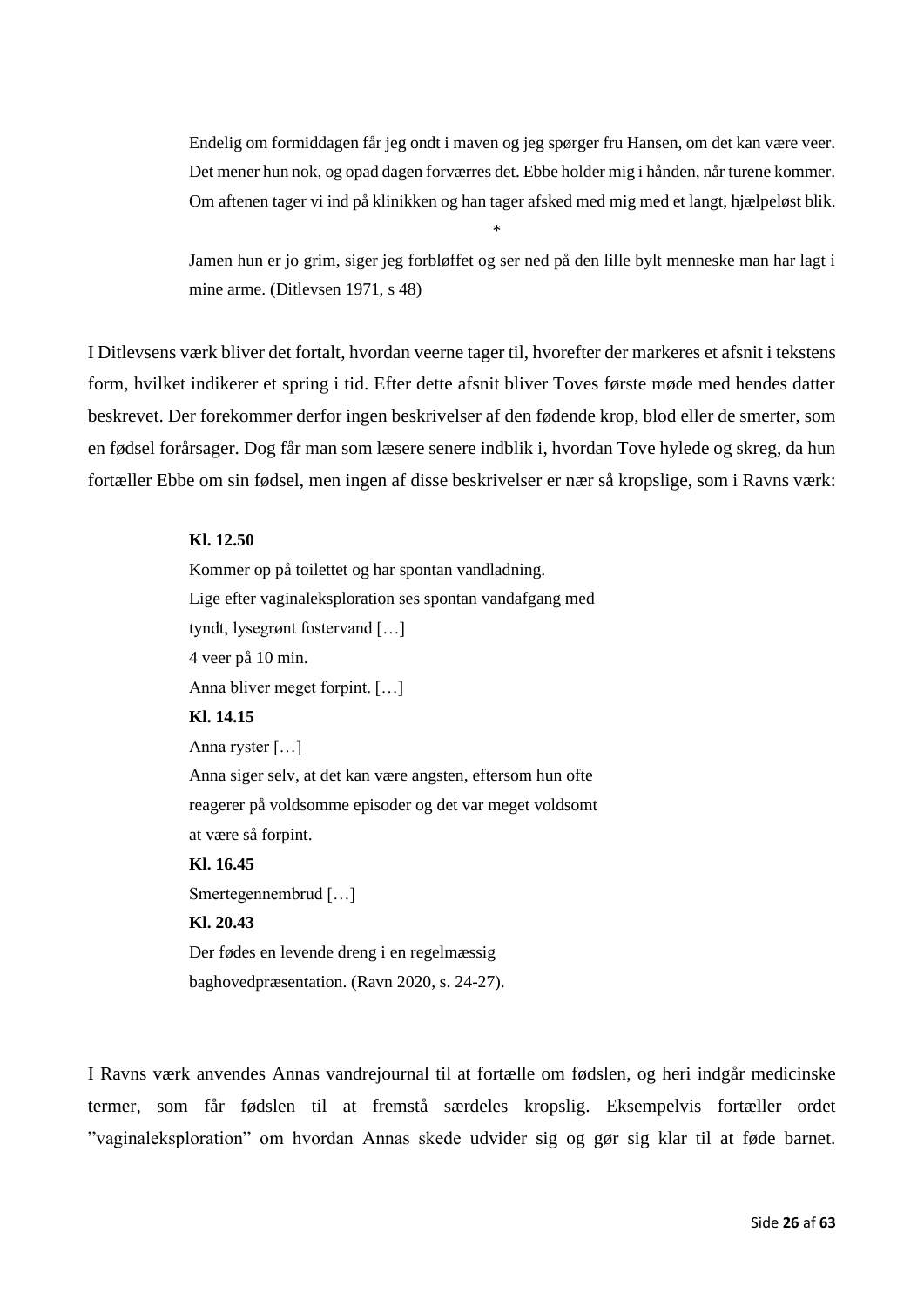> Endelig om formiddagen får jeg ondt i maven og jeg spørger fru Hansen, om det kan være veer. Det mener hun nok, og opad dagen forværres det. Ebbe holder mig i hånden, når turene kommer. Om aftenen tager vi ind på klinikken og han tager afsked med mig med et langt, hjælpeløst blik.
>
> *
>
> Jamen hun er jo grim, siger jeg forbløffet og ser ned på den lille bylt menneske man har lagt i mine arme. (Ditlevsen 1971, s 48)

I Ditlevsens værk bliver det fortalt, hvordan veerne tager til, hvorefter der markeres et afsnit i tekstens form, hvilket indikerer et spring i tid. Efter dette afsnit bliver Toves første møde med hendes datter beskrevet. Der forekommer derfor ingen beskrivelser af den fødende krop, blod eller de smerter, som en fødsel forårsager. Dog får man som læsere senere indblik i, hvordan Tove hylede og skreg, da hun fortæller Ebbe om sin fødsel, men ingen af disse beskrivelser er nær så kropslige, som i Ravns værk:

> **Kl. 12.50**
> Kommer op på toilettet og har spontan vandladning.
> Lige efter vaginaleksploration ses spontan vandafgang med
> tyndt, lysegrønt fostervand […]
> 4 veer på 10 min.
> Anna bliver meget forpint. […]
> **Kl. 14.15**
> Anna ryster […]
> Anna siger selv, at det kan være angsten, eftersom hun ofte
> reagerer på voldsomme episoder og det var meget voldsomt
> at være så forpint.
> **Kl. 16.45**
> Smertegennembrud […]
> **Kl. 20.43**
> Der fødes en levende dreng i en regelmæssig
> baghovedpræsentation. (Ravn 2020, s. 24-27).

I Ravns værk anvendes Annas vandrejournal til at fortælle om fødslen, og heri indgår medicinske termer, som får fødslen til at fremstå særdeles kropslig. Eksempelvis fortæller ordet "vaginaleksploration" om hvordan Annas skede udvider sig og gør sig klar til at føde barnet.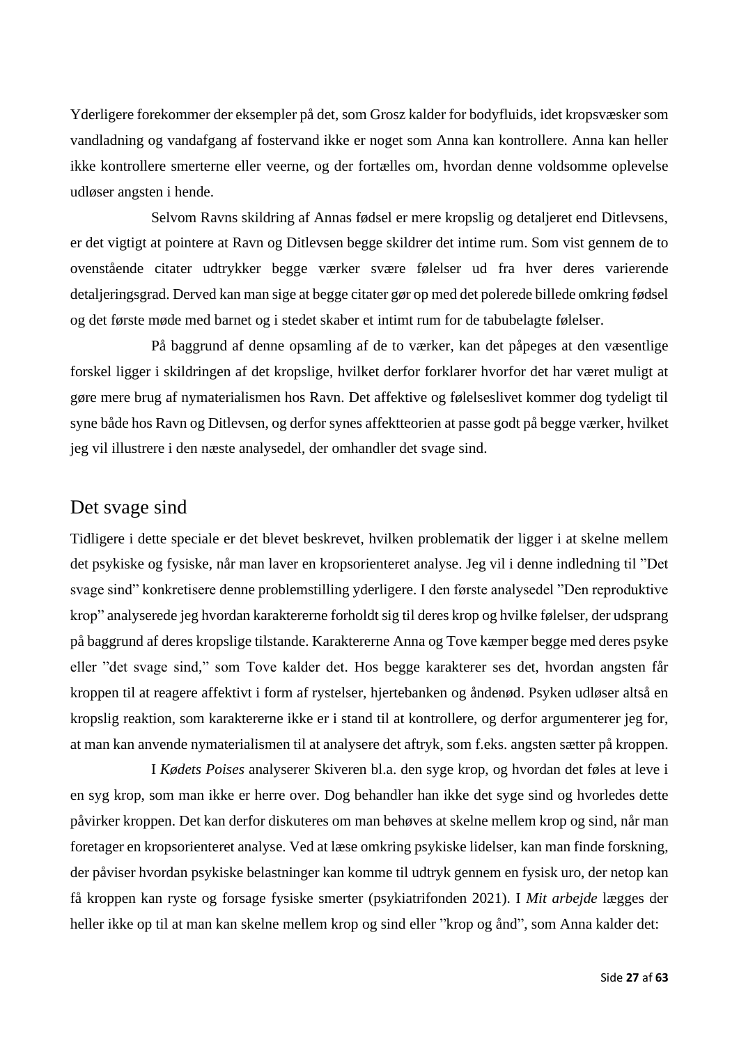Yderligere forekommer der eksempler på det, som Grosz kalder for bodyfluids, idet kropsvæsker som vandladning og vandafgang af fostervand ikke er noget som Anna kan kontrollere. Anna kan heller ikke kontrollere smerterne eller veerne, og der fortælles om, hvordan denne voldsomme oplevelse udløser angsten i hende.

Selvom Ravns skildring af Annas fødsel er mere kropslig og detaljeret end Ditlevsens, er det vigtigt at pointere at Ravn og Ditlevsen begge skildrer det intime rum. Som vist gennem de to ovenstående citater udtrykker begge værker svære følelser ud fra hver deres varierende detaljeringsgrad. Derved kan man sige at begge citater gør op med det polerede billede omkring fødsel og det første møde med barnet og i stedet skaber et intimt rum for de tabubelagte følelser.

På baggrund af denne opsamling af de to værker, kan det påpeges at den væsentlige forskel ligger i skildringen af det kropslige, hvilket derfor forklarer hvorfor det har været muligt at gøre mere brug af nymaterialismen hos Ravn. Det affektive og følelseslivet kommer dog tydeligt til syne både hos Ravn og Ditlevsen, og derfor synes affektteorien at passe godt på begge værker, hvilket jeg vil illustrere i den næste analysedel, der omhandler det svage sind.

## Det svage sind

Tidligere i dette speciale er det blevet beskrevet, hvilken problematik der ligger i at skelne mellem det psykiske og fysiske, når man laver en kropsorienteret analyse. Jeg vil i denne indledning til "Det svage sind" konkretisere denne problemstilling yderligere. I den første analysedel "Den reproduktive krop" analyserede jeg hvordan karaktererne forholdt sig til deres krop og hvilke følelser, der udsprang på baggrund af deres kropslige tilstande. Karaktererne Anna og Tove kæmper begge med deres psyke eller "det svage sind," som Tove kalder det. Hos begge karakterer ses det, hvordan angsten får kroppen til at reagere affektivt i form af rystelser, hjertebanken og åndenød. Psyken udløser altså en kropslig reaktion, som karaktererne ikke er i stand til at kontrollere, og derfor argumenterer jeg for, at man kan anvende nymaterialismen til at analysere det aftryk, som f.eks. angsten sætter på kroppen.

I *Kødets Poises* analyserer Skiveren bl.a. den syge krop, og hvordan det føles at leve i en syg krop, som man ikke er herre over. Dog behandler han ikke det syge sind og hvorledes dette påvirker kroppen. Det kan derfor diskuteres om man behøves at skelne mellem krop og sind, når man foretager en kropsorienteret analyse. Ved at læse omkring psykiske lidelser, kan man finde forskning, der påviser hvordan psykiske belastninger kan komme til udtryk gennem en fysisk uro, der netop kan få kroppen kan ryste og forsage fysiske smerter (psykiatrifonden 2021). I *Mit arbejde* lægges der heller ikke op til at man kan skelne mellem krop og sind eller "krop og ånd", som Anna kalder det: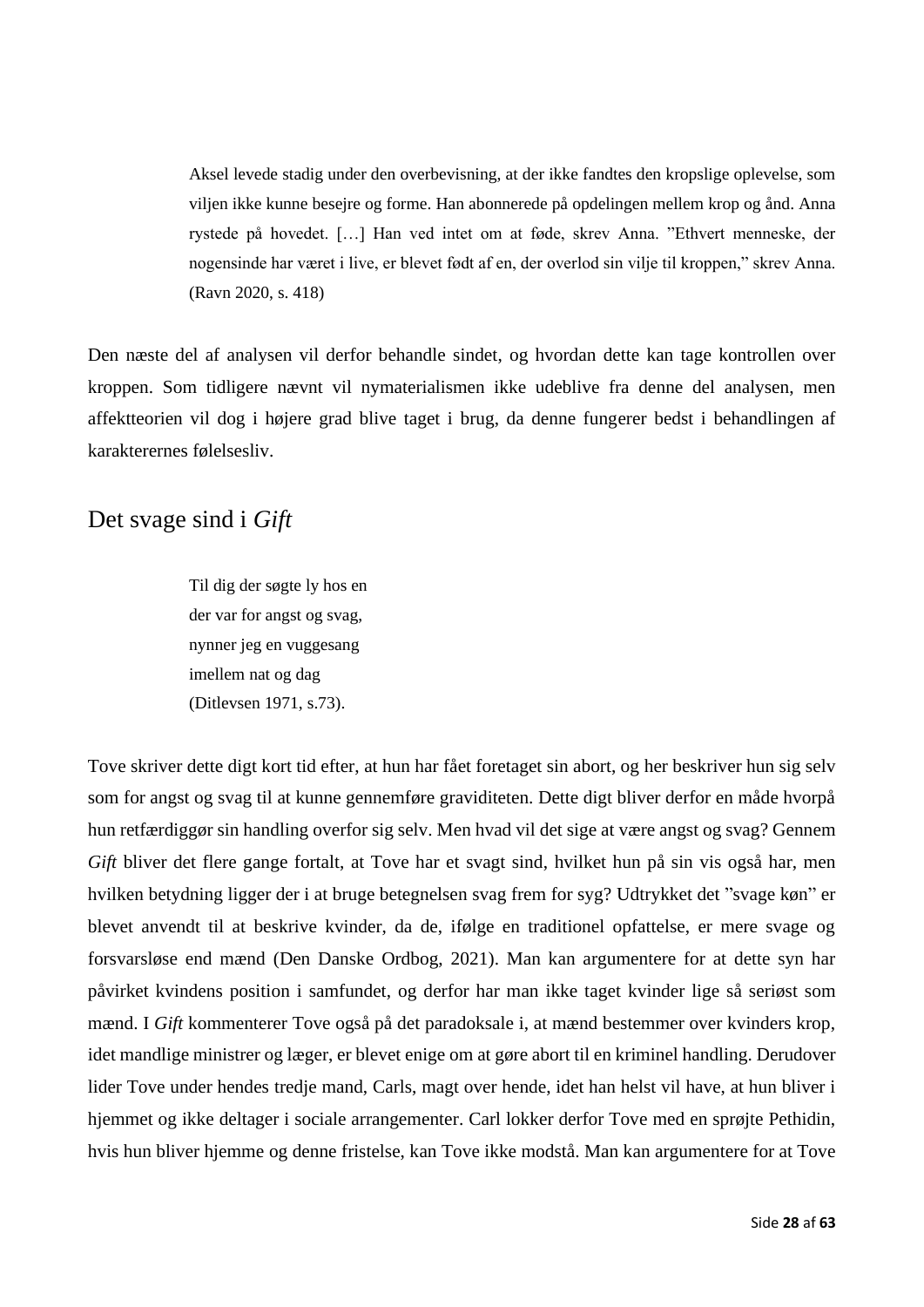> Aksel levede stadig under den overbevisning, at der ikke fandtes den kropslige oplevelse, som viljen ikke kunne besejre og forme. Han abonnerede på opdelingen mellem krop og ånd. Anna rystede på hovedet. […] Han ved intet om at føde, skrev Anna. ”Ethvert menneske, der nogensinde har været i live, er blevet født af en, der overlod sin vilje til kroppen,” skrev Anna. (Ravn 2020, s. 418)

Den næste del af analysen vil derfor behandle sindet, og hvordan dette kan tage kontrollen over kroppen. Som tidligere nævnt vil nymaterialismen ikke udeblive fra denne del analysen, men affektteorien vil dog i højere grad blive taget i brug, da denne fungerer bedst i behandlingen af karakterernes følelsesliv.

## Det svage sind i *Gift*

> Til dig der søgte ly hos en
> der var for angst og svag,
> nynner jeg en vuggesang
> imellem nat og dag
> (Ditlevsen 1971, s.73).

Tove skriver dette digt kort tid efter, at hun har fået foretaget sin abort, og her beskriver hun sig selv som for angst og svag til at kunne gennemføre graviditeten. Dette digt bliver derfor en måde hvorpå hun retfærdiggør sin handling overfor sig selv. Men hvad vil det sige at være angst og svag? Gennem *Gift* bliver det flere gange fortalt, at Tove har et svagt sind, hvilket hun på sin vis også har, men hvilken betydning ligger der i at bruge betegnelsen svag frem for syg? Udtrykket det ”svage køn” er blevet anvendt til at beskrive kvinder, da de, ifølge en traditionel opfattelse, er mere svage og forsvarsløse end mænd (Den Danske Ordbog, 2021). Man kan argumentere for at dette syn har påvirket kvindens position i samfundet, og derfor har man ikke taget kvinder lige så seriøst som mænd. I *Gift* kommenterer Tove også på det paradoksale i, at mænd bestemmer over kvinders krop, idet mandlige ministrer og læger, er blevet enige om at gøre abort til en kriminel handling. Derudover lider Tove under hendes tredje mand, Carls, magt over hende, idet han helst vil have, at hun bliver i hjemmet og ikke deltager i sociale arrangementer. Carl lokker derfor Tove med en sprøjte Pethidin, hvis hun bliver hjemme og denne fristelse, kan Tove ikke modstå. Man kan argumentere for at Tove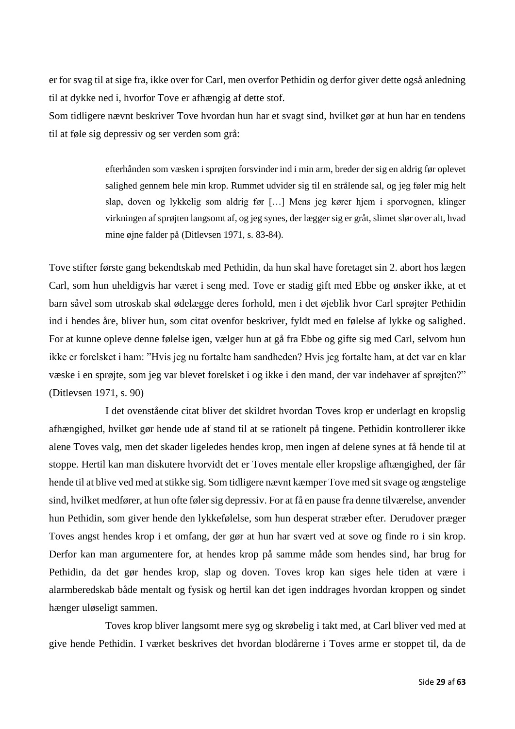er for svag til at sige fra, ikke over for Carl, men overfor Pethidin og derfor giver dette også anledning til at dykke ned i, hvorfor Tove er afhængig af dette stof.
Som tidligere nævnt beskriver Tove hvordan hun har et svagt sind, hvilket gør at hun har en tendens til at føle sig depressiv og ser verden som grå:

> efterhånden som væsken i sprøjten forsvinder ind i min arm, breder der sig en aldrig før oplevet salighed gennem hele min krop. Rummet udvider sig til en strålende sal, og jeg føler mig helt slap, doven og lykkelig som aldrig før […] Mens jeg kører hjem i sporvognen, klinger virkningen af sprøjten langsomt af, og jeg synes, der lægger sig er gråt, slimet slør over alt, hvad mine øjne falder på (Ditlevsen 1971, s. 83-84).

Tove stifter første gang bekendtskab med Pethidin, da hun skal have foretaget sin 2. abort hos lægen Carl, som hun uheldigvis har været i seng med. Tove er stadig gift med Ebbe og ønsker ikke, at et barn såvel som utroskab skal ødelægge deres forhold, men i det øjeblik hvor Carl sprøjter Pethidin ind i hendes åre, bliver hun, som citat ovenfor beskriver, fyldt med en følelse af lykke og salighed. For at kunne opleve denne følelse igen, vælger hun at gå fra Ebbe og gifte sig med Carl, selvom hun ikke er forelsket i ham: ”Hvis jeg nu fortalte ham sandheden? Hvis jeg fortalte ham, at det var en klar væske i en sprøjte, som jeg var blevet forelsket i og ikke i den mand, der var indehaver af sprøjten?” (Ditlevsen 1971, s. 90)

I det ovenstående citat bliver det skildret hvordan Toves krop er underlagt en kropslig afhængighed, hvilket gør hende ude af stand til at se rationelt på tingene. Pethidin kontrollerer ikke alene Toves valg, men det skader ligeledes hendes krop, men ingen af delene synes at få hende til at stoppe. Hertil kan man diskutere hvorvidt det er Toves mentale eller kropslige afhængighed, der får hende til at blive ved med at stikke sig. Som tidligere nævnt kæmper Tove med sit svage og ængstelige sind, hvilket medfører, at hun ofte føler sig depressiv. For at få en pause fra denne tilværelse, anvender hun Pethidin, som giver hende den lykkefølelse, som hun desperat stræber efter. Derudover præger Toves angst hendes krop i et omfang, der gør at hun har svært ved at sove og finde ro i sin krop. Derfor kan man argumentere for, at hendes krop på samme måde som hendes sind, har brug for Pethidin, da det gør hendes krop, slap og doven. Toves krop kan siges hele tiden at være i alarmberedskab både mentalt og fysisk og hertil kan det igen inddrages hvordan kroppen og sindet hænger uløseligt sammen.

Toves krop bliver langsomt mere syg og skrøbelig i takt med, at Carl bliver ved med at give hende Pethidin. I værket beskrives det hvordan blodårerne i Toves arme er stoppet til, da de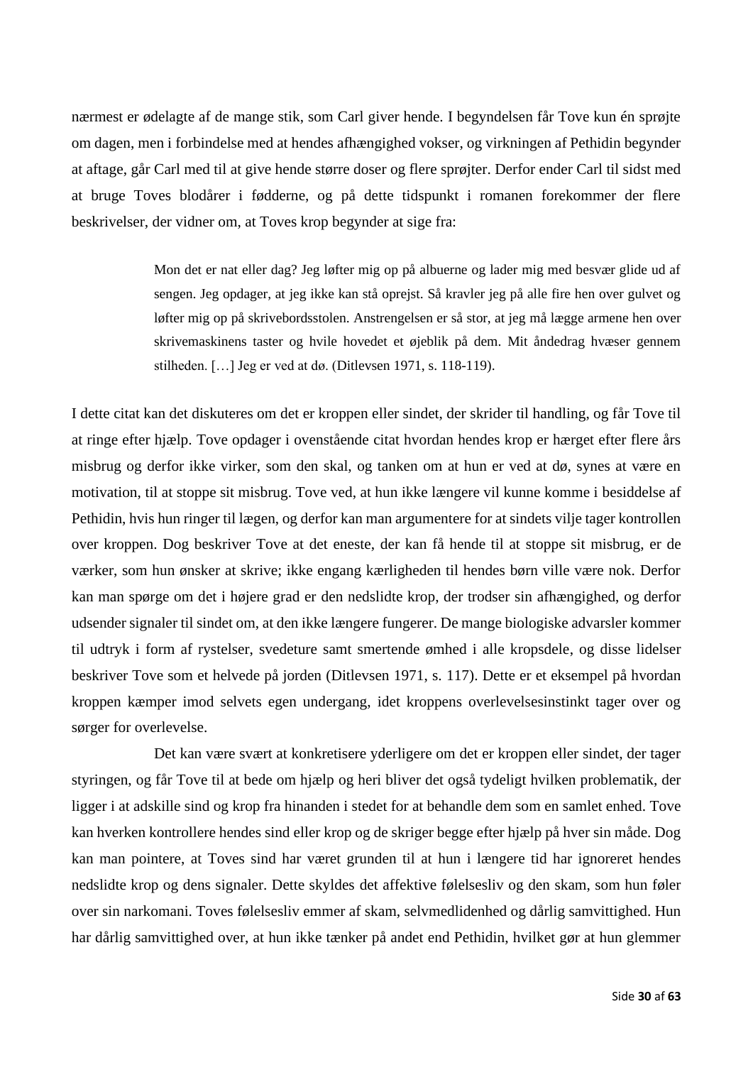nærmest er ødelagte af de mange stik, som Carl giver hende. I begyndelsen får Tove kun én sprøjte om dagen, men i forbindelse med at hendes afhængighed vokser, og virkningen af Pethidin begynder at aftage, går Carl med til at give hende større doser og flere sprøjter. Derfor ender Carl til sidst med at bruge Toves blodårer i fødderne, og på dette tidspunkt i romanen forekommer der flere beskrivelser, der vidner om, at Toves krop begynder at sige fra:

> Mon det er nat eller dag? Jeg løfter mig op på albuerne og lader mig med besvær glide ud af sengen. Jeg opdager, at jeg ikke kan stå oprejst. Så kravler jeg på alle fire hen over gulvet og løfter mig op på skrivebordsstolen. Anstrengelsen er så stor, at jeg må lægge armene hen over skrivemaskinens taster og hvile hovedet et øjeblik på dem. Mit åndedrag hvæser gennem stilheden. […] Jeg er ved at dø. (Ditlevsen 1971, s. 118-119).

I dette citat kan det diskuteres om det er kroppen eller sindet, der skrider til handling, og får Tove til at ringe efter hjælp. Tove opdager i ovenstående citat hvordan hendes krop er hærget efter flere års misbrug og derfor ikke virker, som den skal, og tanken om at hun er ved at dø, synes at være en motivation, til at stoppe sit misbrug. Tove ved, at hun ikke længere vil kunne komme i besiddelse af Pethidin, hvis hun ringer til lægen, og derfor kan man argumentere for at sindets vilje tager kontrollen over kroppen. Dog beskriver Tove at det eneste, der kan få hende til at stoppe sit misbrug, er de værker, som hun ønsker at skrive; ikke engang kærligheden til hendes børn ville være nok. Derfor kan man spørge om det i højere grad er den nedslidte krop, der trodser sin afhængighed, og derfor udsender signaler til sindet om, at den ikke længere fungerer. De mange biologiske advarsler kommer til udtryk i form af rystelser, svedeture samt smertende ømhed i alle kropsdele, og disse lidelser beskriver Tove som et helvede på jorden (Ditlevsen 1971, s. 117). Dette er et eksempel på hvordan kroppen kæmper imod selvets egen undergang, idet kroppens overlevelsesinstinkt tager over og sørger for overlevelse.

Det kan være svært at konkretisere yderligere om det er kroppen eller sindet, der tager styringen, og får Tove til at bede om hjælp og heri bliver det også tydeligt hvilken problematik, der ligger i at adskille sind og krop fra hinanden i stedet for at behandle dem som en samlet enhed. Tove kan hverken kontrollere hendes sind eller krop og de skriger begge efter hjælp på hver sin måde. Dog kan man pointere, at Toves sind har været grunden til at hun i længere tid har ignoreret hendes nedslidte krop og dens signaler. Dette skyldes det affektive følelsesliv og den skam, som hun føler over sin narkomani. Toves følelsesliv emmer af skam, selvmedlidenhed og dårlig samvittighed. Hun har dårlig samvittighed over, at hun ikke tænker på andet end Pethidin, hvilket gør at hun glemmer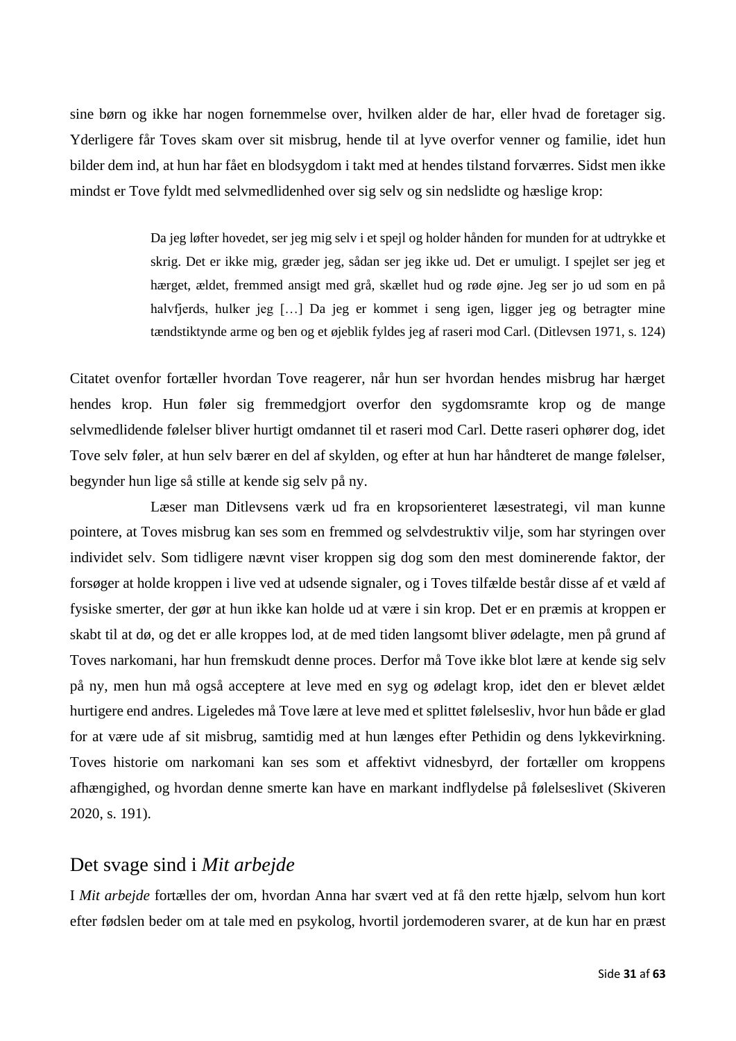sine børn og ikke har nogen fornemmelse over, hvilken alder de har, eller hvad de foretager sig. Yderligere får Toves skam over sit misbrug, hende til at lyve overfor venner og familie, idet hun bilder dem ind, at hun har fået en blodsygdom i takt med at hendes tilstand forværres. Sidst men ikke mindst er Tove fyldt med selvmedlidenhed over sig selv og sin nedslidte og hæslige krop:

> Da jeg løfter hovedet, ser jeg mig selv i et spejl og holder hånden for munden for at udtrykke et skrig. Det er ikke mig, græder jeg, sådan ser jeg ikke ud. Det er umuligt. I spejlet ser jeg et hærget, ældet, fremmed ansigt med grå, skællet hud og røde øjne. Jeg ser jo ud som en på halvfjerds, hulker jeg […] Da jeg er kommet i seng igen, ligger jeg og betragter mine tændstiktynde arme og ben og et øjeblik fyldes jeg af raseri mod Carl. (Ditlevsen 1971, s. 124)

Citatet ovenfor fortæller hvordan Tove reagerer, når hun ser hvordan hendes misbrug har hærget hendes krop. Hun føler sig fremmedgjort overfor den sygdomsramte krop og de mange selvmedlidende følelser bliver hurtigt omdannet til et raseri mod Carl. Dette raseri ophører dog, idet Tove selv føler, at hun selv bærer en del af skylden, og efter at hun har håndteret de mange følelser, begynder hun lige så stille at kende sig selv på ny.

Læser man Ditlevsens værk ud fra en kropsorienteret læsestrategi, vil man kunne pointere, at Toves misbrug kan ses som en fremmed og selvdestruktiv vilje, som har styringen over individet selv. Som tidligere nævnt viser kroppen sig dog som den mest dominerende faktor, der forsøger at holde kroppen i live ved at udsende signaler, og i Toves tilfælde består disse af et væld af fysiske smerter, der gør at hun ikke kan holde ud at være i sin krop. Det er en præmis at kroppen er skabt til at dø, og det er alle kroppes lod, at de med tiden langsomt bliver ødelagte, men på grund af Toves narkomani, har hun fremskudt denne proces. Derfor må Tove ikke blot lære at kende sig selv på ny, men hun må også acceptere at leve med en syg og ødelagt krop, idet den er blevet ældet hurtigere end andres. Ligeledes må Tove lære at leve med et splittet følelsesliv, hvor hun både er glad for at være ude af sit misbrug, samtidig med at hun længes efter Pethidin og dens lykkevirkning. Toves historie om narkomani kan ses som et affektivt vidnesbyrd, der fortæller om kroppens afhængighed, og hvordan denne smerte kan have en markant indflydelse på følelseslivet (Skiveren 2020, s. 191).

## Det svage sind i *Mit arbejde*

I *Mit arbejde* fortælles der om, hvordan Anna har svært ved at få den rette hjælp, selvom hun kort efter fødslen beder om at tale med en psykolog, hvortil jordemoderen svarer, at de kun har en præst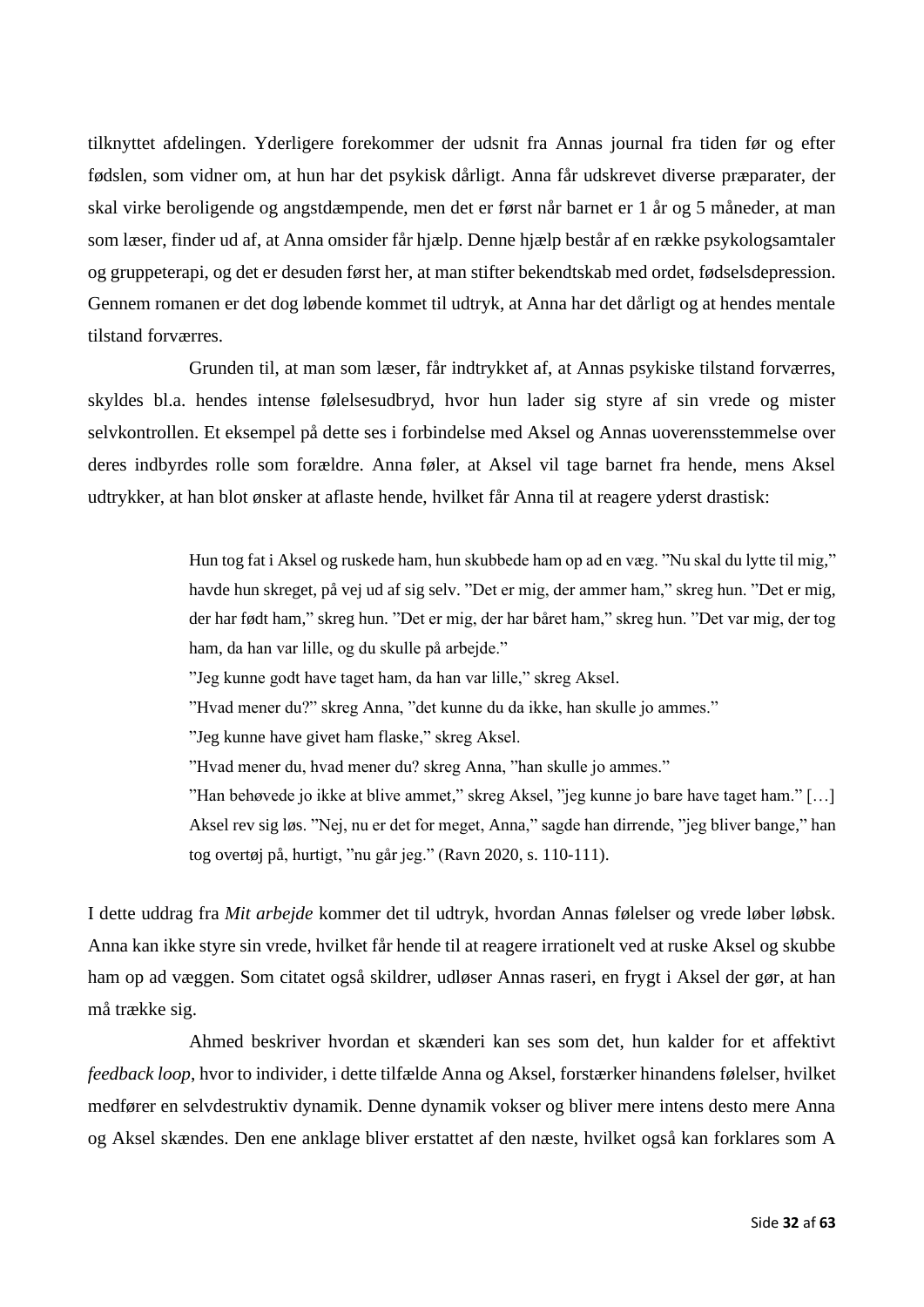tilknyttet afdelingen. Yderligere forekommer der udsnit fra Annas journal fra tiden før og efter fødslen, som vidner om, at hun har det psykisk dårligt. Anna får udskrevet diverse præparater, der skal virke beroligende og angstdæmpende, men det er først når barnet er 1 år og 5 måneder, at man som læser, finder ud af, at Anna omsider får hjælp. Denne hjælp består af en række psykologsamtaler og gruppeterapi, og det er desuden først her, at man stifter bekendtskab med ordet, fødselsdepression. Gennem romanen er det dog løbende kommet til udtryk, at Anna har det dårligt og at hendes mentale tilstand forværres.

Grunden til, at man som læser, får indtrykket af, at Annas psykiske tilstand forværres, skyldes bl.a. hendes intense følelsesudbryd, hvor hun lader sig styre af sin vrede og mister selvkontrollen. Et eksempel på dette ses i forbindelse med Aksel og Annas uoverensstemmelse over deres indbyrdes rolle som forældre. Anna føler, at Aksel vil tage barnet fra hende, mens Aksel udtrykker, at han blot ønsker at aflaste hende, hvilket får Anna til at reagere yderst drastisk:

> Hun tog fat i Aksel og ruskede ham, hun skubbede ham op ad en væg. ”Nu skal du lytte til mig,” havde hun skreget, på vej ud af sig selv. ”Det er mig, der ammer ham,” skreg hun. ”Det er mig, der har født ham,” skreg hun. ”Det er mig, der har båret ham,” skreg hun. ”Det var mig, der tog ham, da han var lille, og du skulle på arbejde.”
> ”Jeg kunne godt have taget ham, da han var lille,” skreg Aksel.
> ”Hvad mener du?” skreg Anna, ”det kunne du da ikke, han skulle jo ammes.”
> ”Jeg kunne have givet ham flaske,” skreg Aksel.
> ”Hvad mener du, hvad mener du? skreg Anna, ”han skulle jo ammes.”
> ”Han behøvede jo ikke at blive ammet,” skreg Aksel, ”jeg kunne jo bare have taget ham.” […] Aksel rev sig løs. ”Nej, nu er det for meget, Anna,” sagde han dirrende, ”jeg bliver bange,” han tog overtøj på, hurtigt, ”nu går jeg.” (Ravn 2020, s. 110-111).

I dette uddrag fra *Mit arbejde* kommer det til udtryk, hvordan Annas følelser og vrede løber løbsk. Anna kan ikke styre sin vrede, hvilket får hende til at reagere irrationelt ved at ruske Aksel og skubbe ham op ad væggen. Som citatet også skildrer, udløser Annas raseri, en frygt i Aksel der gør, at han må trække sig.

Ahmed beskriver hvordan et skænderi kan ses som det, hun kalder for et affektivt *feedback loop*, hvor to individer, i dette tilfælde Anna og Aksel, forstærker hinandens følelser, hvilket medfører en selvdestruktiv dynamik. Denne dynamik vokser og bliver mere intens desto mere Anna og Aksel skændes. Den ene anklage bliver erstattet af den næste, hvilket også kan forklares som A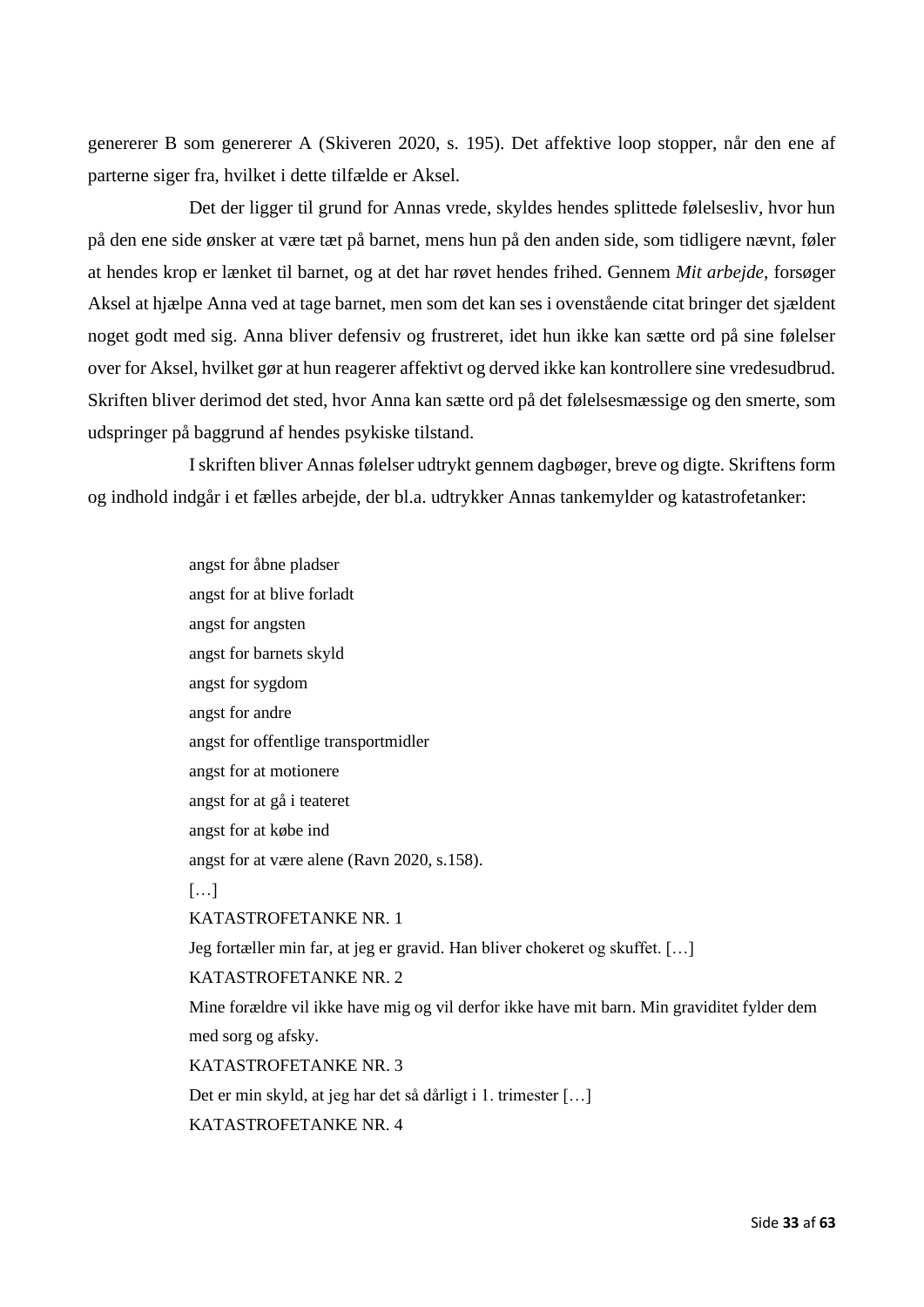genererer B som genererer A (Skiveren 2020, s. 195). Det affektive loop stopper, når den ene af parterne siger fra, hvilket i dette tilfælde er Aksel.

Det der ligger til grund for Annas vrede, skyldes hendes splittede følelsesliv, hvor hun på den ene side ønsker at være tæt på barnet, mens hun på den anden side, som tidligere nævnt, føler at hendes krop er lænket til barnet, og at det har røvet hendes frihed. Gennem *Mit arbejde*, forsøger Aksel at hjælpe Anna ved at tage barnet, men som det kan ses i ovenstående citat bringer det sjældent noget godt med sig. Anna bliver defensiv og frustreret, idet hun ikke kan sætte ord på sine følelser over for Aksel, hvilket gør at hun reagerer affektivt og derved ikke kan kontrollere sine vredesudbrud. Skriften bliver derimod det sted, hvor Anna kan sætte ord på det følelsesmæssige og den smerte, som udspringer på baggrund af hendes psykiske tilstand.

I skriften bliver Annas følelser udtrykt gennem dagbøger, breve og digte. Skriftens form og indhold indgår i et fælles arbejde, der bl.a. udtrykker Annas tankemylder og katastrofetanker:

> angst for åbne pladser
> angst for at blive forladt
> angst for angsten
> angst for barnets skyld
> angst for sygdom
> angst for andre
> angst for offentlige transportmidler
> angst for at motionere
> angst for at gå i teateret
> angst for at købe ind
> angst for at være alene (Ravn 2020, s.158).
> […]
> KATASTROFETANKE NR. 1
> Jeg fortæller min far, at jeg er gravid. Han bliver chokeret og skuffet. […]
> KATASTROFETANKE NR. 2
> Mine forældre vil ikke have mig og vil derfor ikke have mit barn. Min graviditet fylder dem med sorg og afsky.
> KATASTROFETANKE NR. 3
> Det er min skyld, at jeg har det så dårligt i 1. trimester […]
> KATASTROFETANKE NR. 4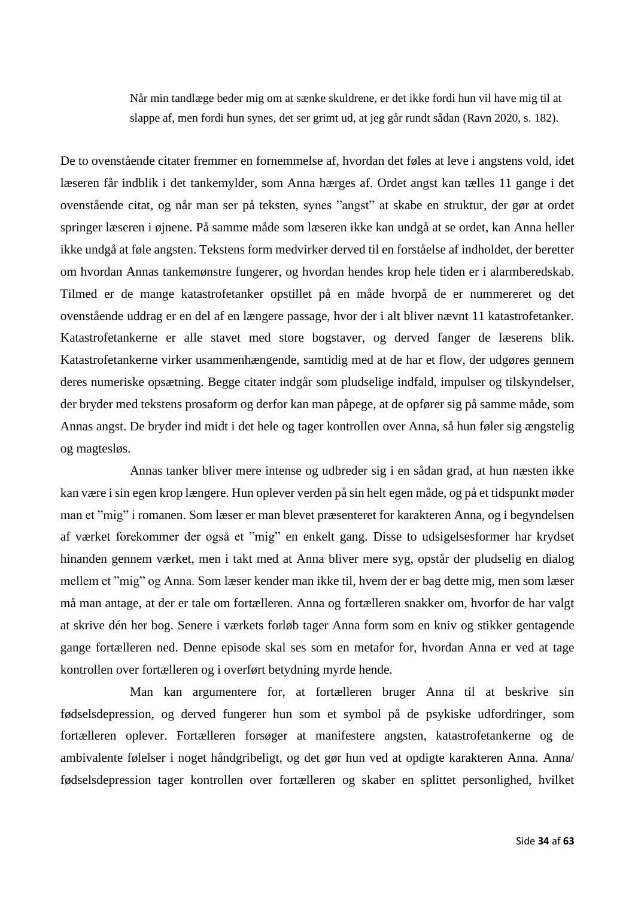> Når min tandlæge beder mig om at sænke skuldrene, er det ikke fordi hun vil have mig til at slappe af, men fordi hun synes, det ser grimt ud, at jeg går rundt sådan (Ravn 2020, s. 182).

De to ovenstående citater fremmer en fornemmelse af, hvordan det føles at leve i angstens vold, idet læseren får indblik i det tankemylder, som Anna hærges af. Ordet angst kan tælles 11 gange i det ovenstående citat, og når man ser på teksten, synes "angst" at skabe en struktur, der gør at ordet springer læseren i øjnene. På samme måde som læseren ikke kan undgå at se ordet, kan Anna heller ikke undgå at føle angsten. Tekstens form medvirker derved til en forståelse af indholdet, der beretter om hvordan Annas tankemønstre fungerer, og hvordan hendes krop hele tiden er i alarmberedskab. Tilmed er de mange katastrofetanker opstillet på en måde hvorpå de er nummereret og det ovenstående uddrag er en del af en længere passage, hvor der i alt bliver nævnt 11 katastrofetanker. Katastrofetankerne er alle stavet med store bogstaver, og derved fanger de læserens blik. Katastrofetankerne virker usammenhængende, samtidig med at de har et flow, der udgøres gennem deres numeriske opsætning. Begge citater indgår som pludselige indfald, impulser og tilskyndelser, der bryder med tekstens prosaform og derfor kan man påpege, at de opfører sig på samme måde, som Annas angst. De bryder ind midt i det hele og tager kontrollen over Anna, så hun føler sig ængstelig og magtesløs.

Annas tanker bliver mere intense og udbreder sig i en sådan grad, at hun næsten ikke kan være i sin egen krop længere. Hun oplever verden på sin helt egen måde, og på et tidspunkt møder man et "mig" i romanen. Som læser er man blevet præsenteret for karakteren Anna, og i begyndelsen af værket forekommer der også et "mig" en enkelt gang. Disse to udsigelsesformer har krydset hinanden gennem værket, men i takt med at Anna bliver mere syg, opstår der pludselig en dialog mellem et "mig" og Anna. Som læser kender man ikke til, hvem der er bag dette mig, men som læser må man antage, at der er tale om fortælleren. Anna og fortælleren snakker om, hvorfor de har valgt at skrive dén her bog. Senere i værkets forløb tager Anna form som en kniv og stikker gentagende gange fortælleren ned. Denne episode skal ses som en metafor for, hvordan Anna er ved at tage kontrollen over fortælleren og i overført betydning myrde hende.

Man kan argumentere for, at fortælleren bruger Anna til at beskrive sin fødselsdepression, og derved fungerer hun som et symbol på de psykiske udfordringer, som fortælleren oplever. Fortælleren forsøger at manifestere angsten, katastrofetankerne og de ambivalente følelser i noget håndgribeligt, og det gør hun ved at opdigte karakteren Anna. Anna/fødselsdepression tager kontrollen over fortælleren og skaber en splittet personlighed, hvilket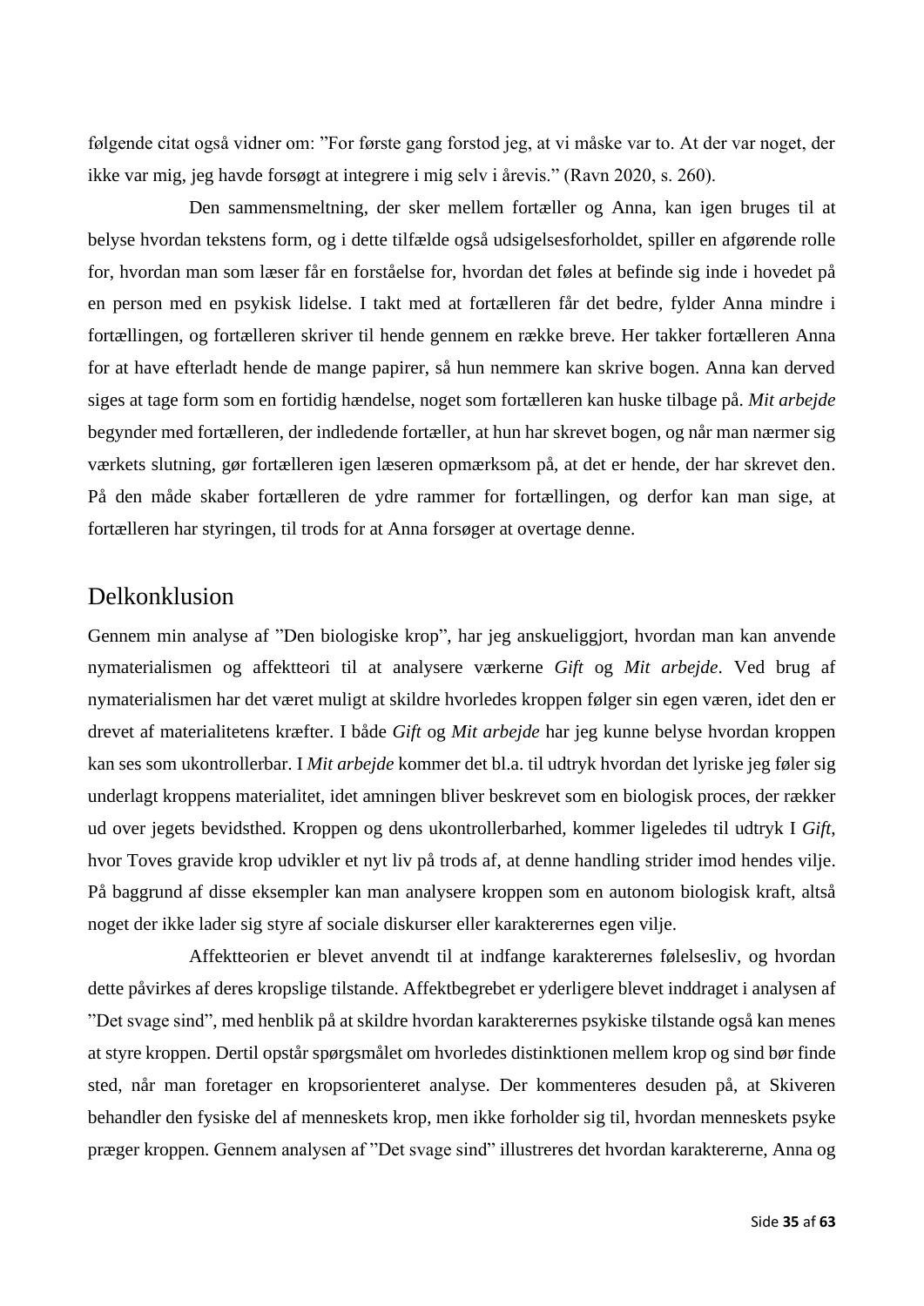følgende citat også vidner om: ”For første gang forstod jeg, at vi måske var to. At der var noget, der ikke var mig, jeg havde forsøgt at integrere i mig selv i årevis.” (Ravn 2020, s. 260).

Den sammensmeltning, der sker mellem fortæller og Anna, kan igen bruges til at belyse hvordan tekstens form, og i dette tilfælde også udsigelsesforholdet, spiller en afgørende rolle for, hvordan man som læser får en forståelse for, hvordan det føles at befinde sig inde i hovedet på en person med en psykisk lidelse. I takt med at fortælleren får det bedre, fylder Anna mindre i fortællingen, og fortælleren skriver til hende gennem en række breve. Her takker fortælleren Anna for at have efterladt hende de mange papirer, så hun nemmere kan skrive bogen. Anna kan derved siges at tage form som en fortidig hændelse, noget som fortælleren kan huske tilbage på. *Mit arbejde* begynder med fortælleren, der indledende fortæller, at hun har skrevet bogen, og når man nærmer sig værkets slutning, gør fortælleren igen læseren opmærksom på, at det er hende, der har skrevet den. På den måde skaber fortælleren de ydre rammer for fortællingen, og derfor kan man sige, at fortælleren har styringen, til trods for at Anna forsøger at overtage denne.

## Delkonklusion

Gennem min analyse af ”Den biologiske krop”, har jeg anskueliggjort, hvordan man kan anvende nymaterialismen og affektteori til at analysere værkerne *Gift* og *Mit arbejde*. Ved brug af nymaterialismen har det været muligt at skildre hvorledes kroppen følger sin egen væren, idet den er drevet af materialitetens kræfter. I både *Gift* og *Mit arbejde* har jeg kunne belyse hvordan kroppen kan ses som ukontrollerbar. I *Mit arbejde* kommer det bl.a. til udtryk hvordan det lyriske jeg føler sig underlagt kroppens materialitet, idet amningen bliver beskrevet som en biologisk proces, der rækker ud over jegets bevidsthed. Kroppen og dens ukontrollerbarhed, kommer ligeledes til udtryk I *Gift*, hvor Toves gravide krop udvikler et nyt liv på trods af, at denne handling strider imod hendes vilje. På baggrund af disse eksempler kan man analysere kroppen som en autonom biologisk kraft, altså noget der ikke lader sig styre af sociale diskurser eller karakterernes egen vilje.

Affektteorien er blevet anvendt til at indfange karakterernes følelsesliv, og hvordan dette påvirkes af deres kropslige tilstande. Affektbegrebet er yderligere blevet inddraget i analysen af ”Det svage sind”, med henblik på at skildre hvordan karakterernes psykiske tilstande også kan menes at styre kroppen. Dertil opstår spørgsmålet om hvorledes distinktionen mellem krop og sind bør finde sted, når man foretager en kropsorienteret analyse. Der kommenteres desuden på, at Skiveren behandler den fysiske del af menneskets krop, men ikke forholder sig til, hvordan menneskets psyke præger kroppen. Gennem analysen af ”Det svage sind” illustreres det hvordan karaktererne, Anna og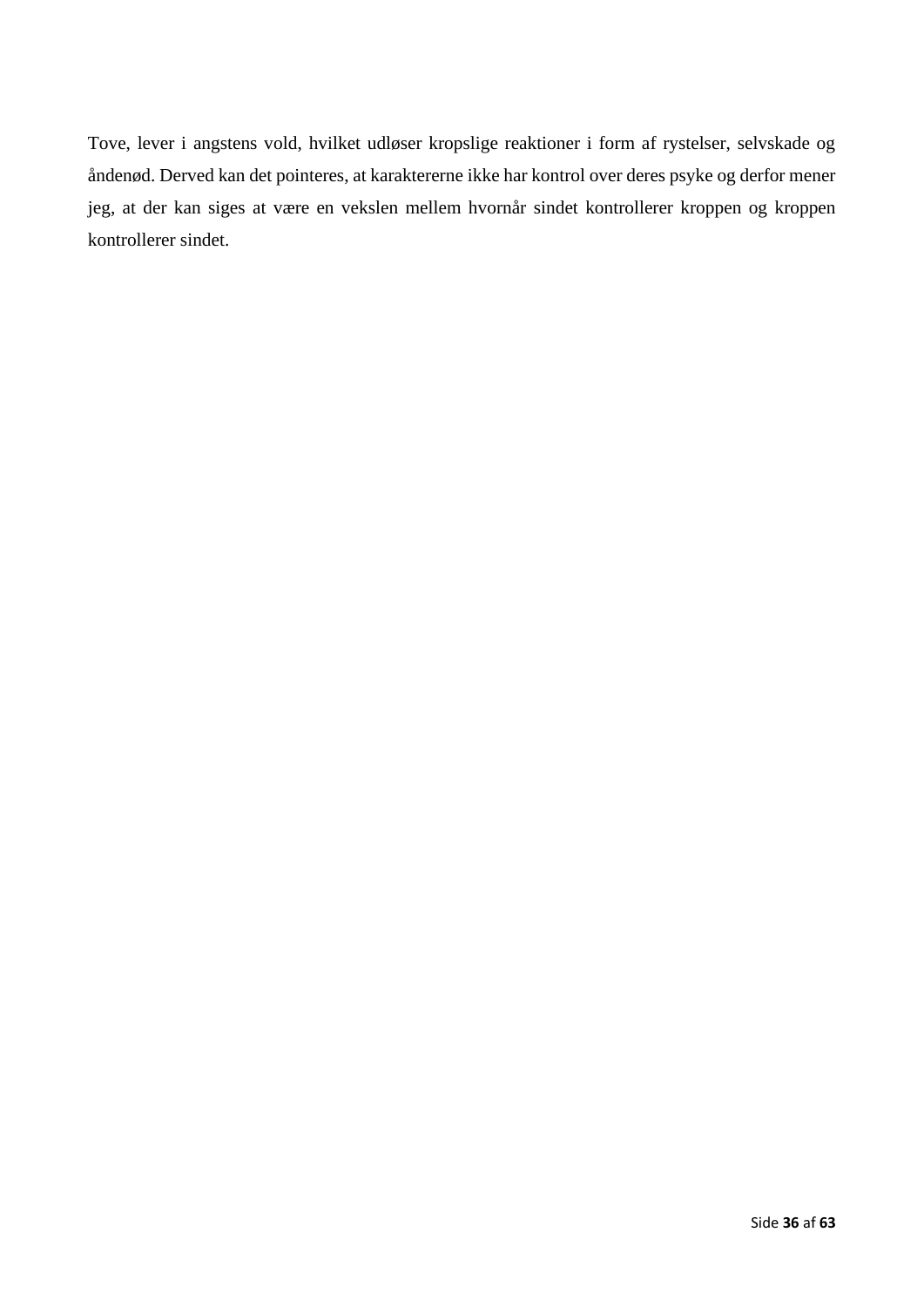Tove, lever i angstens vold, hvilket udløser kropslige reaktioner i form af rystelser, selvskade og åndenød. Derved kan det pointeres, at karaktererne ikke har kontrol over deres psyke og derfor mener jeg, at der kan siges at være en vekslen mellem hvornår sindet kontrollerer kroppen og kroppen kontrollerer sindet.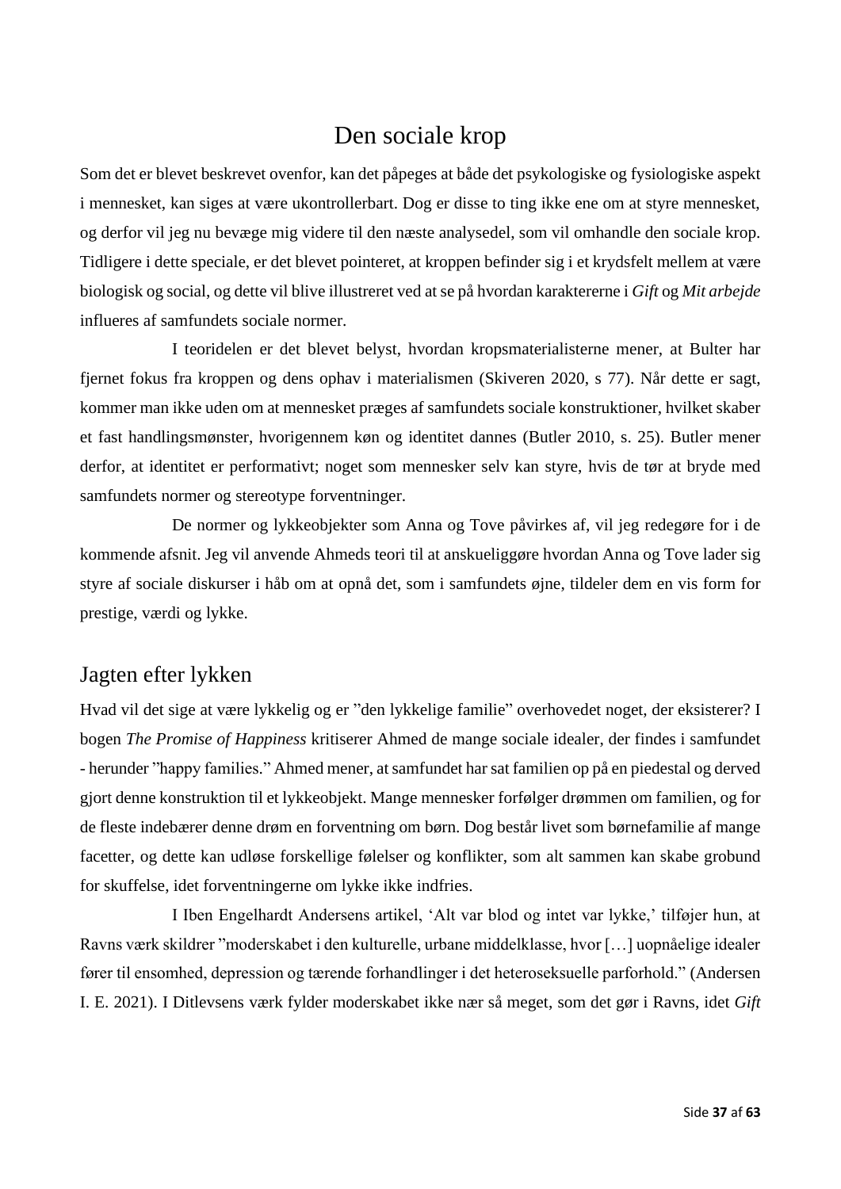# Den sociale krop

Som det er blevet beskrevet ovenfor, kan det påpeges at både det psykologiske og fysiologiske aspekt i mennesket, kan siges at være ukontrollerbart. Dog er disse to ting ikke ene om at styre mennesket, og derfor vil jeg nu bevæge mig videre til den næste analysedel, som vil omhandle den sociale krop. Tidligere i dette speciale, er det blevet pointeret, at kroppen befinder sig i et krydsfelt mellem at være biologisk og social, og dette vil blive illustreret ved at se på hvordan karaktererne i *Gift* og *Mit arbejde* influeres af samfundets sociale normer.

I teoridelen er det blevet belyst, hvordan kropsmaterialisterne mener, at Bulter har fjernet fokus fra kroppen og dens ophav i materialismen (Skiveren 2020, s 77). Når dette er sagt, kommer man ikke uden om at mennesket præges af samfundets sociale konstruktioner, hvilket skaber et fast handlingsmønster, hvorigennem køn og identitet dannes (Butler 2010, s. 25). Butler mener derfor, at identitet er performativt; noget som mennesker selv kan styre, hvis de tør at bryde med samfundets normer og stereotype forventninger.

De normer og lykkeobjekter som Anna og Tove påvirkes af, vil jeg redegøre for i de kommende afsnit. Jeg vil anvende Ahmeds teori til at anskueliggøre hvordan Anna og Tove lader sig styre af sociale diskurser i håb om at opnå det, som i samfundets øjne, tildeler dem en vis form for prestige, værdi og lykke.

## Jagten efter lykken

Hvad vil det sige at være lykkelig og er ”den lykkelige familie” overhovedet noget, der eksisterer? I bogen *The Promise of Happiness* kritiserer Ahmed de mange sociale idealer, der findes i samfundet - herunder ”happy families.” Ahmed mener, at samfundet har sat familien op på en piedestal og derved gjort denne konstruktion til et lykkeobjekt. Mange mennesker forfølger drømmen om familien, og for de fleste indebærer denne drøm en forventning om børn. Dog består livet som børnefamilie af mange facetter, og dette kan udløse forskellige følelser og konflikter, som alt sammen kan skabe grobund for skuffelse, idet forventningerne om lykke ikke indfries.

I Iben Engelhardt Andersens artikel, ‘Alt var blod og intet var lykke,’ tilføjer hun, at Ravns værk skildrer ”moderskabet i den kulturelle, urbane middelklasse, hvor […] uopnåelige idealer fører til ensomhed, depression og tærende forhandlinger i det heteroseksuelle parforhold.” (Andersen I. E. 2021). I Ditlevsens værk fylder moderskabet ikke nær så meget, som det gør i Ravns, idet *Gift*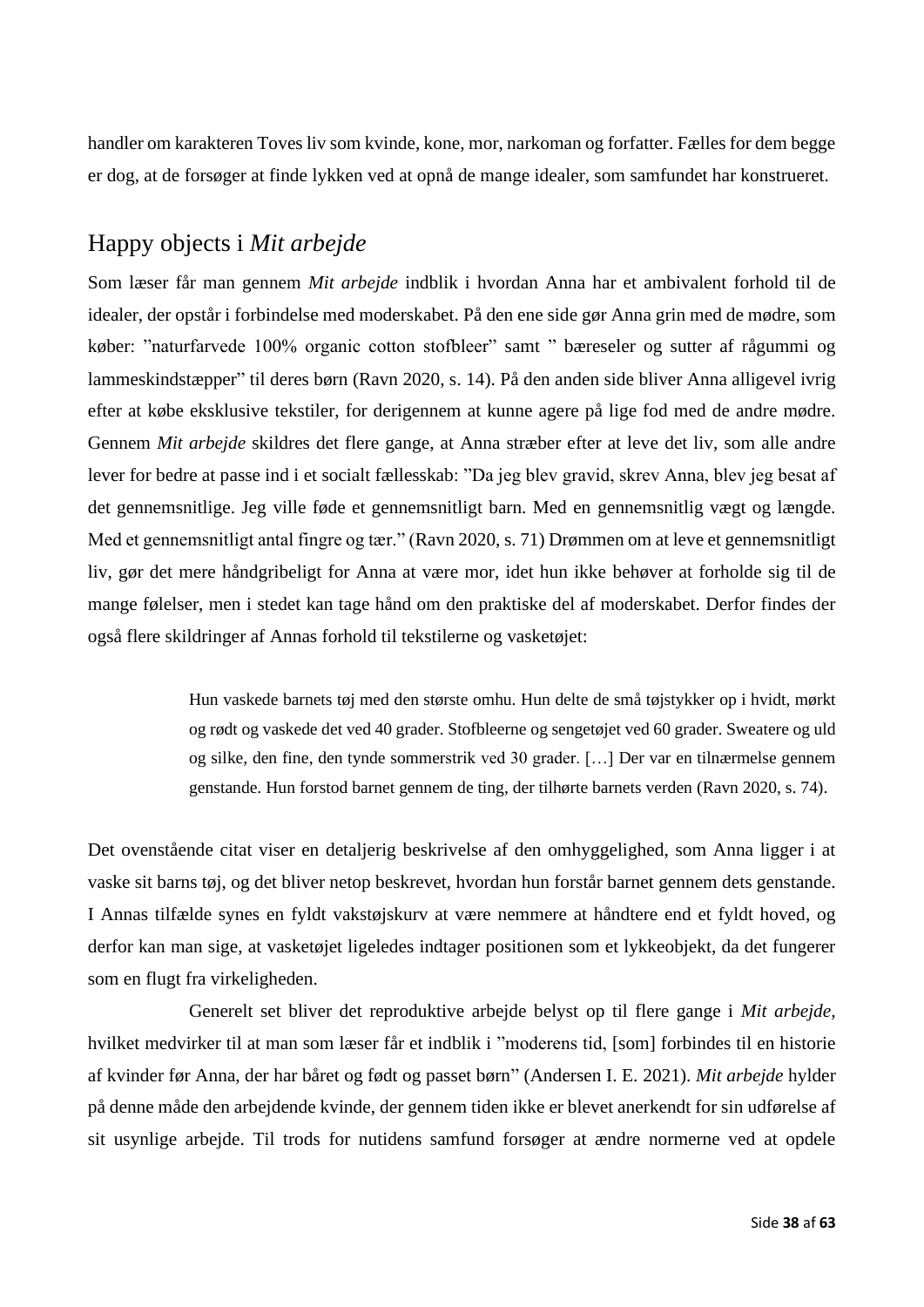handler om karakteren Toves liv som kvinde, kone, mor, narkoman og forfatter. Fælles for dem begge er dog, at de forsøger at finde lykken ved at opnå de mange idealer, som samfundet har konstrueret.

## Happy objects i *Mit arbejde*

Som læser får man gennem *Mit arbejde* indblik i hvordan Anna har et ambivalent forhold til de idealer, der opstår i forbindelse med moderskabet. På den ene side gør Anna grin med de mødre, som køber: ”naturfarvede 100% organic cotton stofbleer” samt ” bæreseler og sutter af rågummi og lammeskindstæpper” til deres børn (Ravn 2020, s. 14). På den anden side bliver Anna alligevel ivrig efter at købe eksklusive tekstiler, for derigennem at kunne agere på lige fod med de andre mødre. Gennem *Mit arbejde* skildres det flere gange, at Anna stræber efter at leve det liv, som alle andre lever for bedre at passe ind i et socialt fællesskab: ”Da jeg blev gravid, skrev Anna, blev jeg besat af det gennemsnitlige. Jeg ville føde et gennemsnitligt barn. Med en gennemsnitlig vægt og længde. Med et gennemsnitligt antal fingre og tær.” (Ravn 2020, s. 71) Drømmen om at leve et gennemsnitligt liv, gør det mere håndgribeligt for Anna at være mor, idet hun ikke behøver at forholde sig til de mange følelser, men i stedet kan tage hånd om den praktiske del af moderskabet. Derfor findes der også flere skildringer af Annas forhold til tekstilerne og vasketøjet:

> Hun vaskede barnets tøj med den største omhu. Hun delte de små tøjstykker op i hvidt, mørkt og rødt og vaskede det ved 40 grader. Stofbleerne og sengetøjet ved 60 grader. Sweatere og uld og silke, den fine, den tynde sommerstrik ved 30 grader. […] Der var en tilnærmelse gennem genstande. Hun forstod barnet gennem de ting, der tilhørte barnets verden (Ravn 2020, s. 74).

Det ovenstående citat viser en detaljerig beskrivelse af den omhyggelighed, som Anna ligger i at vaske sit barns tøj, og det bliver netop beskrevet, hvordan hun forstår barnet gennem dets genstande. I Annas tilfælde synes en fyldt vakstøjskurv at være nemmere at håndtere end et fyldt hoved, og derfor kan man sige, at vasketøjet ligeledes indtager positionen som et lykkeobjekt, da det fungerer som en flugt fra virkeligheden.

Generelt set bliver det reproduktive arbejde belyst op til flere gange i *Mit arbejde*, hvilket medvirker til at man som læser får et indblik i ”moderens tid, [som] forbindes til en historie af kvinder før Anna, der har båret og født og passet børn” (Andersen I. E. 2021). *Mit arbejde* hylder på denne måde den arbejdende kvinde, der gennem tiden ikke er blevet anerkendt for sin udførelse af sit usynlige arbejde. Til trods for nutidens samfund forsøger at ændre normerne ved at opdele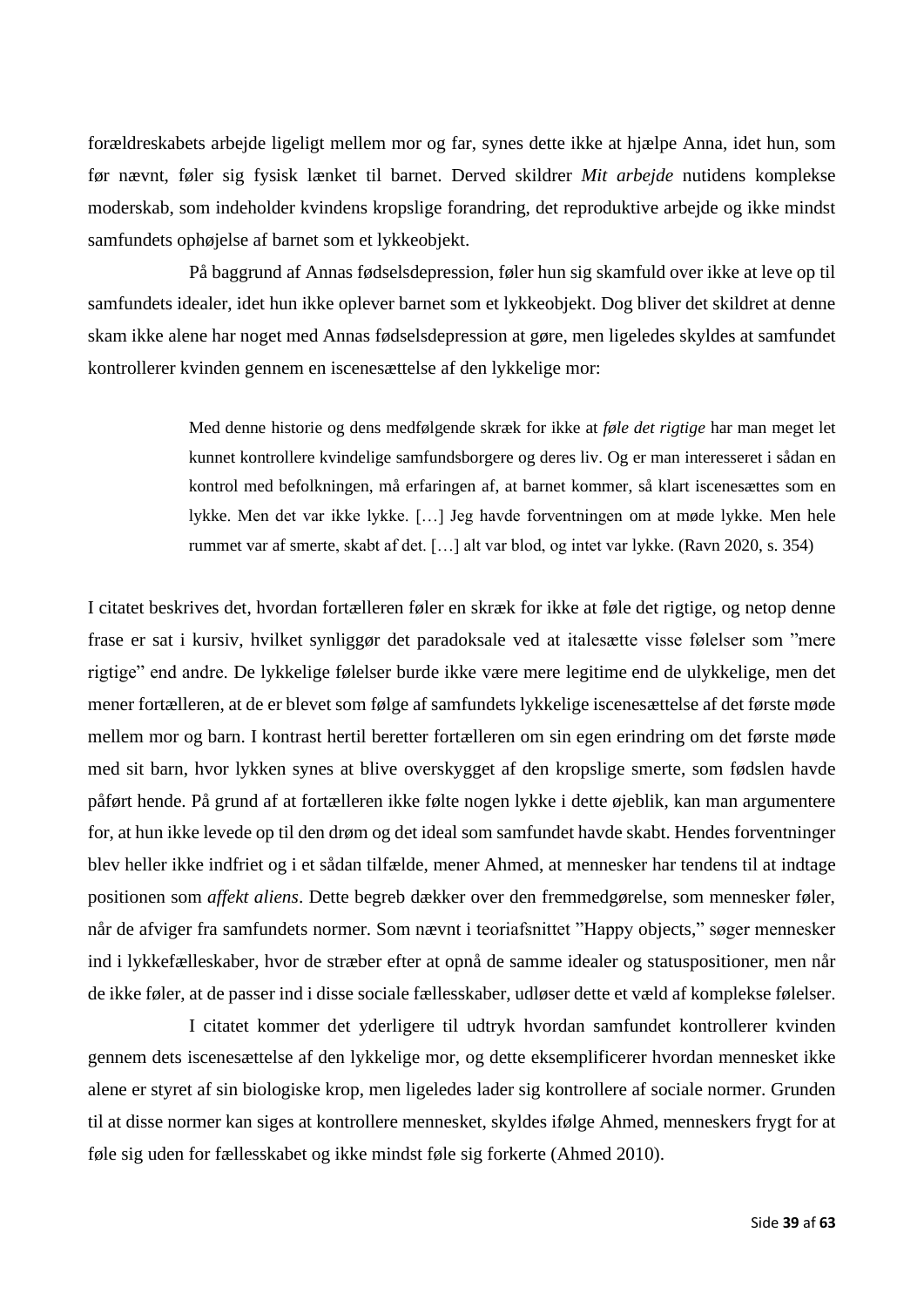forældreskabets arbejde ligeligt mellem mor og far, synes dette ikke at hjælpe Anna, idet hun, som før nævnt, føler sig fysisk lænket til barnet. Derved skildrer *Mit arbejde* nutidens komplekse moderskab, som indeholder kvindens kropslige forandring, det reproduktive arbejde og ikke mindst samfundets ophøjelse af barnet som et lykkeobjekt.

På baggrund af Annas fødselsdepression, føler hun sig skamfuld over ikke at leve op til samfundets idealer, idet hun ikke oplever barnet som et lykkeobjekt. Dog bliver det skildret at denne skam ikke alene har noget med Annas fødselsdepression at gøre, men ligeledes skyldes at samfundet kontrollerer kvinden gennem en iscenesættelse af den lykkelige mor:

> Med denne historie og dens medfølgende skræk for ikke at *føle det rigtige* har man meget let kunnet kontrollere kvindelige samfundsborgere og deres liv. Og er man interesseret i sådan en kontrol med befolkningen, må erfaringen af, at barnet kommer, så klart iscenesættes som en lykke. Men det var ikke lykke. […] Jeg havde forventningen om at møde lykke. Men hele rummet var af smerte, skabt af det. […] alt var blod, og intet var lykke. (Ravn 2020, s. 354)

I citatet beskrives det, hvordan fortælleren føler en skræk for ikke at føle det rigtige, og netop denne frase er sat i kursiv, hvilket synliggør det paradoksale ved at italesætte visse følelser som "mere rigtige" end andre. De lykkelige følelser burde ikke være mere legitime end de ulykkelige, men det mener fortælleren, at de er blevet som følge af samfundets lykkelige iscenesættelse af det første møde mellem mor og barn. I kontrast hertil beretter fortælleren om sin egen erindring om det første møde med sit barn, hvor lykken synes at blive overskygget af den kropslige smerte, som fødslen havde påført hende. På grund af at fortælleren ikke følte nogen lykke i dette øjeblik, kan man argumentere for, at hun ikke levede op til den drøm og det ideal som samfundet havde skabt. Hendes forventninger blev heller ikke indfriet og i et sådan tilfælde, mener Ahmed, at mennesker har tendens til at indtage positionen som *affekt aliens*. Dette begreb dækker over den fremmedgørelse, som mennesker føler, når de afviger fra samfundets normer. Som nævnt i teoriafsnittet "Happy objects," søger mennesker ind i lykkefælleskaber, hvor de stræber efter at opnå de samme idealer og statuspositioner, men når de ikke føler, at de passer ind i disse sociale fællesskaber, udløser dette et væld af komplekse følelser.

I citatet kommer det yderligere til udtryk hvordan samfundet kontrollerer kvinden gennem dets iscenesættelse af den lykkelige mor, og dette eksemplificerer hvordan mennesket ikke alene er styret af sin biologiske krop, men ligeledes lader sig kontrollere af sociale normer. Grunden til at disse normer kan siges at kontrollere mennesket, skyldes ifølge Ahmed, menneskers frygt for at føle sig uden for fællesskabet og ikke mindst føle sig forkerte (Ahmed 2010).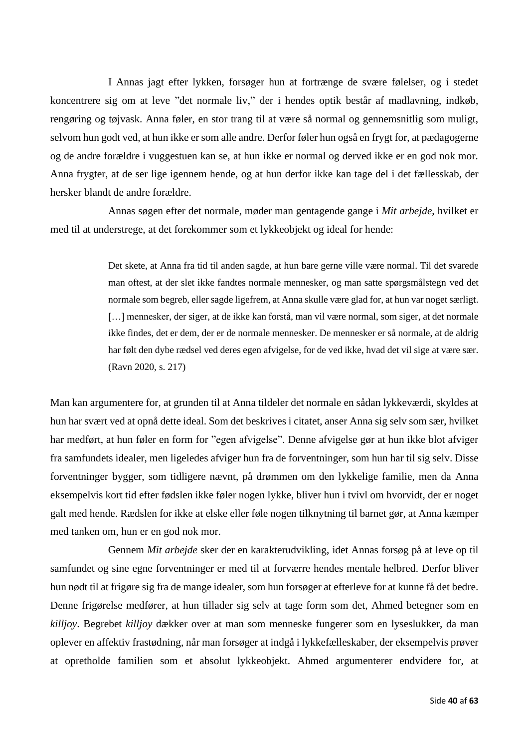I Annas jagt efter lykken, forsøger hun at fortrænge de svære følelser, og i stedet koncentrere sig om at leve "det normale liv," der i hendes optik består af madlavning, indkøb, rengøring og tøjvask. Anna føler, en stor trang til at være så normal og gennemsnitlig som muligt, selvom hun godt ved, at hun ikke er som alle andre. Derfor føler hun også en frygt for, at pædagogerne og de andre forældre i vuggestuen kan se, at hun ikke er normal og derved ikke er en god nok mor. Anna frygter, at de ser lige igennem hende, og at hun derfor ikke kan tage del i det fællesskab, der hersker blandt de andre forældre.

Annas søgen efter det normale, møder man gentagende gange i *Mit arbejde*, hvilket er med til at understrege, at det forekommer som et lykkeobjekt og ideal for hende:

> Det skete, at Anna fra tid til anden sagde, at hun bare gerne ville være normal. Til det svarede man oftest, at der slet ikke fandtes normale mennesker, og man satte spørgsmålstegn ved det normale som begreb, eller sagde ligefrem, at Anna skulle være glad for, at hun var noget særligt. […] mennesker, der siger, at de ikke kan forstå, man vil være normal, som siger, at det normale ikke findes, det er dem, der er de normale mennesker. De mennesker er så normale, at de aldrig har følt den dybe rædsel ved deres egen afvigelse, for de ved ikke, hvad det vil sige at være sær. (Ravn 2020, s. 217)

Man kan argumentere for, at grunden til at Anna tildeler det normale en sådan lykkeværdi, skyldes at hun har svært ved at opnå dette ideal. Som det beskrives i citatet, anser Anna sig selv som sær, hvilket har medført, at hun føler en form for "egen afvigelse". Denne afvigelse gør at hun ikke blot afviger fra samfundets idealer, men ligeledes afviger hun fra de forventninger, som hun har til sig selv. Disse forventninger bygger, som tidligere nævnt, på drømmen om den lykkelige familie, men da Anna eksempelvis kort tid efter fødslen ikke føler nogen lykke, bliver hun i tvivl om hvorvidt, der er noget galt med hende. Rædslen for ikke at elske eller føle nogen tilknytning til barnet gør, at Anna kæmper med tanken om, hun er en god nok mor.

Gennem *Mit arbejde* sker der en karakterudvikling, idet Annas forsøg på at leve op til samfundet og sine egne forventninger er med til at forværre hendes mentale helbred. Derfor bliver hun nødt til at frigøre sig fra de mange idealer, som hun forsøger at efterleve for at kunne få det bedre. Denne frigørelse medfører, at hun tillader sig selv at tage form som det, Ahmed betegner som en *killjoy*. Begrebet *killjoy* dækker over at man som menneske fungerer som en lyseslukker, da man oplever en affektiv frastødning, når man forsøger at indgå i lykkefælleskaber, der eksempelvis prøver at opretholde familien som et absolut lykkeobjekt. Ahmed argumenterer endvidere for, at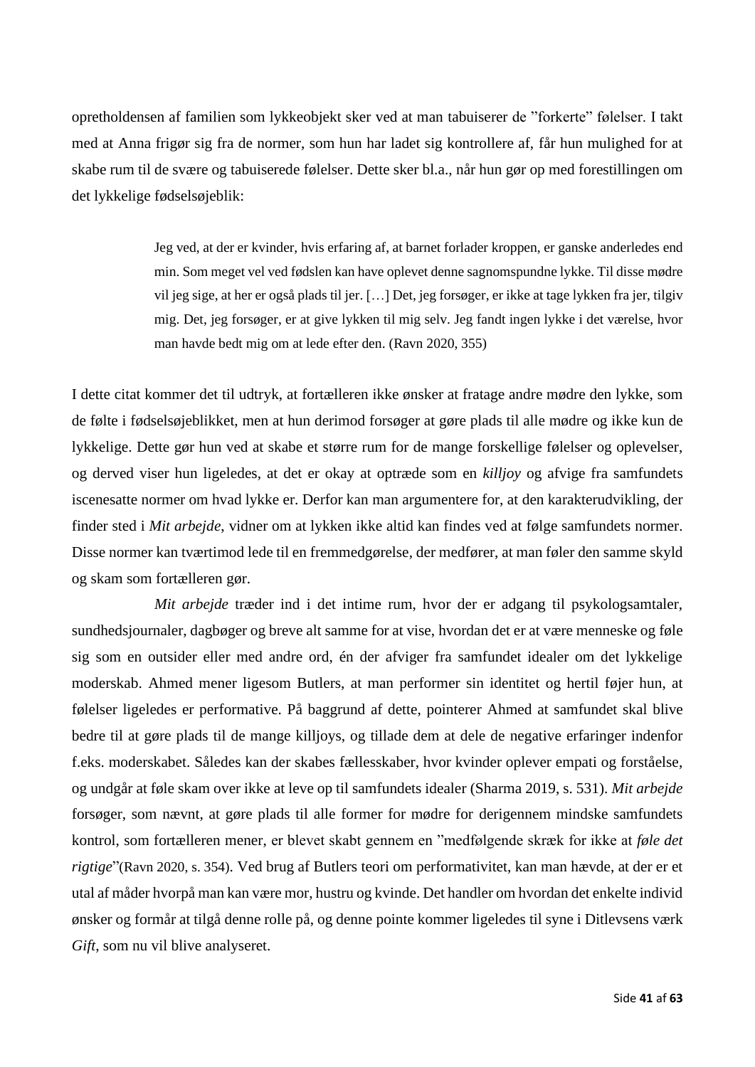opretholdensen af familien som lykkeobjekt sker ved at man tabuiserer de ”forkerte” følelser. I takt med at Anna frigør sig fra de normer, som hun har ladet sig kontrollere af, får hun mulighed for at skabe rum til de svære og tabuiserede følelser. Dette sker bl.a., når hun gør op med forestillingen om det lykkelige fødselsøjeblik:

> Jeg ved, at der er kvinder, hvis erfaring af, at barnet forlader kroppen, er ganske anderledes end min. Som meget vel ved fødslen kan have oplevet denne sagnomspundne lykke. Til disse mødre vil jeg sige, at her er også plads til jer. […] Det, jeg forsøger, er ikke at tage lykken fra jer, tilgiv mig. Det, jeg forsøger, er at give lykken til mig selv. Jeg fandt ingen lykke i det værelse, hvor man havde bedt mig om at lede efter den. (Ravn 2020, 355)

I dette citat kommer det til udtryk, at fortælleren ikke ønsker at fratage andre mødre den lykke, som de følte i fødselsøjeblikket, men at hun derimod forsøger at gøre plads til alle mødre og ikke kun de lykkelige. Dette gør hun ved at skabe et større rum for de mange forskellige følelser og oplevelser, og derved viser hun ligeledes, at det er okay at optræde som en *killjoy* og afvige fra samfundets iscenesatte normer om hvad lykke er. Derfor kan man argumentere for, at den karakterudvikling, der finder sted i *Mit arbejde*, vidner om at lykken ikke altid kan findes ved at følge samfundets normer. Disse normer kan tværtimod lede til en fremmedgørelse, der medfører, at man føler den samme skyld og skam som fortælleren gør.

*Mit arbejde* træder ind i det intime rum, hvor der er adgang til psykologsamtaler, sundhedsjournaler, dagbøger og breve alt samme for at vise, hvordan det er at være menneske og føle sig som en outsider eller med andre ord, én der afviger fra samfundet idealer om det lykkelige moderskab. Ahmed mener ligesom Butlers, at man performer sin identitet og hertil føjer hun, at følelser ligeledes er performative. På baggrund af dette, pointerer Ahmed at samfundet skal blive bedre til at gøre plads til de mange killjoys, og tillade dem at dele de negative erfaringer indenfor f.eks. moderskabet. Således kan der skabes fællesskaber, hvor kvinder oplever empati og forståelse, og undgår at føle skam over ikke at leve op til samfundets idealer (Sharma 2019, s. 531). *Mit arbejde* forsøger, som nævnt, at gøre plads til alle former for mødre for derigennem mindske samfundets kontrol, som fortælleren mener, er blevet skabt gennem en ”medfølgende skræk for ikke at *føle det rigtige*”(Ravn 2020, s. 354). Ved brug af Butlers teori om performativitet, kan man hævde, at der er et utal af måder hvorpå man kan være mor, hustru og kvinde. Det handler om hvordan det enkelte individ ønsker og formår at tilgå denne rolle på, og denne pointe kommer ligeledes til syne i Ditlevsens værk *Gift*, som nu vil blive analyseret.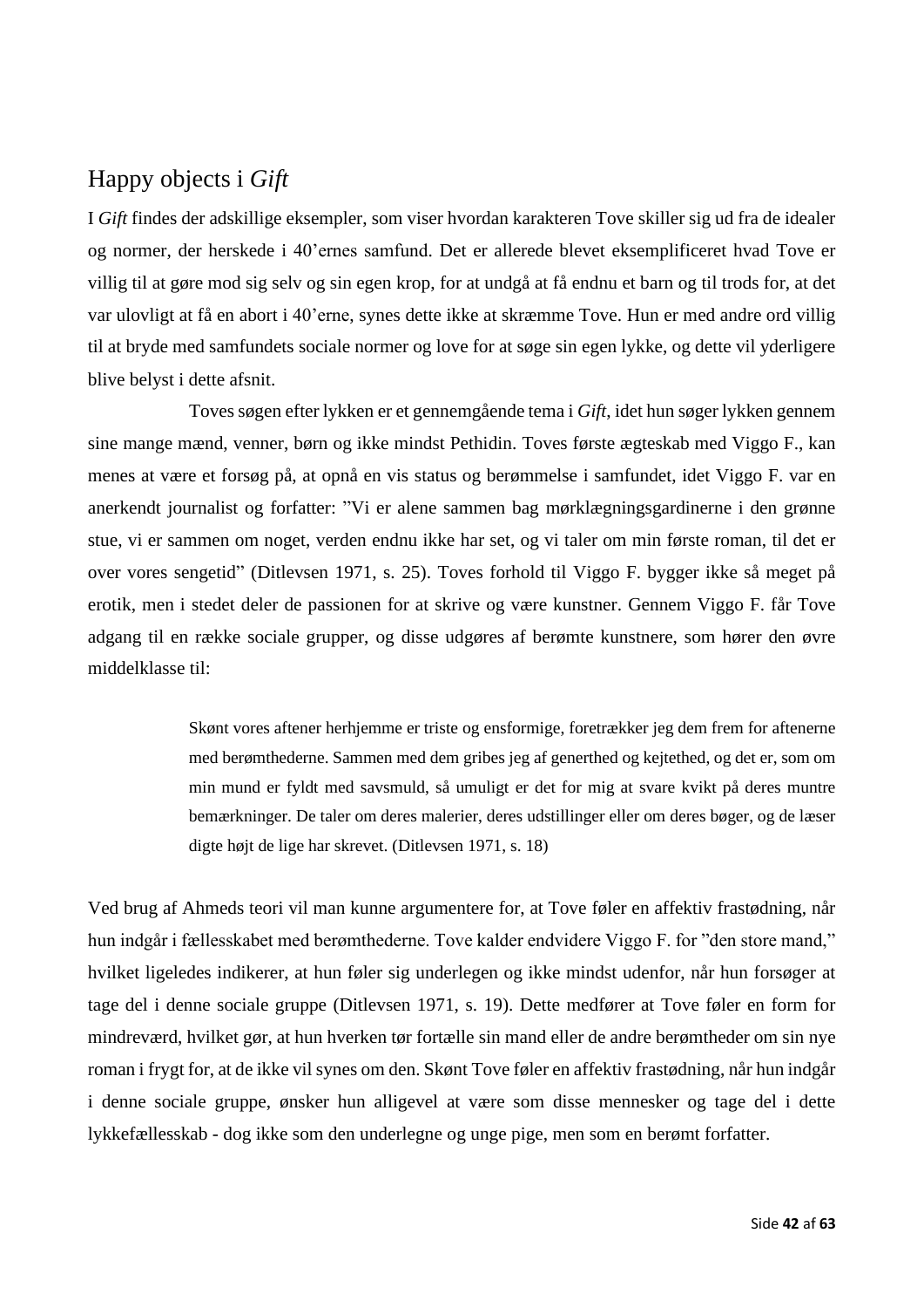## Happy objects i *Gift*

I *Gift* findes der adskillige eksempler, som viser hvordan karakteren Tove skiller sig ud fra de idealer og normer, der herskede i 40'ernes samfund. Det er allerede blevet eksemplificeret hvad Tove er villig til at gøre mod sig selv og sin egen krop, for at undgå at få endnu et barn og til trods for, at det var ulovligt at få en abort i 40'erne, synes dette ikke at skræmme Tove. Hun er med andre ord villig til at bryde med samfundets sociale normer og love for at søge sin egen lykke, og dette vil yderligere blive belyst i dette afsnit.

Toves søgen efter lykken er et gennemgående tema i *Gift*, idet hun søger lykken gennem sine mange mænd, venner, børn og ikke mindst Pethidin. Toves første ægteskab med Viggo F., kan menes at være et forsøg på, at opnå en vis status og berømmelse i samfundet, idet Viggo F. var en anerkendt journalist og forfatter: "Vi er alene sammen bag mørklægningsgardinerne i den grønne stue, vi er sammen om noget, verden endnu ikke har set, og vi taler om min første roman, til det er over vores sengetid" (Ditlevsen 1971, s. 25). Toves forhold til Viggo F. bygger ikke så meget på erotik, men i stedet deler de passionen for at skrive og være kunstner. Gennem Viggo F. får Tove adgang til en række sociale grupper, og disse udgøres af berømte kunstnere, som hører den øvre middelklasse til:

> Skønt vores aftener herhjemme er triste og ensformige, foretrækker jeg dem frem for aftenerne med berømthederne. Sammen med dem gribes jeg af generthed og kejtethed, og det er, som om min mund er fyldt med savsmuld, så umuligt er det for mig at svare kvikt på deres muntre bemærkninger. De taler om deres malerier, deres udstillinger eller om deres bøger, og de læser digte højt de lige har skrevet. (Ditlevsen 1971, s. 18)

Ved brug af Ahmeds teori vil man kunne argumentere for, at Tove føler en affektiv frastødning, når hun indgår i fællesskabet med berømthederne. Tove kalder endvidere Viggo F. for "den store mand," hvilket ligeledes indikerer, at hun føler sig underlegen og ikke mindst udenfor, når hun forsøger at tage del i denne sociale gruppe (Ditlevsen 1971, s. 19). Dette medfører at Tove føler en form for mindreværd, hvilket gør, at hun hverken tør fortælle sin mand eller de andre berømtheder om sin nye roman i frygt for, at de ikke vil synes om den. Skønt Tove føler en affektiv frastødning, når hun indgår i denne sociale gruppe, ønsker hun alligevel at være som disse mennesker og tage del i dette lykkefællesskab - dog ikke som den underlegne og unge pige, men som en berømt forfatter.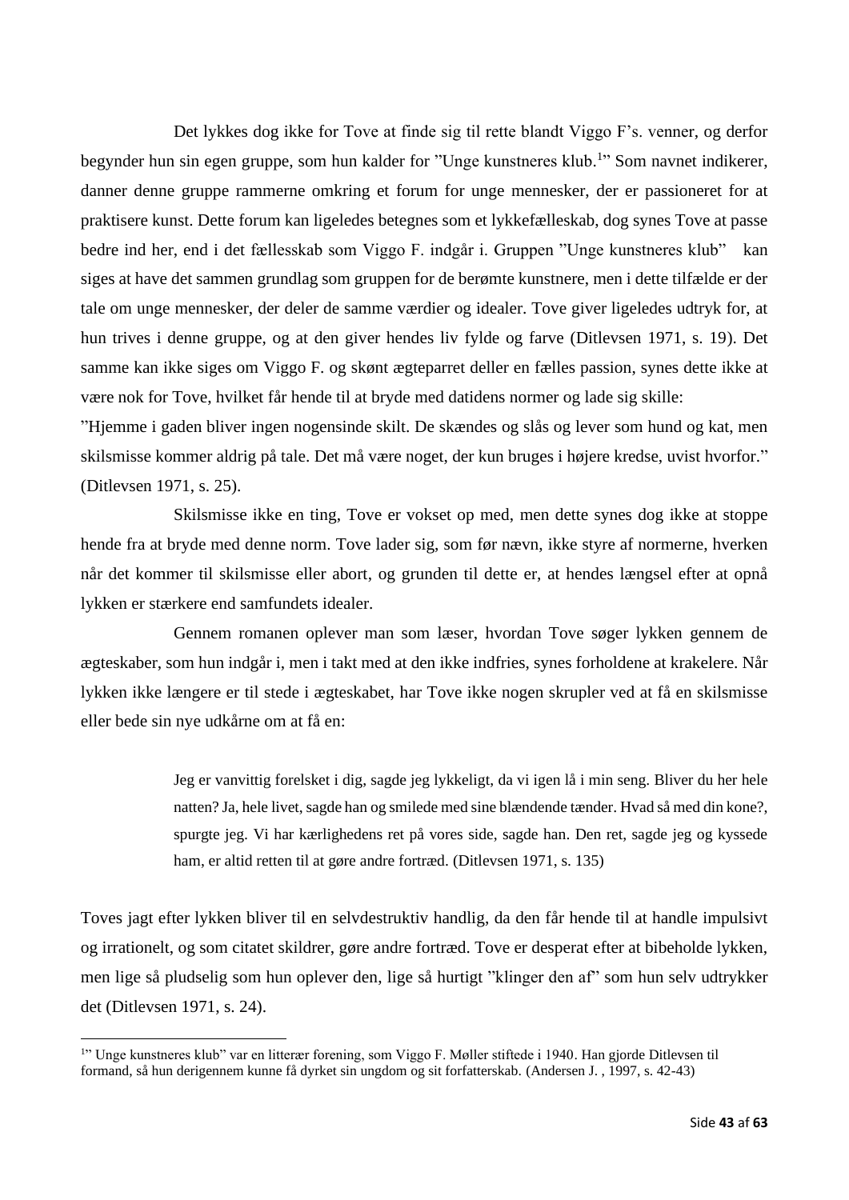Det lykkes dog ikke for Tove at finde sig til rette blandt Viggo F's. venner, og derfor begynder hun sin egen gruppe, som hun kalder for "Unge kunstneres klub.[1]" Som navnet indikerer, danner denne gruppe rammerne omkring et forum for unge mennesker, der er passioneret for at praktisere kunst. Dette forum kan ligeledes betegnes som et lykkefælleskab, dog synes Tove at passe bedre ind her, end i det fællesskab som Viggo F. indgår i. Gruppen "Unge kunstneres klub" kan siges at have det sammen grundlag som gruppen for de berømte kunstnere, men i dette tilfælde er der tale om unge mennesker, der deler de samme værdier og idealer. Tove giver ligeledes udtryk for, at hun trives i denne gruppe, og at den giver hendes liv fylde og farve (Ditlevsen 1971, s. 19). Det samme kan ikke siges om Viggo F. og skønt ægteparret deller en fælles passion, synes dette ikke at være nok for Tove, hvilket får hende til at bryde med datidens normer og lade sig skille:

"Hjemme i gaden bliver ingen nogensinde skilt. De skændes og slås og lever som hund og kat, men skilsmisse kommer aldrig på tale. Det må være noget, der kun bruges i højere kredse, uvist hvorfor." (Ditlevsen 1971, s. 25).

Skilsmisse ikke en ting, Tove er vokset op med, men dette synes dog ikke at stoppe hende fra at bryde med denne norm. Tove lader sig, som før nævn, ikke styre af normerne, hverken når det kommer til skilsmisse eller abort, og grunden til dette er, at hendes længsel efter at opnå lykken er stærkere end samfundets idealer.

Gennem romanen oplever man som læser, hvordan Tove søger lykken gennem de ægteskaber, som hun indgår i, men i takt med at den ikke indfries, synes forholdene at krakelere. Når lykken ikke længere er til stede i ægteskabet, har Tove ikke nogen skrupler ved at få en skilsmisse eller bede sin nye udkårne om at få en:

> Jeg er vanvittig forelsket i dig, sagde jeg lykkeligt, da vi igen lå i min seng. Bliver du her hele natten? Ja, hele livet, sagde han og smilede med sine blændende tænder. Hvad så med din kone?, spurgte jeg. Vi har kærlighedens ret på vores side, sagde han. Den ret, sagde jeg og kyssede ham, er altid retten til at gøre andre fortræd. (Ditlevsen 1971, s. 135)

Toves jagt efter lykken bliver til en selvdestruktiv handlig, da den får hende til at handle impulsivt og irrationelt, og som citatet skildrer, gøre andre fortræd. Tove er desperat efter at bibeholde lykken, men lige så pludselig som hun oplever den, lige så hurtigt "klinger den af" som hun selv udtrykker det (Ditlevsen 1971, s. 24).

---

[1]" Unge kunstneres klub" var en litterær forening, som Viggo F. Møller stiftede i 1940. Han gjorde Ditlevsen til formand, så hun derigennem kunne få dyrket sin ungdom og sit forfatterskab. (Andersen J. , 1997, s. 42-43)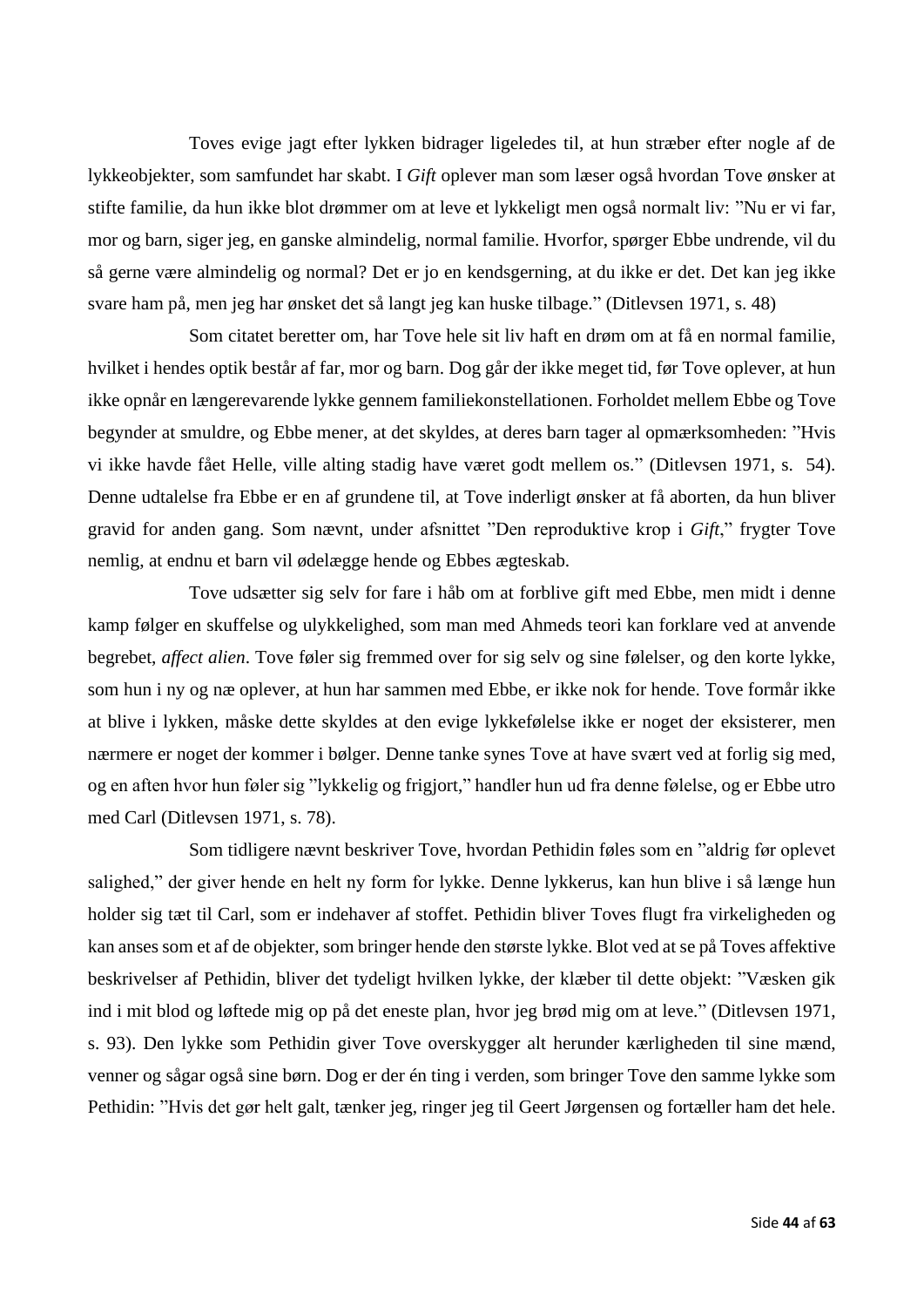Toves evige jagt efter lykken bidrager ligeledes til, at hun stræber efter nogle af de lykkeobjekter, som samfundet har skabt. I *Gift* oplever man som læser også hvordan Tove ønsker at stifte familie, da hun ikke blot drømmer om at leve et lykkeligt men også normalt liv: ”Nu er vi far, mor og barn, siger jeg, en ganske almindelig, normal familie. Hvorfor, spørger Ebbe undrende, vil du så gerne være almindelig og normal? Det er jo en kendsgerning, at du ikke er det. Det kan jeg ikke svare ham på, men jeg har ønsket det så langt jeg kan huske tilbage.” (Ditlevsen 1971, s. 48)

Som citatet beretter om, har Tove hele sit liv haft en drøm om at få en normal familie, hvilket i hendes optik består af far, mor og barn. Dog går der ikke meget tid, før Tove oplever, at hun ikke opnår en længerevarende lykke gennem familiekonstellationen. Forholdet mellem Ebbe og Tove begynder at smuldre, og Ebbe mener, at det skyldes, at deres barn tager al opmærksomheden: ”Hvis vi ikke havde fået Helle, ville alting stadig have været godt mellem os.” (Ditlevsen 1971, s. 54). Denne udtalelse fra Ebbe er en af grundene til, at Tove inderligt ønsker at få aborten, da hun bliver gravid for anden gang. Som nævnt, under afsnittet ”Den reproduktive krop i *Gift*,” frygter Tove nemlig, at endnu et barn vil ødelægge hende og Ebbes ægteskab.

Tove udsætter sig selv for fare i håb om at forblive gift med Ebbe, men midt i denne kamp følger en skuffelse og ulykkelighed, som man med Ahmeds teori kan forklare ved at anvende begrebet, *affect alien*. Tove føler sig fremmed over for sig selv og sine følelser, og den korte lykke, som hun i ny og næ oplever, at hun har sammen med Ebbe, er ikke nok for hende. Tove formår ikke at blive i lykken, måske dette skyldes at den evige lykkefølelse ikke er noget der eksisterer, men nærmere er noget der kommer i bølger. Denne tanke synes Tove at have svært ved at forlig sig med, og en aften hvor hun føler sig ”lykkelig og frigjort,” handler hun ud fra denne følelse, og er Ebbe utro med Carl (Ditlevsen 1971, s. 78).

Som tidligere nævnt beskriver Tove, hvordan Pethidin føles som en ”aldrig før oplevet salighed,” der giver hende en helt ny form for lykke. Denne lykkerus, kan hun blive i så længe hun holder sig tæt til Carl, som er indehaver af stoffet. Pethidin bliver Toves flugt fra virkeligheden og kan anses som et af de objekter, som bringer hende den største lykke. Blot ved at se på Toves affektive beskrivelser af Pethidin, bliver det tydeligt hvilken lykke, der klæber til dette objekt: ”Væsken gik ind i mit blod og løftede mig op på det eneste plan, hvor jeg brød mig om at leve.” (Ditlevsen 1971, s. 93). Den lykke som Pethidin giver Tove overskygger alt herunder kærligheden til sine mænd, venner og sågar også sine børn. Dog er der én ting i verden, som bringer Tove den samme lykke som Pethidin: ”Hvis det gør helt galt, tænker jeg, ringer jeg til Geert Jørgensen og fortæller ham det hele.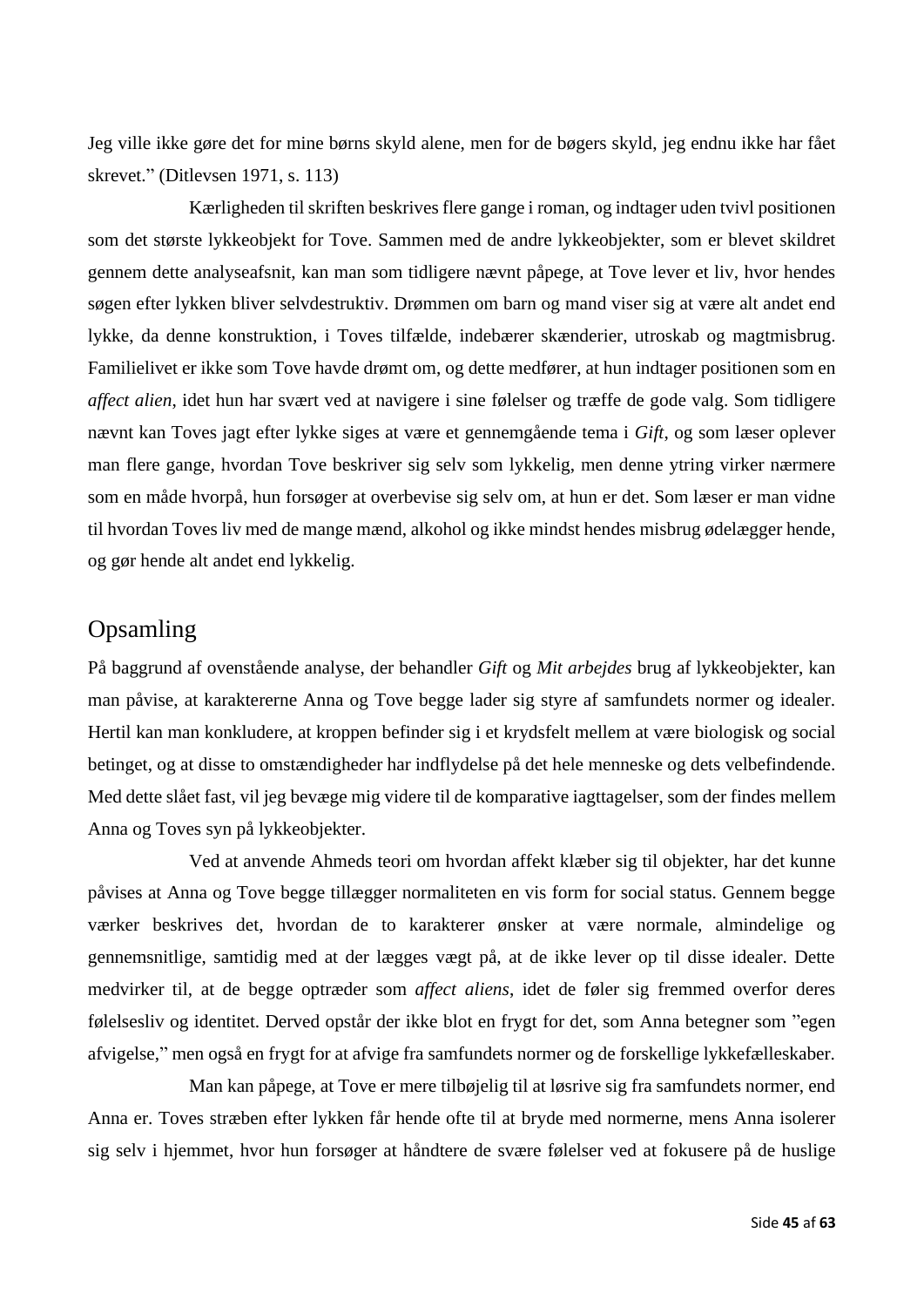Jeg ville ikke gøre det for mine børns skyld alene, men for de bøgers skyld, jeg endnu ikke har fået skrevet." (Ditlevsen 1971, s. 113)

Kærligheden til skriften beskrives flere gange i roman, og indtager uden tvivl positionen som det største lykkeobjekt for Tove. Sammen med de andre lykkeobjekter, som er blevet skildret gennem dette analyseafsnit, kan man som tidligere nævnt påpege, at Tove lever et liv, hvor hendes søgen efter lykken bliver selvdestruktiv. Drømmen om barn og mand viser sig at være alt andet end lykke, da denne konstruktion, i Toves tilfælde, indebærer skænderier, utroskab og magtmisbrug. Familielivet er ikke som Tove havde drømt om, og dette medfører, at hun indtager positionen som en *affect alien*, idet hun har svært ved at navigere i sine følelser og træffe de gode valg. Som tidligere nævnt kan Toves jagt efter lykke siges at være et gennemgående tema i *Gift*, og som læser oplever man flere gange, hvordan Tove beskriver sig selv som lykkelig, men denne ytring virker nærmere som en måde hvorpå, hun forsøger at overbevise sig selv om, at hun er det. Som læser er man vidne til hvordan Toves liv med de mange mænd, alkohol og ikke mindst hendes misbrug ødelægger hende, og gør hende alt andet end lykkelig.

## Opsamling

På baggrund af ovenstående analyse, der behandler *Gift* og *Mit arbejdes* brug af lykkeobjekter, kan man påvise, at karaktererne Anna og Tove begge lader sig styre af samfundets normer og idealer. Hertil kan man konkludere, at kroppen befinder sig i et krydsfelt mellem at være biologisk og social betinget, og at disse to omstændigheder har indflydelse på det hele menneske og dets velbefindende. Med dette slået fast, vil jeg bevæge mig videre til de komparative iagttagelser, som der findes mellem Anna og Toves syn på lykkeobjekter.

Ved at anvende Ahmeds teori om hvordan affekt klæber sig til objekter, har det kunne påvises at Anna og Tove begge tillægger normaliteten en vis form for social status. Gennem begge værker beskrives det, hvordan de to karakterer ønsker at være normale, almindelige og gennemsnitlige, samtidig med at der lægges vægt på, at de ikke lever op til disse idealer. Dette medvirker til, at de begge optræder som *affect aliens*, idet de føler sig fremmed overfor deres følelsesliv og identitet. Derved opstår der ikke blot en frygt for det, som Anna betegner som "egen afvigelse," men også en frygt for at afvige fra samfundets normer og de forskellige lykkefælleskaber.

Man kan påpege, at Tove er mere tilbøjelig til at løsrive sig fra samfundets normer, end Anna er. Toves stræben efter lykken får hende ofte til at bryde med normerne, mens Anna isolerer sig selv i hjemmet, hvor hun forsøger at håndtere de svære følelser ved at fokusere på de huslige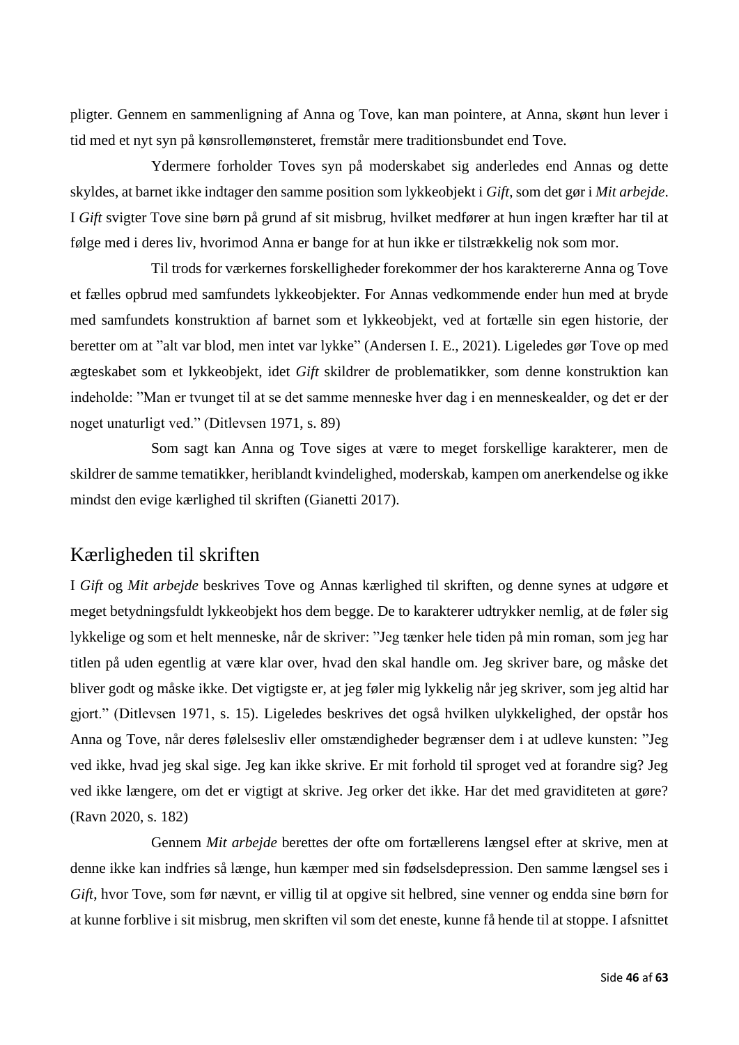pligter. Gennem en sammenligning af Anna og Tove, kan man pointere, at Anna, skønt hun lever i tid med et nyt syn på kønsrollemønsteret, fremstår mere traditionsbundet end Tove.

Ydermere forholder Toves syn på moderskabet sig anderledes end Annas og dette skyldes, at barnet ikke indtager den samme position som lykkeobjekt i *Gift*, som det gør i *Mit arbejde*. I *Gift* svigter Tove sine børn på grund af sit misbrug, hvilket medfører at hun ingen kræfter har til at følge med i deres liv, hvorimod Anna er bange for at hun ikke er tilstrækkelig nok som mor.

Til trods for værkernes forskelligheder forekommer der hos karaktererne Anna og Tove et fælles opbrud med samfundets lykkeobjekter. For Annas vedkommende ender hun med at bryde med samfundets konstruktion af barnet som et lykkeobjekt, ved at fortælle sin egen historie, der beretter om at ”alt var blod, men intet var lykke” (Andersen I. E., 2021). Ligeledes gør Tove op med ægteskabet som et lykkeobjekt, idet *Gift* skildrer de problematikker, som denne konstruktion kan indeholde: ”Man er tvunget til at se det samme menneske hver dag i en menneskealder, og det er der noget unaturligt ved.” (Ditlevsen 1971, s. 89)

Som sagt kan Anna og Tove siges at være to meget forskellige karakterer, men de skildrer de samme tematikker, heriblandt kvindelighed, moderskab, kampen om anerkendelse og ikke mindst den evige kærlighed til skriften (Gianetti 2017).

## Kærligheden til skriften

I *Gift* og *Mit arbejde* beskrives Tove og Annas kærlighed til skriften, og denne synes at udgøre et meget betydningsfuldt lykkeobjekt hos dem begge. De to karakterer udtrykker nemlig, at de føler sig lykkelige og som et helt menneske, når de skriver: ”Jeg tænker hele tiden på min roman, som jeg har titlen på uden egentlig at være klar over, hvad den skal handle om. Jeg skriver bare, og måske det bliver godt og måske ikke. Det vigtigste er, at jeg føler mig lykkelig når jeg skriver, som jeg altid har gjort.” (Ditlevsen 1971, s. 15). Ligeledes beskrives det også hvilken ulykkelighed, der opstår hos Anna og Tove, når deres følelsesliv eller omstændigheder begrænser dem i at udleve kunsten: ”Jeg ved ikke, hvad jeg skal sige. Jeg kan ikke skrive. Er mit forhold til sproget ved at forandre sig? Jeg ved ikke længere, om det er vigtigt at skrive. Jeg orker det ikke. Har det med graviditeten at gøre? (Ravn 2020, s. 182)

Gennem *Mit arbejde* berettes der ofte om fortællerens længsel efter at skrive, men at denne ikke kan indfries så længe, hun kæmper med sin fødselsdepression. Den samme længsel ses i *Gift*, hvor Tove, som før nævnt, er villig til at opgive sit helbred, sine venner og endda sine børn for at kunne forblive i sit misbrug, men skriften vil som det eneste, kunne få hende til at stoppe. I afsnittet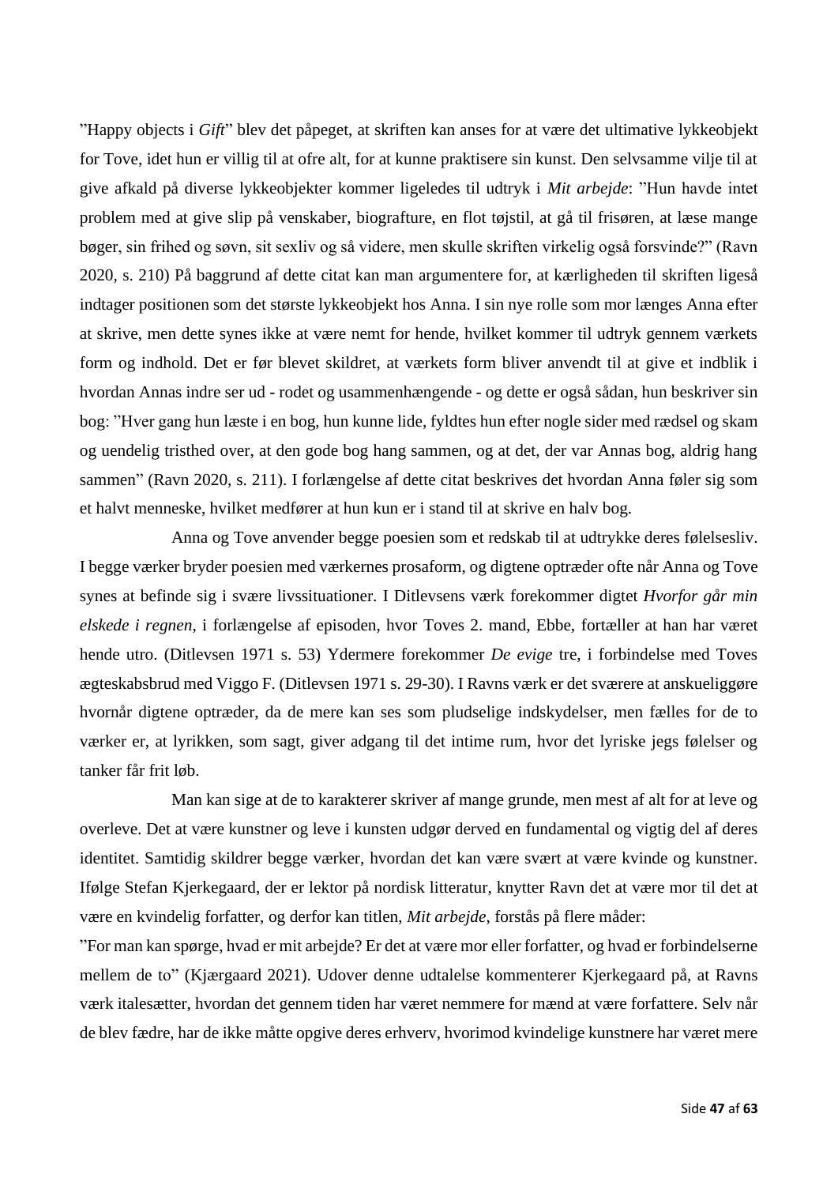”Happy objects i *Gift*” blev det påpeget, at skriften kan anses for at være det ultimative lykkeobjekt for Tove, idet hun er villig til at ofre alt, for at kunne praktisere sin kunst. Den selvsamme vilje til at give afkald på diverse lykkeobjekter kommer ligeledes til udtryk i *Mit arbejde*: ”Hun havde intet problem med at give slip på venskaber, biografture, en flot tøjstil, at gå til frisøren, at læse mange bøger, sin frihed og søvn, sit sexliv og så videre, men skulle skriften virkelig også forsvinde?” (Ravn 2020, s. 210) På baggrund af dette citat kan man argumentere for, at kærligheden til skriften ligeså indtager positionen som det største lykkeobjekt hos Anna. I sin nye rolle som mor længes Anna efter at skrive, men dette synes ikke at være nemt for hende, hvilket kommer til udtryk gennem værkets form og indhold. Det er før blevet skildret, at værkets form bliver anvendt til at give et indblik i hvordan Annas indre ser ud - rodet og usammenhængende - og dette er også sådan, hun beskriver sin bog: ”Hver gang hun læste i en bog, hun kunne lide, fyldtes hun efter nogle sider med rædsel og skam og uendelig tristhed over, at den gode bog hang sammen, og at det, der var Annas bog, aldrig hang sammen” (Ravn 2020, s. 211). I forlængelse af dette citat beskrives det hvordan Anna føler sig som et halvt menneske, hvilket medfører at hun kun er i stand til at skrive en halv bog.

Anna og Tove anvender begge poesien som et redskab til at udtrykke deres følelsesliv. I begge værker bryder poesien med værkernes prosaform, og digtene optræder ofte når Anna og Tove synes at befinde sig i svære livssituationer. I Ditlevsens værk forekommer digtet *Hvorfor går min elskede i regnen*, i forlængelse af episoden, hvor Toves 2. mand, Ebbe, fortæller at han har været hende utro. (Ditlevsen 1971 s. 53) Ydermere forekommer *De evige* tre, i forbindelse med Toves ægteskabsbrud med Viggo F. (Ditlevsen 1971 s. 29-30). I Ravns værk er det sværere at anskueliggøre hvornår digtene optræder, da de mere kan ses som pludselige indskydelser, men fælles for de to værker er, at lyrikken, som sagt, giver adgang til det intime rum, hvor det lyriske jegs følelser og tanker får frit løb.

Man kan sige at de to karakterer skriver af mange grunde, men mest af alt for at leve og overleve. Det at være kunstner og leve i kunsten udgør derved en fundamental og vigtig del af deres identitet. Samtidig skildrer begge værker, hvordan det kan være svært at være kvinde og kunstner. Ifølge Stefan Kjerkegaard, der er lektor på nordisk litteratur, knytter Ravn det at være mor til det at være en kvindelig forfatter, og derfor kan titlen, *Mit arbejde*, forstås på flere måder:

”For man kan spørge, hvad er mit arbejde? Er det at være mor eller forfatter, og hvad er forbindelserne mellem de to” (Kjærgaard 2021). Udover denne udtalelse kommenterer Kjerkegaard på, at Ravns værk italesætter, hvordan det gennem tiden har været nemmere for mænd at være forfattere. Selv når de blev fædre, har de ikke måtte opgive deres erhverv, hvorimod kvindelige kunstnere har været mere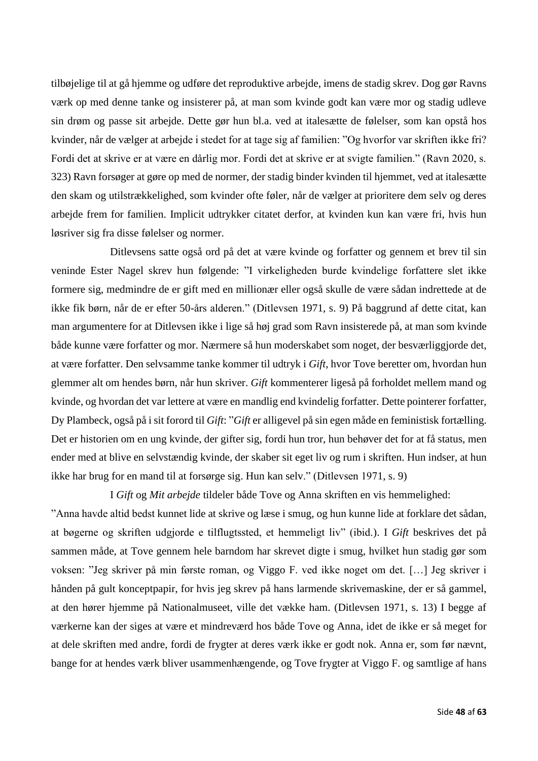tilbøjelige til at gå hjemme og udføre det reproduktive arbejde, imens de stadig skrev. Dog gør Ravns værk op med denne tanke og insisterer på, at man som kvinde godt kan være mor og stadig udleve sin drøm og passe sit arbejde. Dette gør hun bl.a. ved at italesætte de følelser, som kan opstå hos kvinder, når de vælger at arbejde i stedet for at tage sig af familien: "Og hvorfor var skriften ikke fri? Fordi det at skrive er at være en dårlig mor. Fordi det at skrive er at svigte familien." (Ravn 2020, s. 323) Ravn forsøger at gøre op med de normer, der stadig binder kvinden til hjemmet, ved at italesætte den skam og utilstrækkelighed, som kvinder ofte føler, når de vælger at prioritere dem selv og deres arbejde frem for familien. Implicit udtrykker citatet derfor, at kvinden kun kan være fri, hvis hun løsriver sig fra disse følelser og normer.

Ditlevsens satte også ord på det at være kvinde og forfatter og gennem et brev til sin veninde Ester Nagel skrev hun følgende: "I virkeligheden burde kvindelige forfattere slet ikke formere sig, medmindre de er gift med en millionær eller også skulle de være sådan indrettede at de ikke fik børn, når de er efter 50-års alderen." (Ditlevsen 1971, s. 9) På baggrund af dette citat, kan man argumentere for at Ditlevsen ikke i lige så høj grad som Ravn insisterede på, at man som kvinde både kunne være forfatter og mor. Nærmere så hun moderskabet som noget, der besværliggjorde det, at være forfatter. Den selvsamme tanke kommer til udtryk i *Gift,* hvor Tove beretter om, hvordan hun glemmer alt om hendes børn, når hun skriver. *Gift* kommenterer ligeså på forholdet mellem mand og kvinde, og hvordan det var lettere at være en mandlig end kvindelig forfatter. Dette pointerer forfatter, Dy Plambeck, også på i sit forord til *Gift*: "*Gift* er alligevel på sin egen måde en feministisk fortælling. Det er historien om en ung kvinde, der gifter sig, fordi hun tror, hun behøver det for at få status, men ender med at blive en selvstændig kvinde, der skaber sit eget liv og rum i skriften. Hun indser, at hun ikke har brug for en mand til at forsørge sig. Hun kan selv." (Ditlevsen 1971, s. 9)

I *Gift* og *Mit arbejde* tildeler både Tove og Anna skriften en vis hemmelighed: "Anna havde altid bedst kunnet lide at skrive og læse i smug, og hun kunne lide at forklare det sådan, at bøgerne og skriften udgjorde e tilflugtssted, et hemmeligt liv" (ibid.). I *Gift* beskrives det på sammen måde, at Tove gennem hele barndom har skrevet digte i smug, hvilket hun stadig gør som voksen: "Jeg skriver på min første roman, og Viggo F. ved ikke noget om det. […] Jeg skriver i hånden på gult konceptpapir, for hvis jeg skrev på hans larmende skrivemaskine, der er så gammel, at den hører hjemme på Nationalmuseet, ville det vække ham. (Ditlevsen 1971, s. 13) I begge af værkerne kan der siges at være et mindreværd hos både Tove og Anna, idet de ikke er så meget for at dele skriften med andre, fordi de frygter at deres værk ikke er godt nok. Anna er, som før nævnt, bange for at hendes værk bliver usammenhængende, og Tove frygter at Viggo F. og samtlige af hans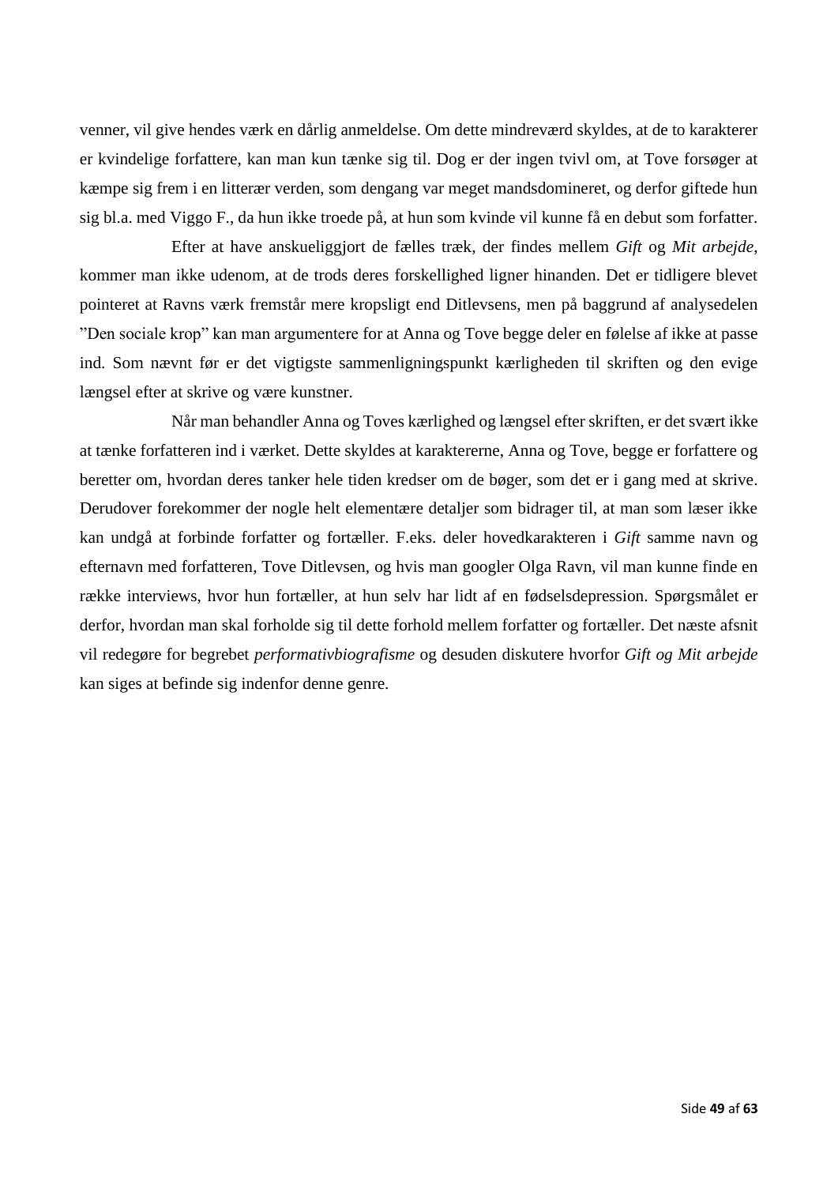venner, vil give hendes værk en dårlig anmeldelse. Om dette mindreværd skyldes, at de to karakterer er kvindelige forfattere, kan man kun tænke sig til. Dog er der ingen tvivl om, at Tove forsøger at kæmpe sig frem i en litterær verden, som dengang var meget mandsdomineret, og derfor giftede hun sig bl.a. med Viggo F., da hun ikke troede på, at hun som kvinde vil kunne få en debut som forfatter.

Efter at have anskueliggjort de fælles træk, der findes mellem *Gift* og *Mit arbejde*, kommer man ikke udenom, at de trods deres forskellighed ligner hinanden. Det er tidligere blevet pointeret at Ravns værk fremstår mere kropsligt end Ditlevsens, men på baggrund af analysedelen "Den sociale krop" kan man argumentere for at Anna og Tove begge deler en følelse af ikke at passe ind. Som nævnt før er det vigtigste sammenligningspunkt kærligheden til skriften og den evige længsel efter at skrive og være kunstner.

Når man behandler Anna og Toves kærlighed og længsel efter skriften, er det svært ikke at tænke forfatteren ind i værket. Dette skyldes at karaktererne, Anna og Tove, begge er forfattere og beretter om, hvordan deres tanker hele tiden kredser om de bøger, som det er i gang med at skrive. Derudover forekommer der nogle helt elementære detaljer som bidrager til, at man som læser ikke kan undgå at forbinde forfatter og fortæller. F.eks. deler hovedkarakteren i *Gift* samme navn og efternavn med forfatteren, Tove Ditlevsen, og hvis man googler Olga Ravn, vil man kunne finde en række interviews, hvor hun fortæller, at hun selv har lidt af en fødselsdepression. Spørgsmålet er derfor, hvordan man skal forholde sig til dette forhold mellem forfatter og fortæller. Det næste afsnit vil redegøre for begrebet *performativbiografisme* og desuden diskutere hvorfor *Gift og Mit arbejde* kan siges at befinde sig indenfor denne genre.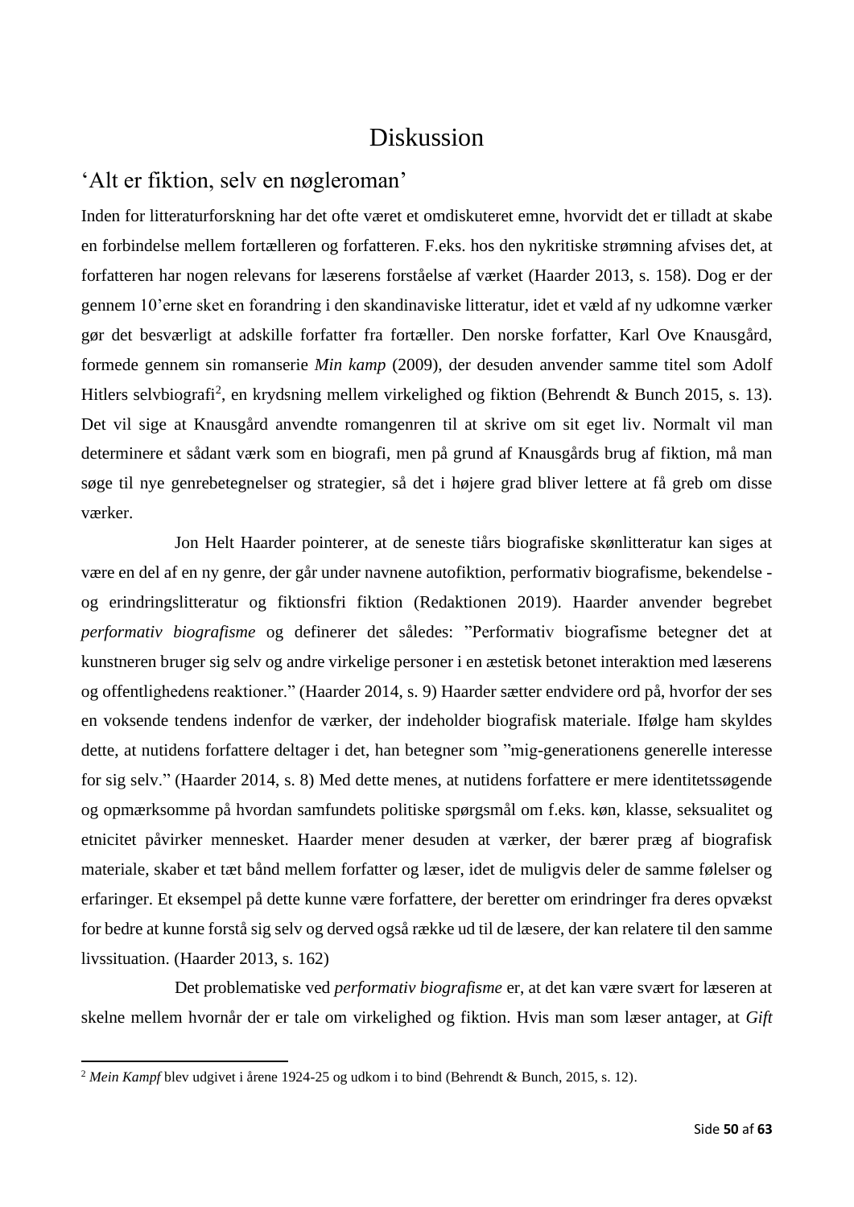# Diskussion

## 'Alt er fiktion, selv en nøgleroman'

Inden for litteraturforskning har det ofte været et omdiskuteret emne, hvorvidt det er tilladt at skabe en forbindelse mellem fortælleren og forfatteren. F.eks. hos den nykritiske strømning afvises det, at forfatteren har nogen relevans for læserens forståelse af værket (Haarder 2013, s. 158). Dog er der gennem 10'erne sket en forandring i den skandinaviske litteratur, idet et væld af ny udkomne værker gør det besværligt at adskille forfatter fra fortæller. Den norske forfatter, Karl Ove Knausgård, formede gennem sin romanserie *Min kamp* (2009), der desuden anvender samme titel som Adolf Hitlers selvbiografi[2], en krydsning mellem virkelighed og fiktion (Behrendt & Bunch 2015, s. 13). Det vil sige at Knausgård anvendte romangenren til at skrive om sit eget liv. Normalt vil man determinere et sådant værk som en biografi, men på grund af Knausgårds brug af fiktion, må man søge til nye genrebetegnelser og strategier, så det i højere grad bliver lettere at få greb om disse værker.

Jon Helt Haarder pointerer, at de seneste tiårs biografiske skønlitteratur kan siges at være en del af en ny genre, der går under navnene autofiktion, performativ biografisme, bekendelse - og erindringslitteratur og fiktionsfri fiktion (Redaktionen 2019). Haarder anvender begrebet *performativ biografisme* og definerer det således: "Performativ biografisme betegner det at kunstneren bruger sig selv og andre virkelige personer i en æstetisk betonet interaktion med læserens og offentlighedens reaktioner." (Haarder 2014, s. 9) Haarder sætter endvidere ord på, hvorfor der ses en voksende tendens indenfor de værker, der indeholder biografisk materiale. Ifølge ham skyldes dette, at nutidens forfattere deltager i det, han betegner som "mig-generationens generelle interesse for sig selv." (Haarder 2014, s. 8) Med dette menes, at nutidens forfattere er mere identitetssøgende og opmærksomme på hvordan samfundets politiske spørgsmål om f.eks. køn, klasse, seksualitet og etnicitet påvirker mennesket. Haarder mener desuden at værker, der bærer præg af biografisk materiale, skaber et tæt bånd mellem forfatter og læser, idet de muligvis deler de samme følelser og erfaringer. Et eksempel på dette kunne være forfattere, der beretter om erindringer fra deres opvækst for bedre at kunne forstå sig selv og derved også række ud til de læsere, der kan relatere til den samme livssituation. (Haarder 2013, s. 162)

Det problematiske ved *performativ biografisme* er, at det kan være svært for læseren at skelne mellem hvornår der er tale om virkelighed og fiktion. Hvis man som læser antager, at *Gift*

---

[2] *Mein Kampf* blev udgivet i årene 1924-25 og udkom i to bind (Behrendt & Bunch, 2015, s. 12).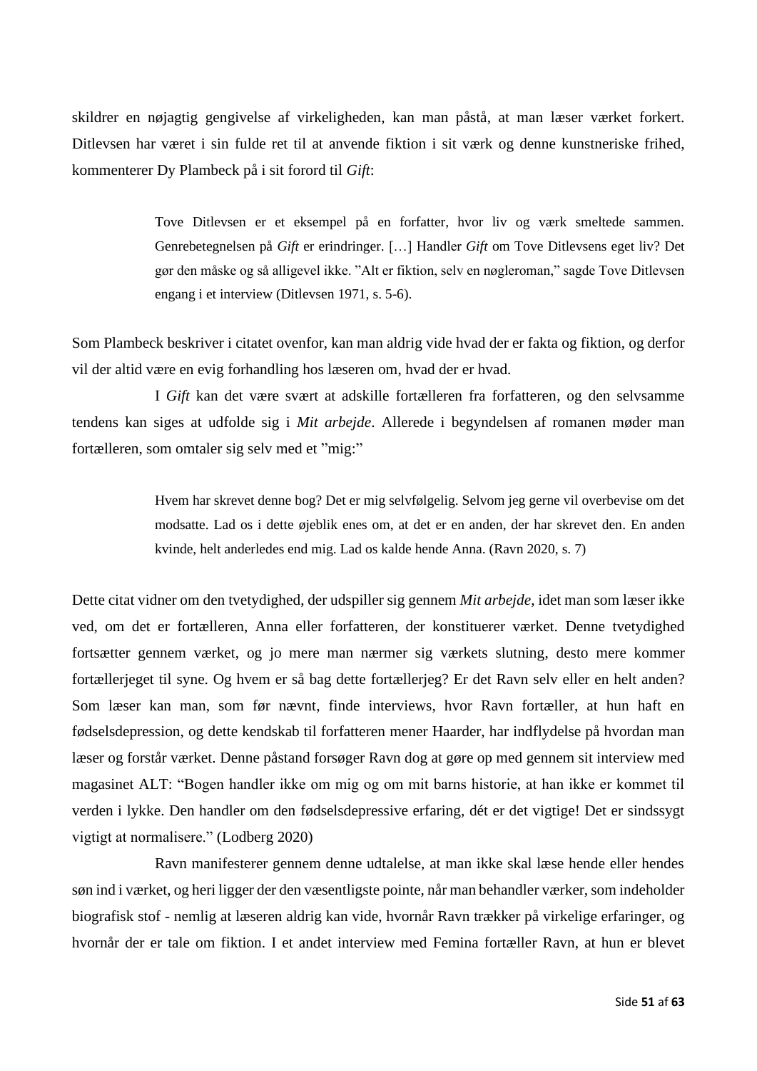skildrer en nøjagtig gengivelse af virkeligheden, kan man påstå, at man læser værket forkert. Ditlevsen har været i sin fulde ret til at anvende fiktion i sit værk og denne kunstneriske frihed, kommenterer Dy Plambeck på i sit forord til *Gift*:

> Tove Ditlevsen er et eksempel på en forfatter, hvor liv og værk smeltede sammen. Genrebetegnelsen på *Gift* er erindringer. […] Handler *Gift* om Tove Ditlevsens eget liv? Det gør den måske og så alligevel ikke. ”Alt er fiktion, selv en nøgleroman,” sagde Tove Ditlevsen engang i et interview (Ditlevsen 1971, s. 5-6).

Som Plambeck beskriver i citatet ovenfor, kan man aldrig vide hvad der er fakta og fiktion, og derfor vil der altid være en evig forhandling hos læseren om, hvad der er hvad.

I *Gift* kan det være svært at adskille fortælleren fra forfatteren, og den selvsamme tendens kan siges at udfolde sig i *Mit arbejde*. Allerede i begyndelsen af romanen møder man fortælleren, som omtaler sig selv med et ”mig:”

> Hvem har skrevet denne bog? Det er mig selvfølgelig. Selvom jeg gerne vil overbevise om det modsatte. Lad os i dette øjeblik enes om, at det er en anden, der har skrevet den. En anden kvinde, helt anderledes end mig. Lad os kalde hende Anna. (Ravn 2020, s. 7)

Dette citat vidner om den tvetydighed, der udspiller sig gennem *Mit arbejde*, idet man som læser ikke ved, om det er fortælleren, Anna eller forfatteren, der konstituerer værket. Denne tvetydighed fortsætter gennem værket, og jo mere man nærmer sig værkets slutning, desto mere kommer fortællerjeget til syne. Og hvem er så bag dette fortællerjeg? Er det Ravn selv eller en helt anden? Som læser kan man, som før nævnt, finde interviews, hvor Ravn fortæller, at hun haft en fødselsdepression, og dette kendskab til forfatteren mener Haarder, har indflydelse på hvordan man læser og forstår værket. Denne påstand forsøger Ravn dog at gøre op med gennem sit interview med magasinet ALT: “Bogen handler ikke om mig og om mit barns historie, at han ikke er kommet til verden i lykke. Den handler om den fødselsdepressive erfaring, dét er det vigtige! Det er sindssygt vigtigt at normalisere.” (Lodberg 2020)

Ravn manifesterer gennem denne udtalelse, at man ikke skal læse hende eller hendes søn ind i værket, og heri ligger der den væsentligste pointe, når man behandler værker, som indeholder biografisk stof - nemlig at læseren aldrig kan vide, hvornår Ravn trækker på virkelige erfaringer, og hvornår der er tale om fiktion. I et andet interview med Femina fortæller Ravn, at hun er blevet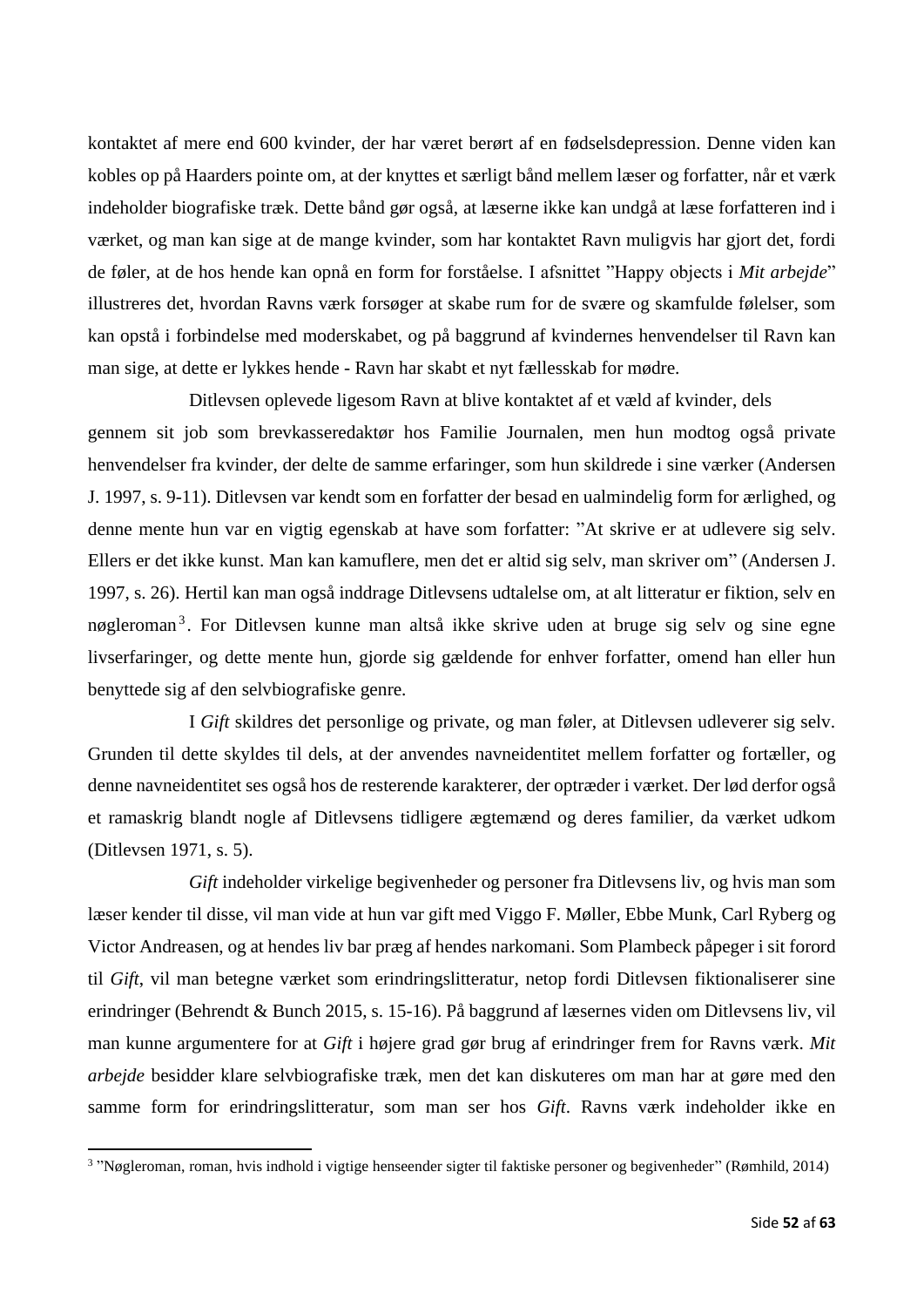kontaktet af mere end 600 kvinder, der har været berørt af en fødselsdepression. Denne viden kan kobles op på Haarders pointe om, at der knyttes et særligt bånd mellem læser og forfatter, når et værk indeholder biografiske træk. Dette bånd gør også, at læserne ikke kan undgå at læse forfatteren ind i værket, og man kan sige at de mange kvinder, som har kontaktet Ravn muligvis har gjort det, fordi de føler, at de hos hende kan opnå en form for forståelse. I afsnittet "Happy objects i *Mit arbejde*" illustreres det, hvordan Ravns værk forsøger at skabe rum for de svære og skamfulde følelser, som kan opstå i forbindelse med moderskabet, og på baggrund af kvindernes henvendelser til Ravn kan man sige, at dette er lykkes hende - Ravn har skabt et nyt fællesskab for mødre.

Ditlevsen oplevede ligesom Ravn at blive kontaktet af et væld af kvinder, dels gennem sit job som brevkasseredaktør hos Familie Journalen, men hun modtog også private henvendelser fra kvinder, der delte de samme erfaringer, som hun skildrede i sine værker (Andersen J. 1997, s. 9-11). Ditlevsen var kendt som en forfatter der besad en ualmindelig form for ærlighed, og denne mente hun var en vigtig egenskab at have som forfatter: "At skrive er at udlevere sig selv. Ellers er det ikke kunst. Man kan kamuflere, men det er altid sig selv, man skriver om" (Andersen J. 1997, s. 26). Hertil kan man også inddrage Ditlevsens udtalelse om, at alt litteratur er fiktion, selv en nøgleroman[3]. For Ditlevsen kunne man altså ikke skrive uden at bruge sig selv og sine egne livserfaringer, og dette mente hun, gjorde sig gældende for enhver forfatter, omend han eller hun benyttede sig af den selvbiografiske genre.

I *Gift* skildres det personlige og private, og man føler, at Ditlevsen udleverer sig selv. Grunden til dette skyldes til dels, at der anvendes navneidentitet mellem forfatter og fortæller, og denne navneidentitet ses også hos de resterende karakterer, der optræder i værket. Der lød derfor også et ramaskrig blandt nogle af Ditlevsens tidligere ægtemænd og deres familier, da værket udkom (Ditlevsen 1971, s. 5).

*Gift* indeholder virkelige begivenheder og personer fra Ditlevsens liv, og hvis man som læser kender til disse, vil man vide at hun var gift med Viggo F. Møller, Ebbe Munk, Carl Ryberg og Victor Andreasen, og at hendes liv bar præg af hendes narkomani. Som Plambeck påpeger i sit forord til *Gift*, vil man betegne værket som erindringslitteratur, netop fordi Ditlevsen fiktionaliserer sine erindringer (Behrendt & Bunch 2015, s. 15-16). På baggrund af læsernes viden om Ditlevsens liv, vil man kunne argumentere for at *Gift* i højere grad gør brug af erindringer frem for Ravns værk. *Mit arbejde* besidder klare selvbiografiske træk, men det kan diskuteres om man har at gøre med den samme form for erindringslitteratur, som man ser hos *Gift*. Ravns værk indeholder ikke en

---

[3] "Nøgleroman, roman, hvis indhold i vigtige henseender sigter til faktiske personer og begivenheder" (Rømhild, 2014)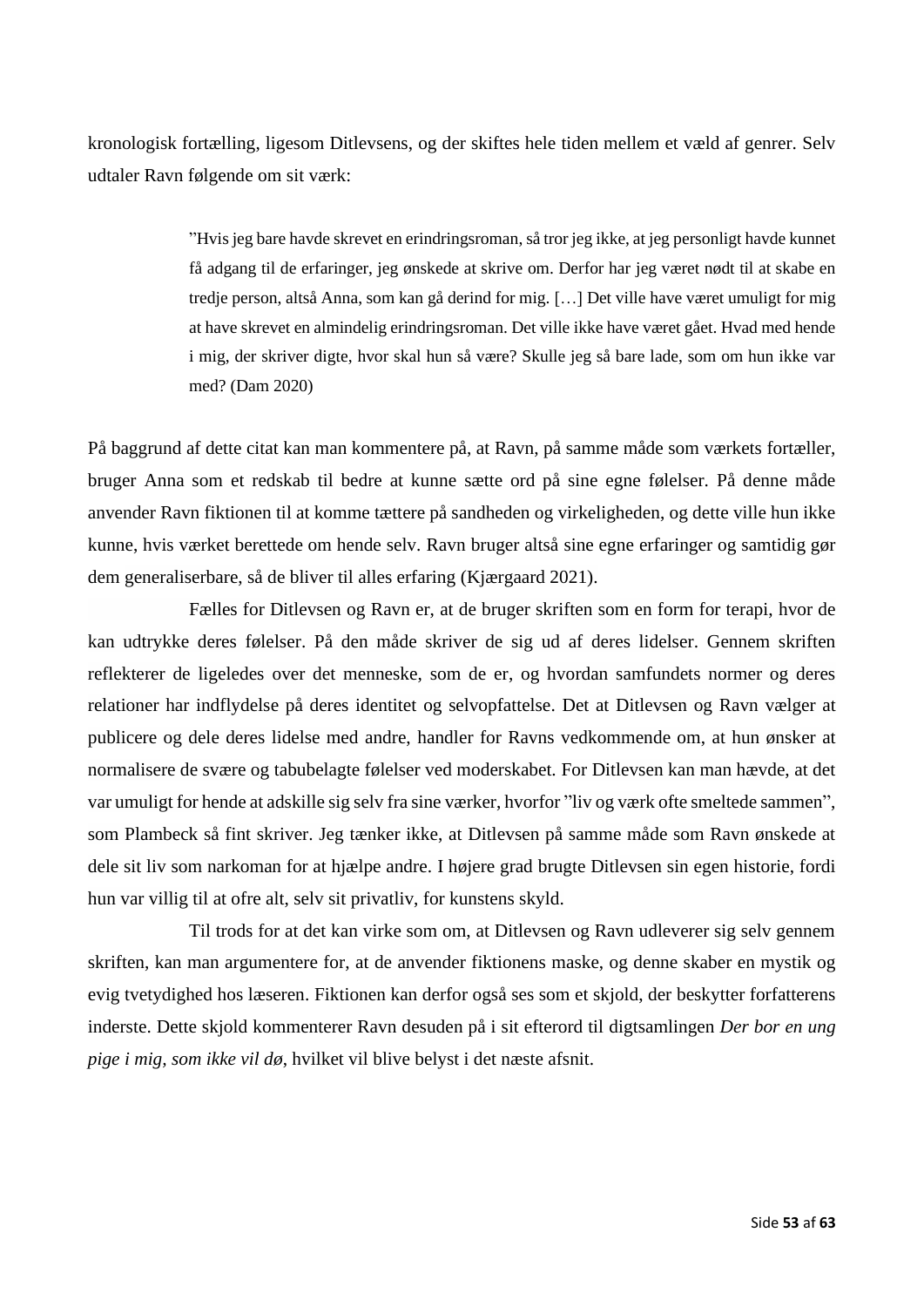kronologisk fortælling, ligesom Ditlevsens, og der skiftes hele tiden mellem et væld af genrer. Selv udtaler Ravn følgende om sit værk:

> ”Hvis jeg bare havde skrevet en erindringsroman, så tror jeg ikke, at jeg personligt havde kunnet få adgang til de erfaringer, jeg ønskede at skrive om. Derfor har jeg været nødt til at skabe en tredje person, altså Anna, som kan gå derind for mig. […] Det ville have været umuligt for mig at have skrevet en almindelig erindringsroman. Det ville ikke have været gået. Hvad med hende i mig, der skriver digte, hvor skal hun så være? Skulle jeg så bare lade, som om hun ikke var med? (Dam 2020)

På baggrund af dette citat kan man kommentere på, at Ravn, på samme måde som værkets fortæller, bruger Anna som et redskab til bedre at kunne sætte ord på sine egne følelser. På denne måde anvender Ravn fiktionen til at komme tættere på sandheden og virkeligheden, og dette ville hun ikke kunne, hvis værket berettede om hende selv. Ravn bruger altså sine egne erfaringer og samtidig gør dem generaliserbare, så de bliver til alles erfaring (Kjærgaard 2021).

Fælles for Ditlevsen og Ravn er, at de bruger skriften som en form for terapi, hvor de kan udtrykke deres følelser. På den måde skriver de sig ud af deres lidelser. Gennem skriften reflekterer de ligeledes over det menneske, som de er, og hvordan samfundets normer og deres relationer har indflydelse på deres identitet og selvopfattelse. Det at Ditlevsen og Ravn vælger at publicere og dele deres lidelse med andre, handler for Ravns vedkommende om, at hun ønsker at normalisere de svære og tabubelagte følelser ved moderskabet. For Ditlevsen kan man hævde, at det var umuligt for hende at adskille sig selv fra sine værker, hvorfor ”liv og værk ofte smeltede sammen”, som Plambeck så fint skriver. Jeg tænker ikke, at Ditlevsen på samme måde som Ravn ønskede at dele sit liv som narkoman for at hjælpe andre. I højere grad brugte Ditlevsen sin egen historie, fordi hun var villig til at ofre alt, selv sit privatliv, for kunstens skyld.

Til trods for at det kan virke som om, at Ditlevsen og Ravn udleverer sig selv gennem skriften, kan man argumentere for, at de anvender fiktionens maske, og denne skaber en mystik og evig tvetydighed hos læseren. Fiktionen kan derfor også ses som et skjold, der beskytter forfatterens inderste. Dette skjold kommenterer Ravn desuden på i sit efterord til digtsamlingen *Der bor en ung pige i mig, som ikke vil dø*, hvilket vil blive belyst i det næste afsnit.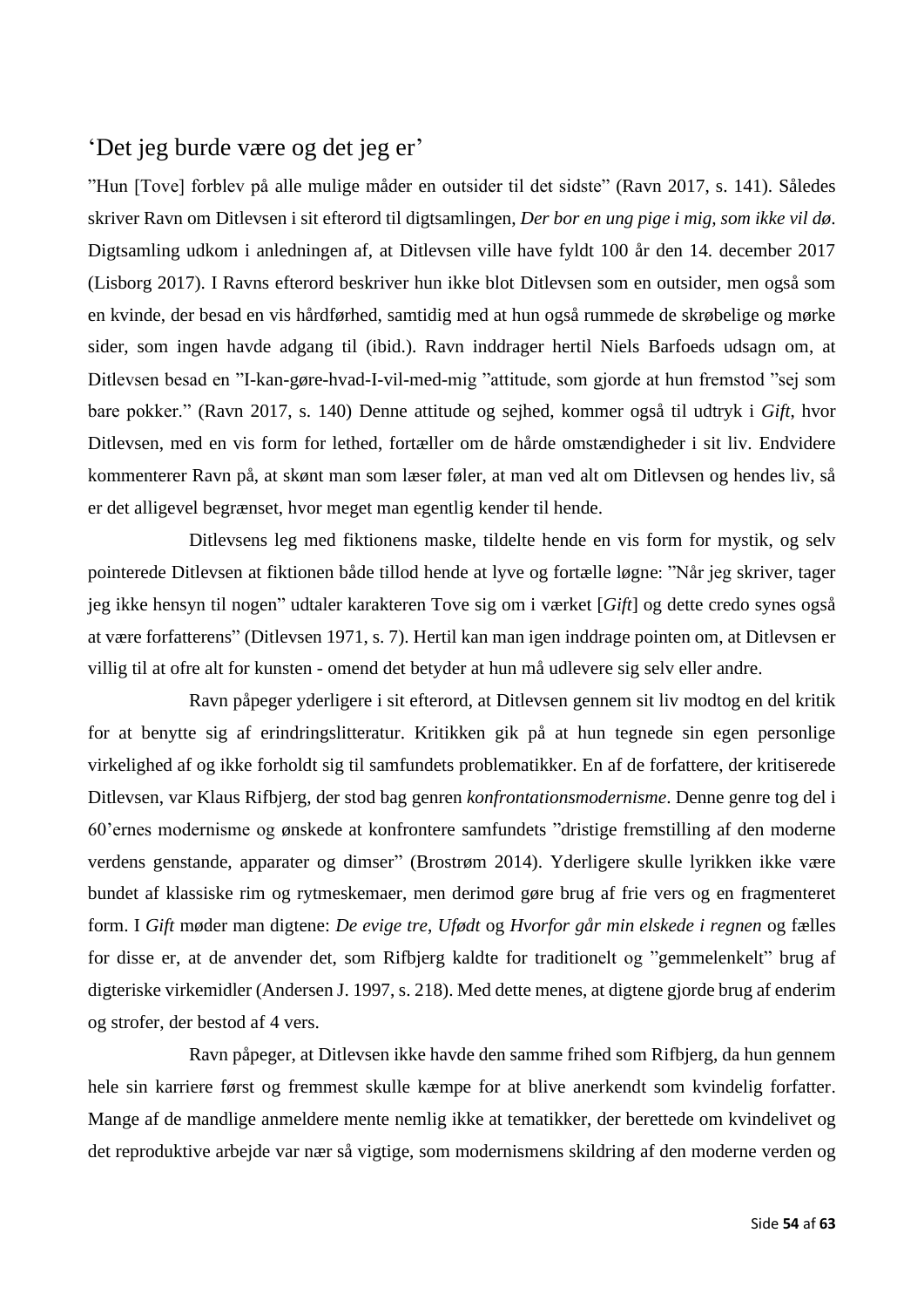## ‘Det jeg burde være og det jeg er’

”Hun [Tove] forblev på alle mulige måder en outsider til det sidste” (Ravn 2017, s. 141). Således skriver Ravn om Ditlevsen i sit efterord til digtsamlingen, *Der bor en ung pige i mig, som ikke vil dø*. Digtsamling udkom i anledningen af, at Ditlevsen ville have fyldt 100 år den 14. december 2017 (Lisborg 2017). I Ravns efterord beskriver hun ikke blot Ditlevsen som en outsider, men også som en kvinde, der besad en vis hårdførhed, samtidig med at hun også rummede de skrøbelige og mørke sider, som ingen havde adgang til (ibid.). Ravn inddrager hertil Niels Barfoeds udsagn om, at Ditlevsen besad en ”I-kan-gøre-hvad-I-vil-med-mig ”attitude, som gjorde at hun fremstod ”sej som bare pokker.” (Ravn 2017, s. 140) Denne attitude og sejhed, kommer også til udtryk i *Gift*, hvor Ditlevsen, med en vis form for lethed, fortæller om de hårde omstændigheder i sit liv. Endvidere kommenterer Ravn på, at skønt man som læser føler, at man ved alt om Ditlevsen og hendes liv, så er det alligevel begrænset, hvor meget man egentlig kender til hende.

Ditlevsens leg med fiktionens maske, tildelte hende en vis form for mystik, og selv pointerede Ditlevsen at fiktionen både tillod hende at lyve og fortælle løgne: ”Når jeg skriver, tager jeg ikke hensyn til nogen” udtaler karakteren Tove sig om i værket [*Gift*] og dette credo synes også at være forfatterens” (Ditlevsen 1971, s. 7). Hertil kan man igen inddrage pointen om, at Ditlevsen er villig til at ofre alt for kunsten - omend det betyder at hun må udlevere sig selv eller andre.

Ravn påpeger yderligere i sit efterord, at Ditlevsen gennem sit liv modtog en del kritik for at benytte sig af erindringslitteratur. Kritikken gik på at hun tegnede sin egen personlige virkelighed af og ikke forholdt sig til samfundets problematikker. En af de forfattere, der kritiserede Ditlevsen, var Klaus Rifbjerg, der stod bag genren *konfrontationsmodernisme*. Denne genre tog del i 60’ernes modernisme og ønskede at konfrontere samfundets ”dristige fremstilling af den moderne verdens genstande, apparater og dimser” (Broström 2014). Yderligere skulle lyrikken ikke være bundet af klassiske rim og rytmeskemaer, men derimod gøre brug af frie vers og en fragmenteret form. I *Gift* møder man digtene: *De evige tre*, *Ufødt* og *Hvorfor går min elskede i regnen* og fælles for disse er, at de anvender det, som Rifbjerg kaldte for traditionelt og ”gemmelenkelt” brug af digteriske virkemidler (Andersen J. 1997, s. 218). Med dette menes, at digtene gjorde brug af enderim og strofer, der bestod af 4 vers.

Ravn påpeger, at Ditlevsen ikke havde den samme frihed som Rifbjerg, da hun gennem hele sin karriere først og fremmest skulle kæmpe for at blive anerkendt som kvindelig forfatter. Mange af de mandlige anmeldere mente nemlig ikke at tematikker, der berettede om kvindelivet og det reproduktive arbejde var nær så vigtige, som modernismens skildring af den moderne verden og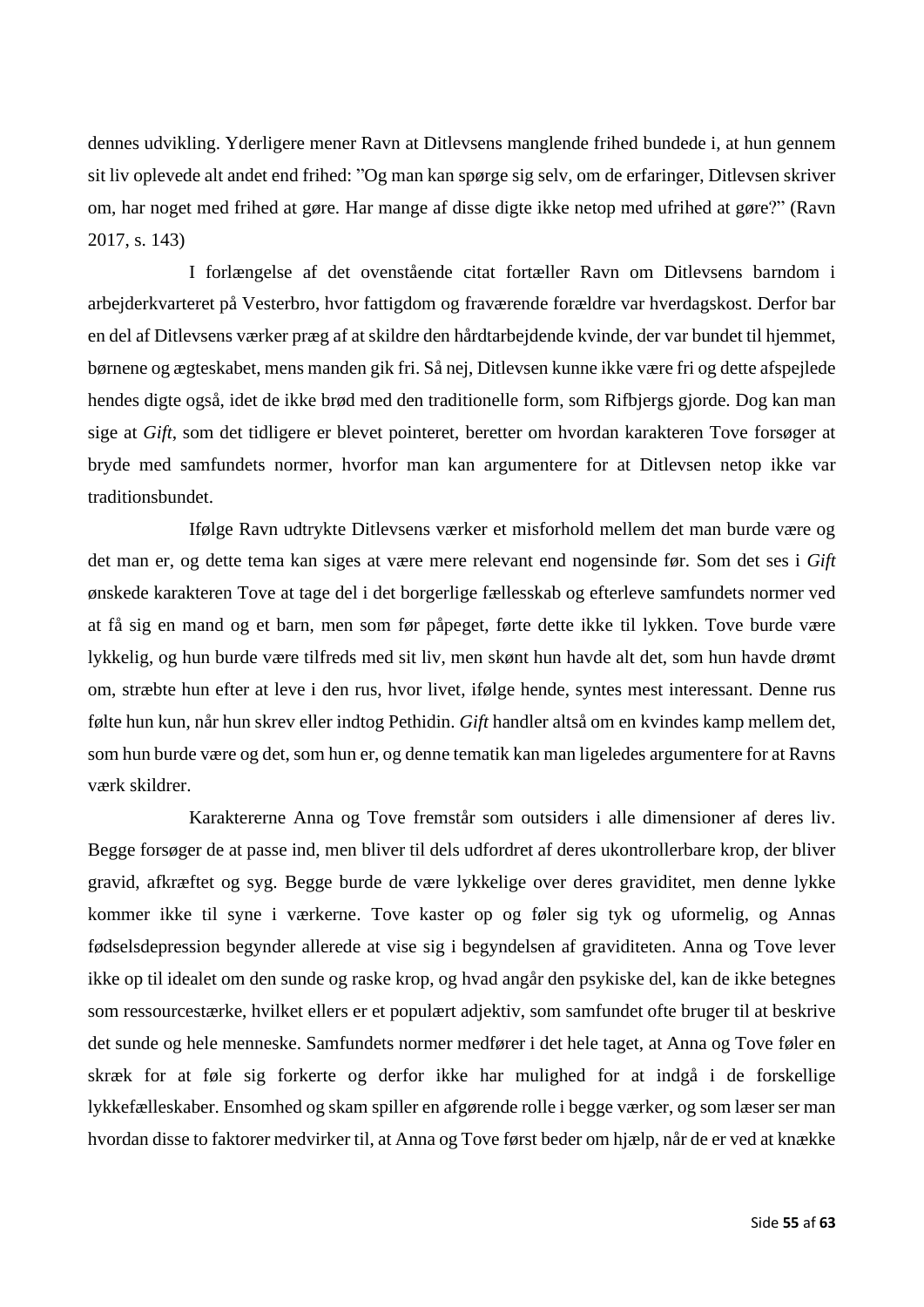dennes udvikling. Yderligere mener Ravn at Ditlevsens manglende frihed bundede i, at hun gennem sit liv oplevede alt andet end frihed: ”Og man kan spørge sig selv, om de erfaringer, Ditlevsen skriver om, har noget med frihed at gøre. Har mange af disse digte ikke netop med ufrihed at gøre?” (Ravn 2017, s. 143)

I forlængelse af det ovenstående citat fortæller Ravn om Ditlevsens barndom i arbejderkvarteret på Vesterbro, hvor fattigdom og fraværende forældre var hverdagskost. Derfor bar en del af Ditlevsens værker præg af at skildre den hårdtarbejdende kvinde, der var bundet til hjemmet, børnene og ægteskabet, mens manden gik fri. Så nej, Ditlevsen kunne ikke være fri og dette afspejlede hendes digte også, idet de ikke brød med den traditionelle form, som Rifbjergs gjorde. Dog kan man sige at *Gift*, som det tidligere er blevet pointeret, beretter om hvordan karakteren Tove forsøger at bryde med samfundets normer, hvorfor man kan argumentere for at Ditlevsen netop ikke var traditionsbundet.

Ifølge Ravn udtrykte Ditlevsens værker et misforhold mellem det man burde være og det man er, og dette tema kan siges at være mere relevant end nogensinde før. Som det ses i *Gift* ønskede karakteren Tove at tage del i det borgerlige fællesskab og efterleve samfundets normer ved at få sig en mand og et barn, men som før påpeget, førte dette ikke til lykken. Tove burde være lykkelig, og hun burde være tilfreds med sit liv, men skønt hun havde alt det, som hun havde drømt om, stræbte hun efter at leve i den rus, hvor livet, ifølge hende, syntes mest interessant. Denne rus følte hun kun, når hun skrev eller indtog Pethidin. *Gift* handler altså om en kvindes kamp mellem det, som hun burde være og det, som hun er, og denne tematik kan man ligeledes argumentere for at Ravns værk skildrer.

Karaktererne Anna og Tove fremstår som outsiders i alle dimensioner af deres liv. Begge forsøger de at passe ind, men bliver til dels udfordret af deres ukontrollerbare krop, der bliver gravid, afkræftet og syg. Begge burde de være lykkelige over deres graviditet, men denne lykke kommer ikke til syne i værkerne. Tove kaster op og føler sig tyk og uformelig, og Annas fødselsdepression begynder allerede at vise sig i begyndelsen af graviditeten. Anna og Tove lever ikke op til idealet om den sunde og raske krop, og hvad angår den psykiske del, kan de ikke betegnes som ressourcestærke, hvilket ellers er et populært adjektiv, som samfundet ofte bruger til at beskrive det sunde og hele menneske. Samfundets normer medfører i det hele taget, at Anna og Tove føler en skræk for at føle sig forkerte og derfor ikke har mulighed for at indgå i de forskellige lykkefælleskaber. Ensomhed og skam spiller en afgørende rolle i begge værker, og som læser ser man hvordan disse to faktorer medvirker til, at Anna og Tove først beder om hjælp, når de er ved at knække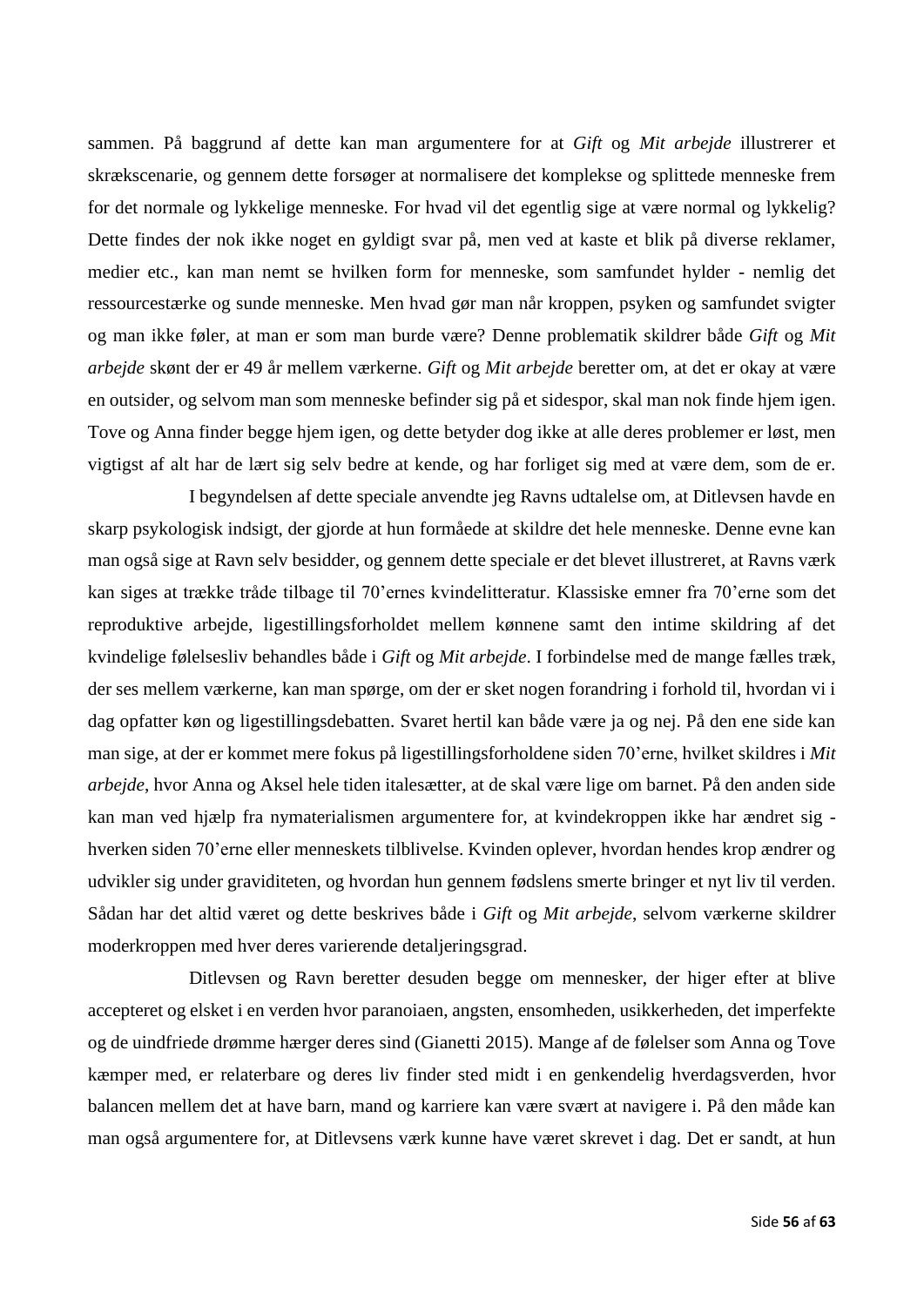sammen. På baggrund af dette kan man argumentere for at *Gift* og *Mit arbejde* illustrerer et skrækscenarie, og gennem dette forsøger at normalisere det komplekse og splittede menneske frem for det normale og lykkelige menneske. For hvad vil det egentlig sige at være normal og lykkelig? Dette findes der nok ikke noget en gyldigt svar på, men ved at kaste et blik på diverse reklamer, medier etc., kan man nemt se hvilken form for menneske, som samfundet hylder - nemlig det ressourcestærke og sunde menneske. Men hvad gør man når kroppen, psyken og samfundet svigter og man ikke føler, at man er som man burde være? Denne problematik skildrer både *Gift* og *Mit arbejde* skønt der er 49 år mellem værkerne. *Gift* og *Mit arbejde* beretter om, at det er okay at være en outsider, og selvom man som menneske befinder sig på et sidespor, skal man nok finde hjem igen. Tove og Anna finder begge hjem igen, og dette betyder dog ikke at alle deres problemer er løst, men vigtigst af alt har de lært sig selv bedre at kende, og har forliget sig med at være dem, som de er.

I begyndelsen af dette speciale anvendte jeg Ravns udtalelse om, at Ditlevsen havde en skarp psykologisk indsigt, der gjorde at hun formåede at skildre det hele menneske. Denne evne kan man også sige at Ravn selv besidder, og gennem dette speciale er det blevet illustreret, at Ravns værk kan siges at trække tråde tilbage til 70'ernes kvindelitteratur. Klassiske emner fra 70'erne som det reproduktive arbejde, ligestillingsforholdet mellem kønnene samt den intime skildring af det kvindelige følelsesliv behandles både i *Gift* og *Mit arbejde*. I forbindelse med de mange fælles træk, der ses mellem værkerne, kan man spørge, om der er sket nogen forandring i forhold til, hvordan vi i dag opfatter køn og ligestillingsdebatten. Svaret hertil kan både være ja og nej. På den ene side kan man sige, at der er kommet mere fokus på ligestillingsforholdene siden 70'erne, hvilket skildres i *Mit arbejde*, hvor Anna og Aksel hele tiden italesætter, at de skal være lige om barnet. På den anden side kan man ved hjælp fra nymaterialismen argumentere for, at kvindekroppen ikke har ændret sig - hverken siden 70'erne eller menneskets tilblivelse. Kvinden oplever, hvordan hendes krop ændrer og udvikler sig under graviditeten, og hvordan hun gennem fødslens smerte bringer et nyt liv til verden. Sådan har det altid været og dette beskrives både i *Gift* og *Mit arbejde*, selvom værkerne skildrer moderkroppen med hver deres varierende detaljeringsgrad.

Ditlevsen og Ravn beretter desuden begge om mennesker, der higer efter at blive accepteret og elsket i en verden hvor paranoiaen, angsten, ensomheden, usikkerheden, det imperfekte og de uindfriede drømme hærger deres sind (Gianetti 2015). Mange af de følelser som Anna og Tove kæmper med, er relaterbare og deres liv finder sted midt i en genkendelig hverdagsverden, hvor balancen mellem det at have barn, mand og karriere kan være svært at navigere i. På den måde kan man også argumentere for, at Ditlevsens værk kunne have været skrevet i dag. Det er sandt, at hun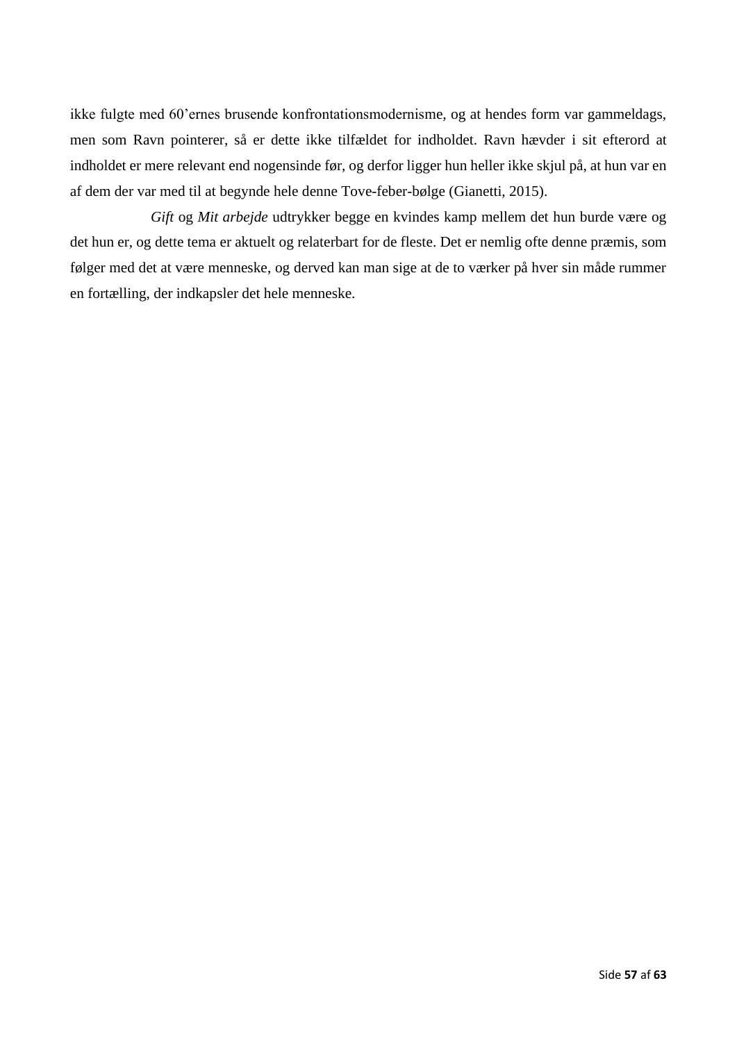ikke fulgte med 60'ernes brusende konfrontationsmodernisme, og at hendes form var gammeldags, men som Ravn pointerer, så er dette ikke tilfældet for indholdet. Ravn hævder i sit efterord at indholdet er mere relevant end nogensinde før, og derfor ligger hun heller ikke skjul på, at hun var en af dem der var med til at begynde hele denne Tove-feber-bølge (Gianetti, 2015).

*Gift* og *Mit arbejde* udtrykker begge en kvindes kamp mellem det hun burde være og det hun er, og dette tema er aktuelt og relaterbart for de fleste. Det er nemlig ofte denne præmis, som følger med det at være menneske, og derved kan man sige at de to værker på hver sin måde rummer en fortælling, der indkapsler det hele menneske.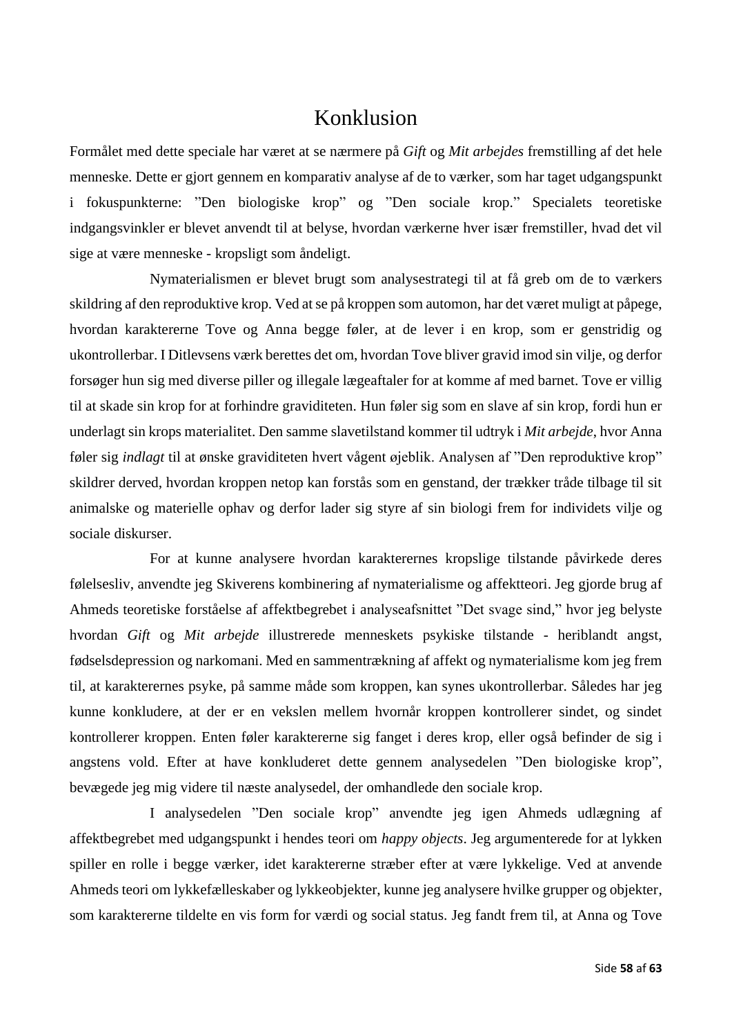# Konklusion

Formålet med dette speciale har været at se nærmere på *Gift* og *Mit arbejdes* fremstilling af det hele menneske. Dette er gjort gennem en komparativ analyse af de to værker, som har taget udgangspunkt i fokuspunkterne: ”Den biologiske krop” og ”Den sociale krop.” Specialets teoretiske indgangsvinkler er blevet anvendt til at belyse, hvordan værkerne hver især fremstiller, hvad det vil sige at være menneske - kropsligt som åndeligt.

Nymaterialismen er blevet brugt som analysestrategi til at få greb om de to værkers skildring af den reproduktive krop. Ved at se på kroppen som automon, har det været muligt at påpege, hvordan karaktererne Tove og Anna begge føler, at de lever i en krop, som er genstridig og ukontrollerbar. I Ditlevsens værk berettes det om, hvordan Tove bliver gravid imod sin vilje, og derfor forsøger hun sig med diverse piller og illegale lægeaftaler for at komme af med barnet. Tove er villig til at skade sin krop for at forhindre graviditeten. Hun føler sig som en slave af sin krop, fordi hun er underlagt sin krops materialitet. Den samme slavetilstand kommer til udtryk i *Mit arbejde*, hvor Anna føler sig *indlagt* til at ønske graviditeten hvert vågent øjeblik. Analysen af ”Den reproduktive krop” skildrer derved, hvordan kroppen netop kan forstås som en genstand, der trækker tråde tilbage til sit animalske og materielle ophav og derfor lader sig styre af sin biologi frem for individets vilje og sociale diskurser.

For at kunne analysere hvordan karakterernes kropslige tilstande påvirkede deres følelsesliv, anvendte jeg Skiverens kombinering af nymaterialisme og affektteori. Jeg gjorde brug af Ahmeds teoretiske forståelse af affektbegrebet i analyseafsnittet ”Det svage sind,” hvor jeg belyste hvordan *Gift* og *Mit arbejde* illustrerede menneskets psykiske tilstande - heriblandt angst, fødselsdepression og narkomani. Med en sammentrækning af affekt og nymaterialisme kom jeg frem til, at karakterernes psyke, på samme måde som kroppen, kan synes ukontrollerbar. Således har jeg kunne konkludere, at der er en vekslen mellem hvornår kroppen kontrollerer sindet, og sindet kontrollerer kroppen. Enten føler karaktererne sig fanget i deres krop, eller også befinder de sig i angstens vold. Efter at have konkluderet dette gennem analysedelen ”Den biologiske krop”, bevægede jeg mig videre til næste analysedel, der omhandlede den sociale krop.

I analysedelen ”Den sociale krop” anvendte jeg igen Ahmeds udlægning af affektbegrebet med udgangspunkt i hendes teori om *happy objects*. Jeg argumenterede for at lykken spiller en rolle i begge værker, idet karaktererne stræber efter at være lykkelige. Ved at anvende Ahmeds teori om lykkefælleskaber og lykkeobjekter, kunne jeg analysere hvilke grupper og objekter, som karaktererne tildelte en vis form for værdi og social status. Jeg fandt frem til, at Anna og Tove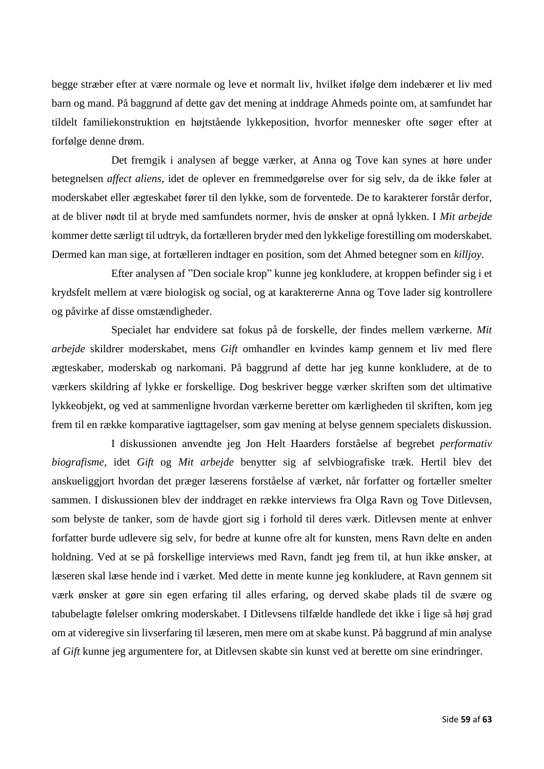begge stræber efter at være normale og leve et normalt liv, hvilket ifølge dem indebærer et liv med barn og mand. På baggrund af dette gav det mening at inddrage Ahmeds pointe om, at samfundet har tildelt familiekonstruktion en højtstående lykkeposition, hvorfor mennesker ofte søger efter at forfølge denne drøm.

Det fremgik i analysen af begge værker, at Anna og Tove kan synes at høre under betegnelsen *affect aliens*, idet de oplever en fremmedgørelse over for sig selv, da de ikke føler at moderskabet eller ægteskabet fører til den lykke, som de forventede. De to karakterer forstår derfor, at de bliver nødt til at bryde med samfundets normer, hvis de ønsker at opnå lykken. I *Mit arbejde* kommer dette særligt til udtryk, da fortælleren bryder med den lykkelige forestilling om moderskabet. Dermed kan man sige, at fortælleren indtager en position, som det Ahmed betegner som en *killjoy*.

Efter analysen af "Den sociale krop" kunne jeg konkludere, at kroppen befinder sig i et krydsfelt mellem at være biologisk og social, og at karaktererne Anna og Tove lader sig kontrollere og påvirke af disse omstændigheder.

Specialet har endvidere sat fokus på de forskelle, der findes mellem værkerne. *Mit arbejde* skildrer moderskabet, mens *Gift* omhandler en kvindes kamp gennem et liv med flere ægteskaber, moderskab og narkomani. På baggrund af dette har jeg kunne konkludere, at de to værkers skildring af lykke er forskellige. Dog beskriver begge værker skriften som det ultimative lykkeobjekt, og ved at sammenligne hvordan værkerne beretter om kærligheden til skriften, kom jeg frem til en række komparative iagttagelser, som gav mening at belyse gennem specialets diskussion.

I diskussionen anvendte jeg Jon Helt Haarders forståelse af begrebet *performativ biografisme*, idet *Gift* og *Mit arbejde* benytter sig af selvbiografiske træk. Hertil blev det anskueliggjort hvordan det præger læserens forståelse af værket, når forfatter og fortæller smelter sammen. I diskussionen blev der inddraget en række interviews fra Olga Ravn og Tove Ditlevsen, som belyste de tanker, som de havde gjort sig i forhold til deres værk. Ditlevsen mente at enhver forfatter burde udlevere sig selv, for bedre at kunne ofre alt for kunsten, mens Ravn delte en anden holdning. Ved at se på forskellige interviews med Ravn, fandt jeg frem til, at hun ikke ønsker, at læseren skal læse hende ind i værket. Med dette in mente kunne jeg konkludere, at Ravn gennem sit værk ønsker at gøre sin egen erfaring til alles erfaring, og derved skabe plads til de svære og tabubelagte følelser omkring moderskabet. I Ditlevsens tilfælde handlede det ikke i lige så høj grad om at videregive sin livserfaring til læseren, men mere om at skabe kunst. På baggrund af min analyse af *Gift* kunne jeg argumentere for, at Ditlevsen skabte sin kunst ved at berette om sine erindringer.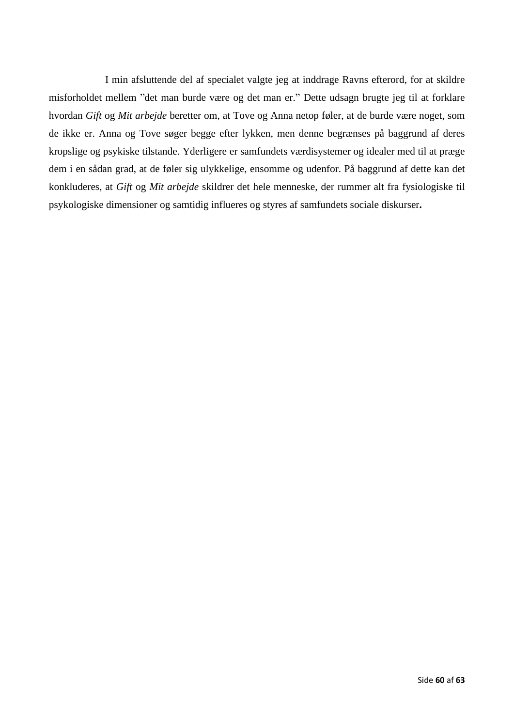I min afsluttende del af specialet valgte jeg at inddrage Ravns efterord, for at skildre misforholdet mellem ”det man burde være og det man er.” Dette udsagn brugte jeg til at forklare hvordan *Gift* og *Mit arbejde* beretter om, at Tove og Anna netop føler, at de burde være noget, som de ikke er. Anna og Tove søger begge efter lykken, men denne begrænses på baggrund af deres kropslige og psykiske tilstande. Yderligere er samfundets værdisystemer og idealer med til at præge dem i en sådan grad, at de føler sig ulykkelige, ensomme og udenfor. På baggrund af dette kan det konkluderes, at *Gift* og *Mit arbejde* skildrer det hele menneske, der rummer alt fra fysiologiske til psykologiske dimensioner og samtidig influeres og styres af samfundets sociale diskurser.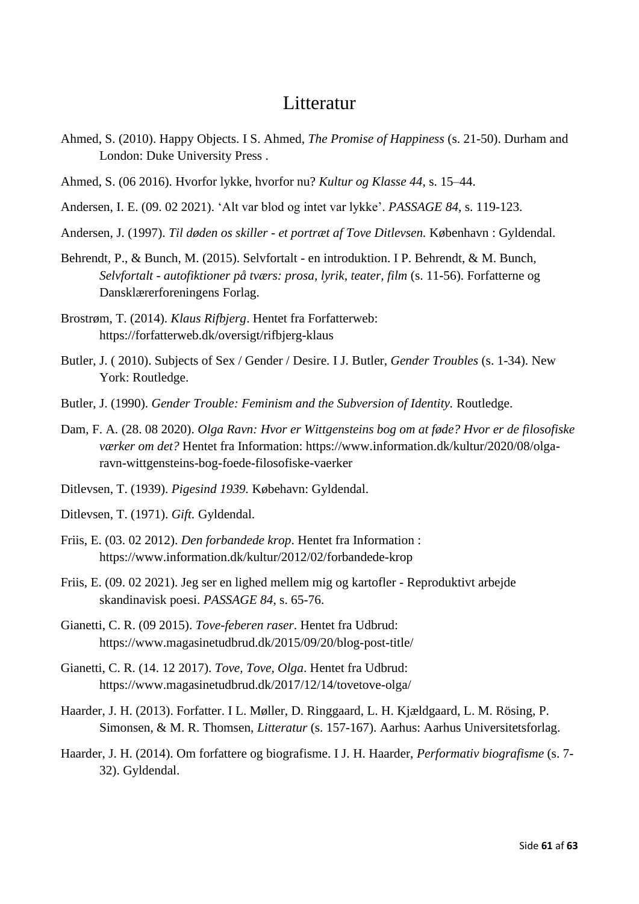# Litteratur

Ahmed, S. (2010). Happy Objects. I S. Ahmed, *The Promise of Happiness* (s. 21-50). Durham and London: Duke University Press .

Ahmed, S. (06 2016). Hvorfor lykke, hvorfor nu? *Kultur og Klasse 44*, s. 15–44.

Andersen, I. E. (09. 02 2021). 'Alt var blod og intet var lykke'. *PASSAGE 84*, s. 119-123.

Andersen, J. (1997). *Til døden os skiller - et portræt af Tove Ditlevsen.* København : Gyldendal.

Behrendt, P., & Bunch, M. (2015). Selvfortalt - en introduktion. I P. Behrendt, & M. Bunch, *Selvfortalt - autofiktioner på tværs: prosa, lyrik, teater, film* (s. 11-56). Forfatterne og Dansklærerforeningens Forlag.

Brostrøm, T. (2014). *Klaus Rifbjerg*. Hentet fra Forfatterweb: https://forfatterweb.dk/oversigt/rifbjerg-klaus

Butler, J. ( 2010). Subjects of Sex / Gender / Desire. I J. Butler, *Gender Troubles* (s. 1-34). New York: Routledge.

Butler, J. (1990). *Gender Trouble: Feminism and the Subversion of Identity.* Routledge.

Dam, F. A. (28. 08 2020). *Olga Ravn: Hvor er Wittgensteins bog om at føde? Hvor er de filosofiske værker om det?* Hentet fra Information: https://www.information.dk/kultur/2020/08/olga-ravn-wittgensteins-bog-foede-filosofiske-vaerker

Ditlevsen, T. (1939). *Pigesind 1939.* Købehavn: Gyldendal.

Ditlevsen, T. (1971). *Gift.* Gyldendal.

Friis, E. (03. 02 2012). *Den forbandede krop*. Hentet fra Information : https://www.information.dk/kultur/2012/02/forbandede-krop

Friis, E. (09. 02 2021). Jeg ser en lighed mellem mig og kartofler - Reproduktivt arbejde skandinavisk poesi. *PASSAGE 84*, s. 65-76.

Gianetti, C. R. (09 2015). *Tove-feberen raser*. Hentet fra Udbrud: https://www.magasinetudbrud.dk/2015/09/20/blog-post-title/

Gianetti, C. R. (14. 12 2017). *Tove, Tove, Olga*. Hentet fra Udbrud: https://www.magasinetudbrud.dk/2017/12/14/tovetove-olga/

Haarder, J. H. (2013). Forfatter. I L. Møller, D. Ringgaard, L. H. Kjældgaard, L. M. Rösing, P. Simonsen, & M. R. Thomsen, *Litteratur* (s. 157-167). Aarhus: Aarhus Universitetsforlag.

Haarder, J. H. (2014). Om forfattere og biografisme. I J. H. Haarder, *Performativ biografisme* (s. 7-32). Gyldendal.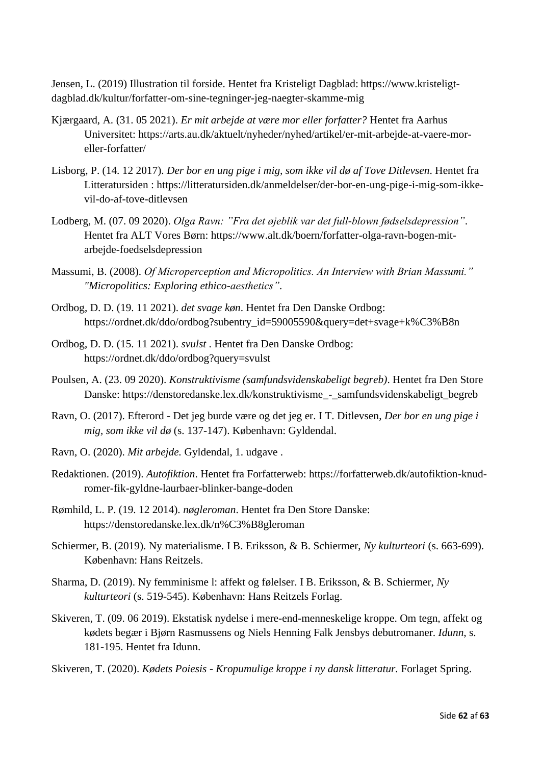Jensen, L. (2019) Illustration til forside. Hentet fra Kristeligt Dagblad: https://www.kristeligt-dagblad.dk/kultur/forfatter-om-sine-tegninger-jeg-naegter-skamme-mig

Kjærgaard, A. (31. 05 2021). *Er mit arbejde at være mor eller forfatter?* Hentet fra Aarhus Universitet: https://arts.au.dk/aktuelt/nyheder/nyhed/artikel/er-mit-arbejde-at-vaere-mor-eller-forfatter/

Lisborg, P. (14. 12 2017). *Der bor en ung pige i mig, som ikke vil dø af Tove Ditlevsen*. Hentet fra Litteratursiden : https://litteratursiden.dk/anmeldelser/der-bor-en-ung-pige-i-mig-som-ikke-vil-do-af-tove-ditlevsen

Lodberg, M. (07. 09 2020). *Olga Ravn: "Fra det øjeblik var det full-blown fødselsdepression"*. Hentet fra ALT Vores Børn: https://www.alt.dk/boern/forfatter-olga-ravn-bogen-mit-arbejde-foedselsdepression

Massumi, B. (2008). *Of Microperception and Micropolitics. An Interview with Brian Massumi." "Micropolitics: Exploring ethico-aesthetics"*.

Ordbog, D. D. (19. 11 2021). *det svage køn*. Hentet fra Den Danske Ordbog: https://ordnet.dk/ddo/ordbog?subentry_id=59005590&query=det+svage+k%C3%B8n

Ordbog, D. D. (15. 11 2021). *svulst* . Hentet fra Den Danske Ordbog: https://ordnet.dk/ddo/ordbog?query=svulst

Poulsen, A. (23. 09 2020). *Konstruktivisme (samfundsvidenskabeligt begreb)*. Hentet fra Den Store Danske: https://denstoredanske.lex.dk/konstruktivisme_-_samfundsvidenskabeligt_begreb

Ravn, O. (2017). Efterord - Det jeg burde være og det jeg er. I T. Ditlevsen, *Der bor en ung pige i mig, som ikke vil dø* (s. 137-147). København: Gyldendal.

Ravn, O. (2020). *Mit arbejde.* Gyldendal, 1. udgave .

Redaktionen. (2019). *Autofiktion*. Hentet fra Forfatterweb: https://forfatterweb.dk/autofiktion-knud-romer-fik-gyldne-laurbaer-blinker-bange-doden

Rømhild, L. P. (19. 12 2014). *nøgleroman*. Hentet fra Den Store Danske: https://denstoredanske.lex.dk/n%C3%B8gleroman

Schiermer, B. (2019). Ny materialisme. I B. Eriksson, & B. Schiermer, *Ny kulturteori* (s. 663-699). København: Hans Reitzels.

Sharma, D. (2019). Ny femminisme l: affekt og følelser. I B. Eriksson, & B. Schiermer, *Ny kulturteori* (s. 519-545). København: Hans Reitzels Forlag.

Skiveren, T. (09. 06 2019). Ekstatisk nydelse i mere-end-menneskelige kroppe. Om tegn, affekt og kødets begær i Bjørn Rasmussens og Niels Henning Falk Jensbys debutromaner. *Idunn*, s. 181-195. Hentet fra Idunn.

Skiveren, T. (2020). *Kødets Poiesis - Kropumulige kroppe i ny dansk litteratur.* Forlaget Spring.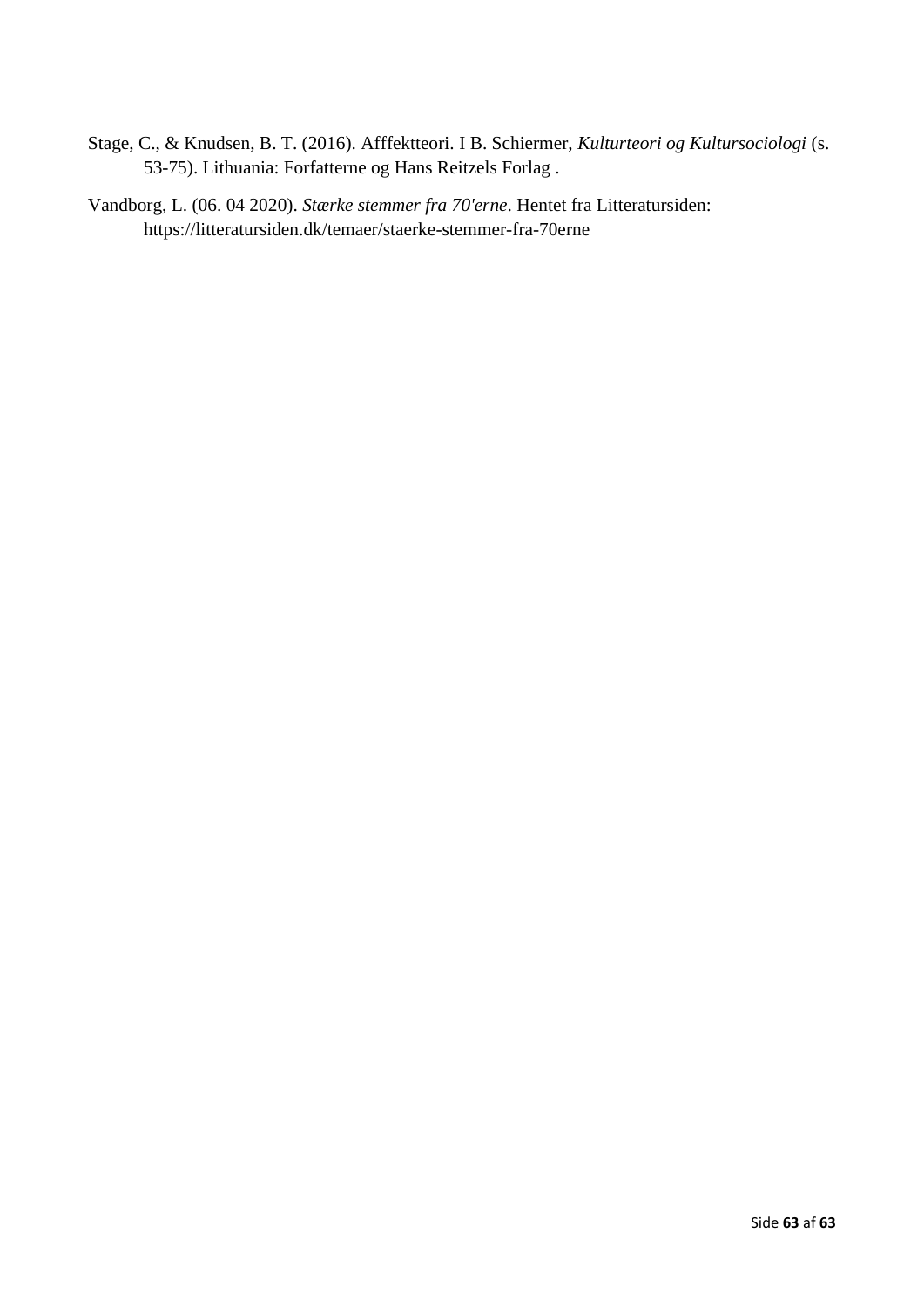Stage, C., & Knudsen, B. T. (2016). Afffektteori. I B. Schiermer, *Kulturteori og Kultursociologi* (s. 53-75). Lithuania: Forfatterne og Hans Reitzels Forlag .

Vandborg, L. (06. 04 2020). *Stærke stemmer fra 70'erne*. Hentet fra Litteratursiden: https://litteratursiden.dk/temaer/staerke-stemmer-fra-70erne